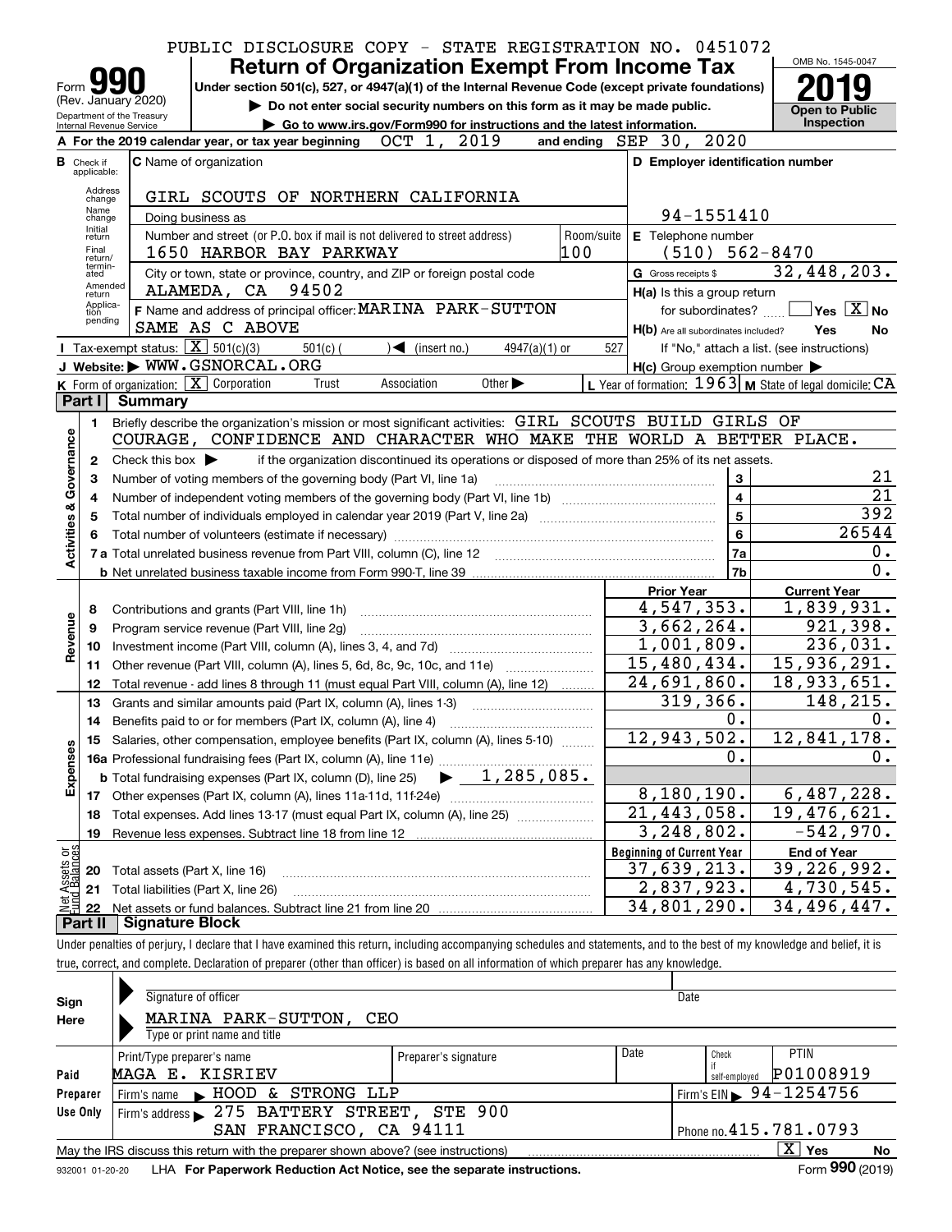PUBLIC DISCLOSURE COPY - STATE REGISTRATION NO. 0451072

# Form 990 — Return of Organization Exempt From Income Tax

Under section 501(c), 527, or 4947(a)(1) of the Internal Revenue Code (except private foundations)

▶ Do not enter social security numbers on this form as it may be made public.

▶ Go to www.irs.gov/Form990 for instructions and the latest information.

(Rev. January 2020) Department of the Treasury Internal Revenue Service

OMB No. 1545-0047

**2019** Open to Public Inspection

**A** For the 2019 calendar year, or tax year beginning OCT 1, 2019 and ending SEP 30, 2020

**B** Check if applicable: Address change, Name change, Initial return, Final return/terminated, Amended return, Application pending

**C** Name of organization: GIRL SCOUTS OF NORTHERN CALIFORNIA

Doing business as

Number and street (or P.O. box if mail is not delivered to street address): 1650 HARBOR BAY PARKWAY — Room/suite: 100

City or town, state or province, country, and ZIP or foreign postal code: ALAMEDA, CA 94502

**D** Employer identification number: 94-1551410

**E** Telephone number: (510) 562-8470

**G** Gross receipts $ 32,448,203.

**F** Name and address of principal officer: MARINA PARK-SUTTON, SAME AS C ABOVE

**H(a)** Is this a group return for subordinates? Yes [ ] No [X]

**H(b)** Are all subordinates included? Yes No — If "No," attach a list. (see instructions)

**H(c)** Group exemption number ▶

**I** Tax-exempt status: [X] 501(c)(3) [ ] 501(c) ( ) ◀ (insert no.) [ ] 4947(a)(1) or [ ] 527

**J** Website: ▶ WWW.GSNORCAL.ORG

**K** Form of organization: [X] Corporation [ ] Trust [ ] Association [ ] Other ▶

**L** Year of formation: 1963 **M** State of legal domicile: CA

## Part I Summary

**Activities & Governance**

1 Briefly describe the organization's mission or most significant activities: GIRL SCOUTS BUILD GIRLS OF COURAGE, CONFIDENCE AND CHARACTER WHO MAKE THE WORLD A BETTER PLACE.

2 Check this box ▶ [ ] if the organization discontinued its operations or disposed of more than 25% of its net assets.

| | | | |
|---|---|---|---|
| 3 | Number of voting members of the governing body (Part VI, line 1a) | 3 | 21 |
| 4 | Number of independent voting members of the governing body (Part VI, line 1b) | 4 | 21 |
| 5 | Total number of individuals employed in calendar year 2019 (Part V, line 2a) | 5 | 392 |
| 6 | Total number of volunteers (estimate if necessary) | 6 | 26544 |
| 7a | Total unrelated business revenue from Part VIII, column (C), line 12 | 7a | 0. |
| b | Net unrelated business taxable income from Form 990-T, line 39 | 7b | 0. |

| | | | Prior Year | Current Year |
|---|---|---|---|---|
| **Revenue** | 8 | Contributions and grants (Part VIII, line 1h) | 4,547,353. | 1,839,931. |
| | 9 | Program service revenue (Part VIII, line 2g) | 3,662,264. | 921,398. |
| | 10 | Investment income (Part VIII, column (A), lines 3, 4, and 7d) | 1,001,809. | 236,031. |
| | 11 | Other revenue (Part VIII, column (A), lines 5, 6d, 8c, 9c, 10c, and 11e) | 15,480,434. | 15,936,291. |
| | 12 | Total revenue - add lines 8 through 11 (must equal Part VIII, column (A), line 12) | 24,691,860. | 18,933,651. |
| **Expenses** | 13 | Grants and similar amounts paid (Part IX, column (A), lines 1-3) | 319,366. | 148,215. |
| | 14 | Benefits paid to or for members (Part IX, column (A), line 4) | 0. | 0. |
| | 15 | Salaries, other compensation, employee benefits (Part IX, column (A), lines 5-10) | 12,943,502. | 12,841,178. |
| | 16a | Professional fundraising fees (Part IX, column (A), line 11e) | 0. | 0. |
| | b | Total fundraising expenses (Part IX, column (D), line 25) ▶ 1,285,085. | | |
| | 17 | Other expenses (Part IX, column (A), lines 11a-11d, 11f-24e) | 8,180,190. | 6,487,228. |
| | 18 | Total expenses. Add lines 13-17 (must equal Part IX, column (A), line 25) | 21,443,058. | 19,476,621. |
| | 19 | Revenue less expenses. Subtract line 18 from line 12 | 3,248,802. | -542,970. |

| | | | Beginning of Current Year | End of Year |
|---|---|---|---|---|
| **Net Assets or Fund Balances** | 20 | Total assets (Part X, line 16) | 37,639,213. | 39,226,992. |
| | 21 | Total liabilities (Part X, line 26) | 2,837,923. | 4,730,545. |
| | 22 | Net assets or fund balances. Subtract line 21 from line 20 | 34,801,290. | 34,496,447. |

## Part II Signature Block

Under penalties of perjury, I declare that I have examined this return, including accompanying schedules and statements, and to the best of my knowledge and belief, it is true, correct, and complete. Declaration of preparer (other than officer) is based on all information of which preparer has any knowledge.

**Sign Here**

Signature of officer — Date

MARINA PARK-SUTTON, CEO

Type or print name and title

**Paid Preparer Use Only**

| Print/Type preparer's name | Preparer's signature | Date | Check if self-employed | PTIN |
|---|---|---|---|---|
| MAGA E. KISRIEV | | | | P01008919 |

Firm's name ▶ HOOD & STRONG LLP — Firm's EIN ▶ 94-1254756

Firm's address ▶ 275 BATTERY STREET, STE 900, SAN FRANCISCO, CA 94111 — Phone no. 415.781.0793

May the IRS discuss this return with the preparer shown above? (see instructions) [X] Yes [ ] No

932001 01-20-20 LHA For Paperwork Reduction Act Notice, see the separate instructions. Form **990** (2019)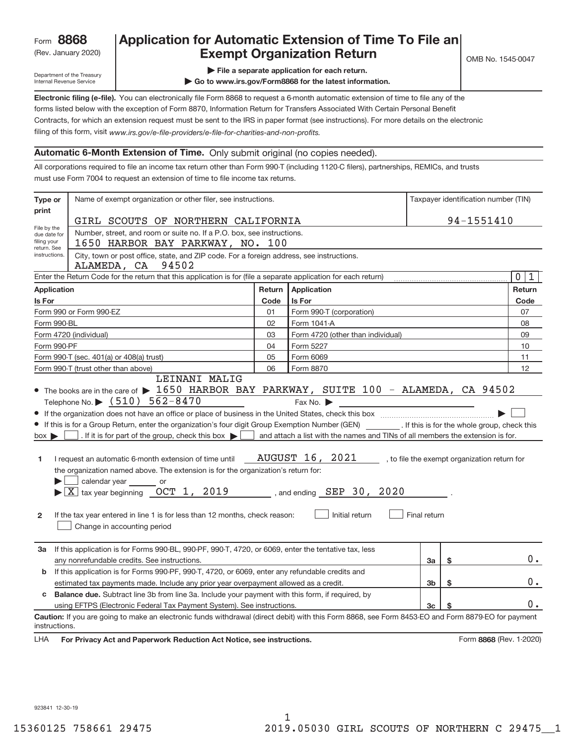Form **8868** (Rev. January 2020)

Department of the Treasury
Internal Revenue Service

# Application for Automatic Extension of Time To File an Exempt Organization Return

OMB No. 1545-0047

▶ File a separate application for each return.

▶ Go to www.irs.gov/Form8868 for the latest information.

**Electronic filing (e-file).** You can electronically file Form 8868 to request a 6-month automatic extension of time to file any of the forms listed below with the exception of Form 8870, Information Return for Transfers Associated With Certain Personal Benefit Contracts, for which an extension request must be sent to the IRS in paper format (see instructions). For more details on the electronic filing of this form, visit *www.irs.gov/e-file-providers/e-file-for-charities-and-non-profits.*

## Automatic 6-Month Extension of Time. Only submit original (no copies needed).

All corporations required to file an income tax return other than Form 990-T (including 1120-C filers), partnerships, REMICs, and trusts must use Form 7004 to request an extension of time to file income tax returns.

| Type or print | | |
|---|---|---|
| File by the due date for filing your return. See instructions. | Name of exempt organization or other filer, see instructions.<br>GIRL SCOUTS OF NORTHERN CALIFORNIA | Taxpayer identification number (TIN)<br>94-1551410 |
| | Number, street, and room or suite no. If a P.O. box, see instructions.<br>1650 HARBOR BAY PARKWAY, NO. 100 | |
| | City, town or post office, state, and ZIP code. For a foreign address, see instructions.<br>ALAMEDA, CA 94502 | |

Enter the Return Code for the return that this application is for (file a separate application for each return) ..... 0 1

| Application Is For | Return Code | Application Is For | Return Code |
|---|---|---|---|
| Form 990 or Form 990-EZ | 01 | Form 990-T (corporation) | 07 |
| Form 990-BL | 02 | Form 1041-A | 08 |
| Form 4720 (individual) | 03 | Form 4720 (other than individual) | 09 |
| Form 990-PF | 04 | Form 5227 | 10 |
| Form 990-T (sec. 401(a) or 408(a) trust) | 05 | Form 6069 | 11 |
| Form 990-T (trust other than above) | 06 | Form 8870 | 12 |

- The books are in the care of ▶ LEINANI MALIG
  1650 HARBOR BAY PARKWAY, SUITE 100 - ALAMEDA, CA 94502
  Telephone No. ▶ (510) 562-8470 Fax No. ▶
- If the organization does not have an office or place of business in the United States, check this box ▶ ☐
- If this is for a Group Return, enter the organization's four digit Group Exemption Number (GEN) ______. If this is for the whole group, check this box ▶ ☐. If it is for part of the group, check this box ▶ ☐ and attach a list with the names and TINs of all members the extension is for.

**1** I request an automatic 6-month extension of time until AUGUST 16, 2021, to file the exempt organization return for the organization named above. The extension is for the organization's return for:
▶ ☐ calendar year ______ or
▶ ☒ tax year beginning OCT 1, 2019, and ending SEP 30, 2020.

**2** If the tax year entered in line 1 is for less than 12 months, check reason: ☐ Initial return ☐ Final return ☐ Change in accounting period

| | | | |
|---|---|---|---|
| **3a** | If this application is for Forms 990-BL, 990-PF, 990-T, 4720, or 6069, enter the tentative tax, less any nonrefundable credits. See instructions. | 3a | $ 0. |
| **b** | If this application is for Forms 990-PF, 990-T, 4720, or 6069, enter any refundable credits and estimated tax payments made. Include any prior year overpayment allowed as a credit. | 3b | $ 0. |
| **c** | **Balance due.** Subtract line 3b from line 3a. Include your payment with this form, if required, by using EFTPS (Electronic Federal Tax Payment System). See instructions. | 3c | $ 0. |

**Caution:** If you are going to make an electronic funds withdrawal (direct debit) with this Form 8868, see Form 8453-EO and Form 8879-EO for payment instructions.

LHA **For Privacy Act and Paperwork Reduction Act Notice, see instructions.** Form **8868** (Rev. 1-2020)

923841 12-30-19

15360125 758661 29475 2019.05030 GIRL SCOUTS OF NORTHERN C 29475__1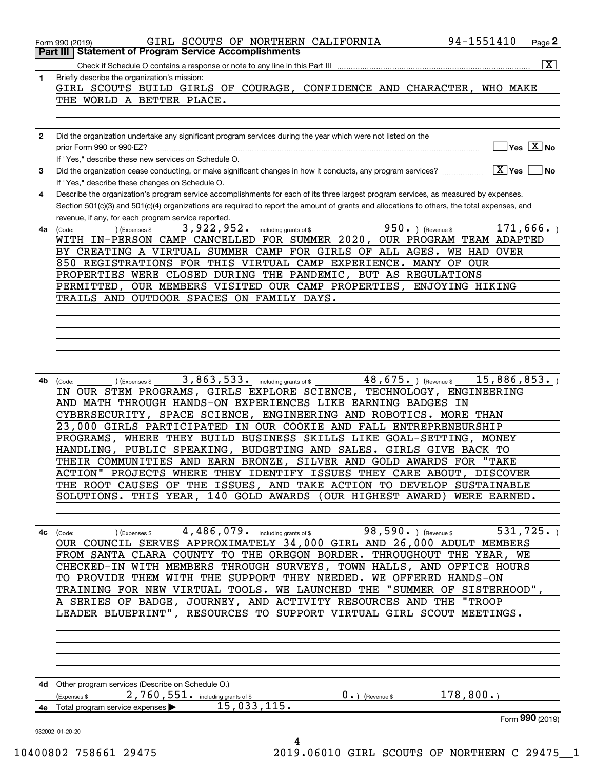Form 990 (2019) GIRL SCOUTS OF NORTHERN CALIFORNIA 94-1551410 Page 2

## Part III Statement of Program Service Accomplishments

Check if Schedule O contains a response or note to any line in this Part III [X]

**1** Briefly describe the organization's mission:

GIRL SCOUTS BUILD GIRLS OF COURAGE, CONFIDENCE AND CHARACTER, WHO MAKE THE WORLD A BETTER PLACE.

**2** Did the organization undertake any significant program services during the year which were not listed on the prior Form 990 or 990-EZ? [ ] Yes [X] No

If "Yes," describe these new services on Schedule O.

**3** Did the organization cease conducting, or make significant changes in how it conducts, any program services? [X] Yes [ ] No

If "Yes," describe these changes on Schedule O.

**4** Describe the organization's program service accomplishments for each of its three largest program services, as measured by expenses. Section 501(c)(3) and 501(c)(4) organizations are required to report the amount of grants and allocations to others, the total expenses, and revenue, if any, for each program service reported.

**4a** (Code: ) (Expenses $ 3,922,952. including grants of $ 950. ) (Revenue $ 171,666. )

WITH IN-PERSON CAMP CANCELLED FOR SUMMER 2020, OUR PROGRAM TEAM ADAPTED BY CREATING A VIRTUAL SUMMER CAMP FOR GIRLS OF ALL AGES. WE HAD OVER 850 REGISTRATIONS FOR THIS VIRTUAL CAMP EXPERIENCE. MANY OF OUR PROPERTIES WERE CLOSED DURING THE PANDEMIC, BUT AS REGULATIONS PERMITTED, OUR MEMBERS VISITED OUR CAMP PROPERTIES, ENJOYING HIKING TRAILS AND OUTDOOR SPACES ON FAMILY DAYS.

**4b** (Code: ) (Expenses $ 3,863,533. including grants of $ 48,675. ) (Revenue $ 15,886,853. )

IN OUR STEM PROGRAMS, GIRLS EXPLORE SCIENCE, TECHNOLOGY, ENGINEERING AND MATH THROUGH HANDS-ON EXPERIENCES LIKE EARNING BADGES IN CYBERSECURITY, SPACE SCIENCE, ENGINEERING AND ROBOTICS. MORE THAN 23,000 GIRLS PARTICIPATED IN OUR COOKIE AND FALL ENTREPRENEURSHIP PROGRAMS, WHERE THEY BUILD BUSINESS SKILLS LIKE GOAL-SETTING, MONEY HANDLING, PUBLIC SPEAKING, BUDGETING AND SALES. GIRLS GIVE BACK TO THEIR COMMUNITIES AND EARN BRONZE, SILVER AND GOLD AWARDS FOR "TAKE ACTION" PROJECTS WHERE THEY IDENTIFY ISSUES THEY CARE ABOUT, DISCOVER THE ROOT CAUSES OF THE ISSUES, AND TAKE ACTION TO DEVELOP SUSTAINABLE SOLUTIONS. THIS YEAR, 140 GOLD AWARDS (OUR HIGHEST AWARD) WERE EARNED.

**4c** (Code: ) (Expenses $ 4,486,079. including grants of $ 98,590. ) (Revenue $ 531,725. )

OUR COUNCIL SERVES APPROXIMATELY 34,000 GIRL AND 26,000 ADULT MEMBERS FROM SANTA CLARA COUNTY TO THE OREGON BORDER. THROUGHOUT THE YEAR, WE CHECKED-IN WITH MEMBERS THROUGH SURVEYS, TOWN HALLS, AND OFFICE HOURS TO PROVIDE THEM WITH THE SUPPORT THEY NEEDED. WE OFFERED HANDS-ON TRAINING FOR NEW VIRTUAL TOOLS. WE LAUNCHED THE "SUMMER OF SISTERHOOD", A SERIES OF BADGE, JOURNEY, AND ACTIVITY RESOURCES AND THE "TROOP LEADER BLUEPRINT", RESOURCES TO SUPPORT VIRTUAL GIRL SCOUT MEETINGS.

**4d** Other program services (Describe on Schedule O.)

(Expenses $ 2,760,551. including grants of $ 0. ) (Revenue $ 178,800. )

**4e** Total program service expenses ▶ 15,033,115.

Form **990** (2019)

932002 01-20-20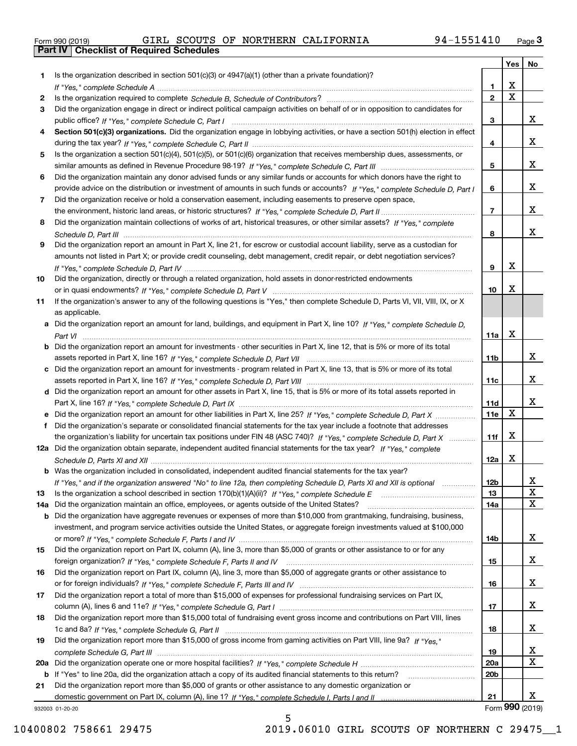Form 990 (2019) GIRL SCOUTS OF NORTHERN CALIFORNIA 94-1551410 Page 3

## Part IV Checklist of Required Schedules

| | | | Yes | No |
|---|---|---|---|---|
| 1 | Is the organization described in section 501(c)(3) or 4947(a)(1) (other than a private foundation)? *If "Yes," complete Schedule A* | 1 | X | |
| 2 | Is the organization required to complete *Schedule B, Schedule of Contributors*? | 2 | X | |
| 3 | Did the organization engage in direct or indirect political campaign activities on behalf of or in opposition to candidates for public office? *If "Yes," complete Schedule C, Part I* | 3 | | X |
| 4 | **Section 501(c)(3) organizations.** Did the organization engage in lobbying activities, or have a section 501(h) election in effect during the tax year? *If "Yes," complete Schedule C, Part II* | 4 | | X |
| 5 | Is the organization a section 501(c)(4), 501(c)(5), or 501(c)(6) organization that receives membership dues, assessments, or similar amounts as defined in Revenue Procedure 98-19? *If "Yes," complete Schedule C, Part III* | 5 | | X |
| 6 | Did the organization maintain any donor advised funds or any similar funds or accounts for which donors have the right to provide advice on the distribution or investment of amounts in such funds or accounts? *If "Yes," complete Schedule D, Part I* | 6 | | X |
| 7 | Did the organization receive or hold a conservation easement, including easements to preserve open space, the environment, historic land areas, or historic structures? *If "Yes," complete Schedule D, Part II* | 7 | | X |
| 8 | Did the organization maintain collections of works of art, historical treasures, or other similar assets? *If "Yes," complete Schedule D, Part III* | 8 | | X |
| 9 | Did the organization report an amount in Part X, line 21, for escrow or custodial account liability, serve as a custodian for amounts not listed in Part X; or provide credit counseling, debt management, credit repair, or debt negotiation services? *If "Yes," complete Schedule D, Part IV* | 9 | X | |
| 10 | Did the organization, directly or through a related organization, hold assets in donor-restricted endowments or in quasi endowments? *If "Yes," complete Schedule D, Part V* | 10 | X | |
| 11 | If the organization's answer to any of the following questions is "Yes," then complete Schedule D, Parts VI, VII, VIII, IX, or X as applicable. | | | |
| a | Did the organization report an amount for land, buildings, and equipment in Part X, line 10? *If "Yes," complete Schedule D, Part VI* | 11a | X | |
| b | Did the organization report an amount for investments - other securities in Part X, line 12, that is 5% or more of its total assets reported in Part X, line 16? *If "Yes," complete Schedule D, Part VII* | 11b | | X |
| c | Did the organization report an amount for investments - program related in Part X, line 13, that is 5% or more of its total assets reported in Part X, line 16? *If "Yes," complete Schedule D, Part VIII* | 11c | | X |
| d | Did the organization report an amount for other assets in Part X, line 15, that is 5% or more of its total assets reported in Part X, line 16? *If "Yes," complete Schedule D, Part IX* | 11d | | X |
| e | Did the organization report an amount for other liabilities in Part X, line 25? *If "Yes," complete Schedule D, Part X* | 11e | X | |
| f | Did the organization's separate or consolidated financial statements for the tax year include a footnote that addresses the organization's liability for uncertain tax positions under FIN 48 (ASC 740)? *If "Yes," complete Schedule D, Part X* | 11f | X | |
| 12a | Did the organization obtain separate, independent audited financial statements for the tax year? *If "Yes," complete Schedule D, Parts XI and XII* | 12a | X | |
| b | Was the organization included in consolidated, independent audited financial statements for the tax year? *If "Yes," and if the organization answered "No" to line 12a, then completing Schedule D, Parts XI and XII is optional* | 12b | | X |
| 13 | Is the organization a school described in section 170(b)(1)(A)(ii)? *If "Yes," complete Schedule E* | 13 | | X |
| 14a | Did the organization maintain an office, employees, or agents outside of the United States? | 14a | | X |
| b | Did the organization have aggregate revenues or expenses of more than $10,000 from grantmaking, fundraising, business, investment, and program service activities outside the United States, or aggregate foreign investments valued at $100,000 or more? *If "Yes," complete Schedule F, Parts I and IV* | 14b | | X |
| 15 | Did the organization report on Part IX, column (A), line 3, more than $5,000 of grants or other assistance to or for any foreign organization? *If "Yes," complete Schedule F, Parts II and IV* | 15 | | X |
| 16 | Did the organization report on Part IX, column (A), line 3, more than $5,000 of aggregate grants or other assistance to or for foreign individuals? *If "Yes," complete Schedule F, Parts III and IV* | 16 | | X |
| 17 | Did the organization report a total of more than $15,000 of expenses for professional fundraising services on Part IX, column (A), lines 6 and 11e? *If "Yes," complete Schedule G, Part I* | 17 | | X |
| 18 | Did the organization report more than $15,000 total of fundraising event gross income and contributions on Part VIII, lines 1c and 8a? *If "Yes," complete Schedule G, Part II* | 18 | | X |
| 19 | Did the organization report more than $15,000 of gross income from gaming activities on Part VIII, line 9a? *If "Yes," complete Schedule G, Part III* | 19 | | X |
| 20a | Did the organization operate one or more hospital facilities? *If "Yes," complete Schedule H* | 20a | | X |
| b | If "Yes" to line 20a, did the organization attach a copy of its audited financial statements to this return? | 20b | | |
| 21 | Did the organization report more than $5,000 of grants or other assistance to any domestic organization or domestic government on Part IX, column (A), line 1? *If "Yes," complete Schedule I, Parts I and II* | 21 | | X |

932003 01-20-20 Form **990** (2019)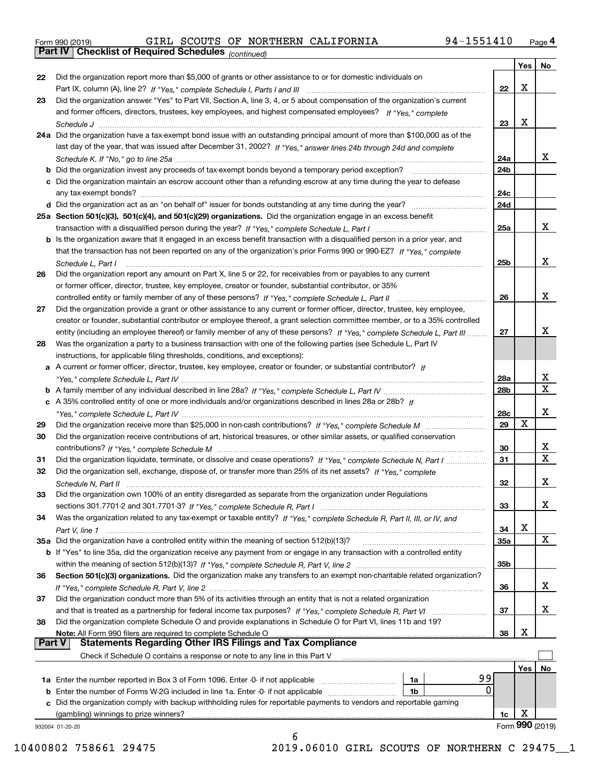Form 990 (2019) GIRL SCOUTS OF NORTHERN CALIFORNIA 94-1551410 Page 4

**Part IV Checklist of Required Schedules** *(continued)*

| | | | Yes | No |
|---|---|---|---|---|
| 22 | Did the organization report more than $5,000 of grants or other assistance to or for domestic individuals on Part IX, column (A), line 2? *If "Yes," complete Schedule I, Parts I and III* | 22 | X | |
| 23 | Did the organization answer "Yes" to Part VII, Section A, line 3, 4, or 5 about compensation of the organization's current and former officers, directors, trustees, key employees, and highest compensated employees? *If "Yes," complete Schedule J* | 23 | X | |
| 24a | Did the organization have a tax-exempt bond issue with an outstanding principal amount of more than $100,000 as of the last day of the year, that was issued after December 31, 2002? *If "Yes," answer lines 24b through 24d and complete Schedule K. If "No," go to line 25a* | 24a | | X |
| b | Did the organization invest any proceeds of tax-exempt bonds beyond a temporary period exception? | 24b | | |
| c | Did the organization maintain an escrow account other than a refunding escrow at any time during the year to defease any tax-exempt bonds? | 24c | | |
| d | Did the organization act as an "on behalf of" issuer for bonds outstanding at any time during the year? | 24d | | |
| 25a | **Section 501(c)(3), 501(c)(4), and 501(c)(29) organizations.** Did the organization engage in an excess benefit transaction with a disqualified person during the year? *If "Yes," complete Schedule L, Part I* | 25a | | X |
| b | Is the organization aware that it engaged in an excess benefit transaction with a disqualified person in a prior year, and that the transaction has not been reported on any of the organization's prior Forms 990 or 990-EZ? *If "Yes," complete Schedule L, Part I* | 25b | | X |
| 26 | Did the organization report any amount on Part X, line 5 or 22, for receivables from or payables to any current or former officer, director, trustee, key employee, creator or founder, substantial contributor, or 35% controlled entity or family member of any of these persons? *If "Yes," complete Schedule L, Part II* | 26 | | X |
| 27 | Did the organization provide a grant or other assistance to any current or former officer, director, trustee, key employee, creator or founder, substantial contributor or employee thereof, a grant selection committee member, or to a 35% controlled entity (including an employee thereof) or family member of any of these persons? *If "Yes," complete Schedule L, Part III* | 27 | | X |
| 28 | Was the organization a party to a business transaction with one of the following parties (see Schedule L, Part IV instructions, for applicable filing thresholds, conditions, and exceptions): | | | |
| a | A current or former officer, director, trustee, key employee, creator or founder, or substantial contributor? *If "Yes," complete Schedule L, Part IV* | 28a | | X |
| b | A family member of any individual described in line 28a? *If "Yes," complete Schedule L, Part IV* | 28b | | X |
| c | A 35% controlled entity of one or more individuals and/or organizations described in lines 28a or 28b? *If "Yes," complete Schedule L, Part IV* | 28c | | X |
| 29 | Did the organization receive more than $25,000 in non-cash contributions? *If "Yes," complete Schedule M* | 29 | X | |
| 30 | Did the organization receive contributions of art, historical treasures, or other similar assets, or qualified conservation contributions? *If "Yes," complete Schedule M* | 30 | | X |
| 31 | Did the organization liquidate, terminate, or dissolve and cease operations? *If "Yes," complete Schedule N, Part I* | 31 | | X |
| 32 | Did the organization sell, exchange, dispose of, or transfer more than 25% of its net assets? *If "Yes," complete Schedule N, Part II* | 32 | | X |
| 33 | Did the organization own 100% of an entity disregarded as separate from the organization under Regulations sections 301.7701-2 and 301.7701-3? *If "Yes," complete Schedule R, Part I* | 33 | | X |
| 34 | Was the organization related to any tax-exempt or taxable entity? *If "Yes," complete Schedule R, Part II, III, or IV, and Part V, line 1* | 34 | X | |
| 35a | Did the organization have a controlled entity within the meaning of section 512(b)(13)? | 35a | | X |
| b | If "Yes" to line 35a, did the organization receive any payment from or engage in any transaction with a controlled entity within the meaning of section 512(b)(13)? *If "Yes," complete Schedule R, Part V, line 2* | 35b | | |
| 36 | **Section 501(c)(3) organizations.** Did the organization make any transfers to an exempt non-charitable related organization? *If "Yes," complete Schedule R, Part V, line 2* | 36 | | X |
| 37 | Did the organization conduct more than 5% of its activities through an entity that is not a related organization and that is treated as a partnership for federal income tax purposes? *If "Yes," complete Schedule R, Part VI* | 37 | | X |
| 38 | Did the organization complete Schedule O and provide explanations in Schedule O for Part VI, lines 11b and 19? **Note:** All Form 990 filers are required to complete Schedule O | 38 | X | |

**Part V Statements Regarding Other IRS Filings and Tax Compliance**

Check if Schedule O contains a response or note to any line in this Part V ☐

| | | | | | Yes | No |
|---|---|---|---|---|---|---|
| 1a | Enter the number reported in Box 3 of Form 1096. Enter -0- if not applicable | 1a | 99 | | | |
| b | Enter the number of Forms W-2G included in line 1a. Enter -0- if not applicable | 1b | 0 | | | |
| c | Did the organization comply with backup withholding rules for reportable payments to vendors and reportable gaming (gambling) winnings to prize winners? | | | 1c | X | |

932004 01-20-20 Form **990** (2019)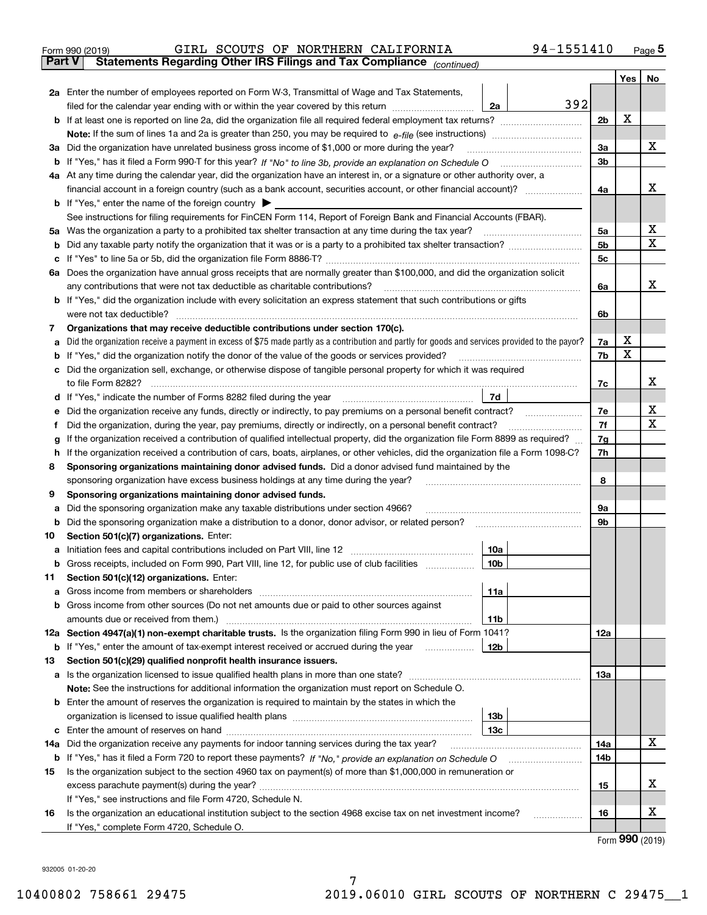Form 990 (2019) GIRL SCOUTS OF NORTHERN CALIFORNIA 94-1551410 Page **5**

**Part V** **Statements Regarding Other IRS Filings and Tax Compliance** *(continued)*

| | | | | Line | Yes | No |
|---|---|---|---|---|---|---|
| **2a** | Enter the number of employees reported on Form W-3, Transmittal of Wage and Tax Statements, filed for the calendar year ending with or within the year covered by this return | 2a | 392 | | | |
| **b** | If at least one is reported on line 2a, did the organization file all required federal employment tax returns? | | | 2b | X | |
| | **Note:** If the sum of lines 1a and 2a is greater than 250, you may be required to *e-file* (see instructions) | | | | | |
| **3a** | Did the organization have unrelated business gross income of $1,000 or more during the year? | | | 3a | | X |
| **b** | If "Yes," has it filed a Form 990-T for this year? *If "No" to line 3b, provide an explanation on Schedule O* | | | 3b | | |
| **4a** | At any time during the calendar year, did the organization have an interest in, or a signature or other authority over, a financial account in a foreign country (such as a bank account, securities account, or other financial account)? | | | 4a | | X |
| **b** | If "Yes," enter the name of the foreign country ▶ | | | | | |
| | See instructions for filing requirements for FinCEN Form 114, Report of Foreign Bank and Financial Accounts (FBAR). | | | | | |
| **5a** | Was the organization a party to a prohibited tax shelter transaction at any time during the tax year? | | | 5a | | X |
| **b** | Did any taxable party notify the organization that it was or is a party to a prohibited tax shelter transaction? | | | 5b | | X |
| **c** | If "Yes" to line 5a or 5b, did the organization file Form 8886-T? | | | 5c | | |
| **6a** | Does the organization have annual gross receipts that are normally greater than $100,000, and did the organization solicit any contributions that were not tax deductible as charitable contributions? | | | 6a | | X |
| **b** | If "Yes," did the organization include with every solicitation an express statement that such contributions or gifts were not tax deductible? | | | 6b | | |
| **7** | **Organizations that may receive deductible contributions under section 170(c).** | | | | | |
| **a** | Did the organization receive a payment in excess of $75 made partly as a contribution and partly for goods and services provided to the payor? | | | 7a | X | |
| **b** | If "Yes," did the organization notify the donor of the value of the goods or services provided? | | | 7b | X | |
| **c** | Did the organization sell, exchange, or otherwise dispose of tangible personal property for which it was required to file Form 8282? | | | 7c | | X |
| **d** | If "Yes," indicate the number of Forms 8282 filed during the year | 7d | | | | |
| **e** | Did the organization receive any funds, directly or indirectly, to pay premiums on a personal benefit contract? | | | 7e | | X |
| **f** | Did the organization, during the year, pay premiums, directly or indirectly, on a personal benefit contract? | | | 7f | | X |
| **g** | If the organization received a contribution of qualified intellectual property, did the organization file Form 8899 as required? | | | 7g | | |
| **h** | If the organization received a contribution of cars, boats, airplanes, or other vehicles, did the organization file a Form 1098-C? | | | 7h | | |
| **8** | **Sponsoring organizations maintaining donor advised funds.** Did a donor advised fund maintained by the sponsoring organization have excess business holdings at any time during the year? | | | 8 | | |
| **9** | **Sponsoring organizations maintaining donor advised funds.** | | | | | |
| **a** | Did the sponsoring organization make any taxable distributions under section 4966? | | | 9a | | |
| **b** | Did the sponsoring organization make a distribution to a donor, donor advisor, or related person? | | | 9b | | |
| **10** | **Section 501(c)(7) organizations.** Enter: | | | | | |
| **a** | Initiation fees and capital contributions included on Part VIII, line 12 | 10a | | | | |
| **b** | Gross receipts, included on Form 990, Part VIII, line 12, for public use of club facilities | 10b | | | | |
| **11** | **Section 501(c)(12) organizations.** Enter: | | | | | |
| **a** | Gross income from members or shareholders | 11a | | | | |
| **b** | Gross income from other sources (Do not net amounts due or paid to other sources against amounts due or received from them.) | 11b | | | | |
| **12a** | **Section 4947(a)(1) non-exempt charitable trusts.** Is the organization filing Form 990 in lieu of Form 1041? | | | 12a | | |
| **b** | If "Yes," enter the amount of tax-exempt interest received or accrued during the year | 12b | | | | |
| **13** | **Section 501(c)(29) qualified nonprofit health insurance issuers.** | | | | | |
| **a** | Is the organization licensed to issue qualified health plans in more than one state? | | | 13a | | |
| | **Note:** See the instructions for additional information the organization must report on Schedule O. | | | | | |
| **b** | Enter the amount of reserves the organization is required to maintain by the states in which the organization is licensed to issue qualified health plans | 13b | | | | |
| **c** | Enter the amount of reserves on hand | 13c | | | | |
| **14a** | Did the organization receive any payments for indoor tanning services during the tax year? | | | 14a | | X |
| **b** | If "Yes," has it filed a Form 720 to report these payments? *If "No," provide an explanation on Schedule O* | | | 14b | | |
| **15** | Is the organization subject to the section 4960 tax on payment(s) of more than $1,000,000 in remuneration or excess parachute payment(s) during the year? | | | 15 | | X |
| | If "Yes," see instructions and file Form 4720, Schedule N. | | | | | |
| **16** | Is the organization an educational institution subject to the section 4968 excise tax on net investment income? | | | 16 | | X |
| | If "Yes," complete Form 4720, Schedule O. | | | | | |

Form **990** (2019)

932005 01-20-20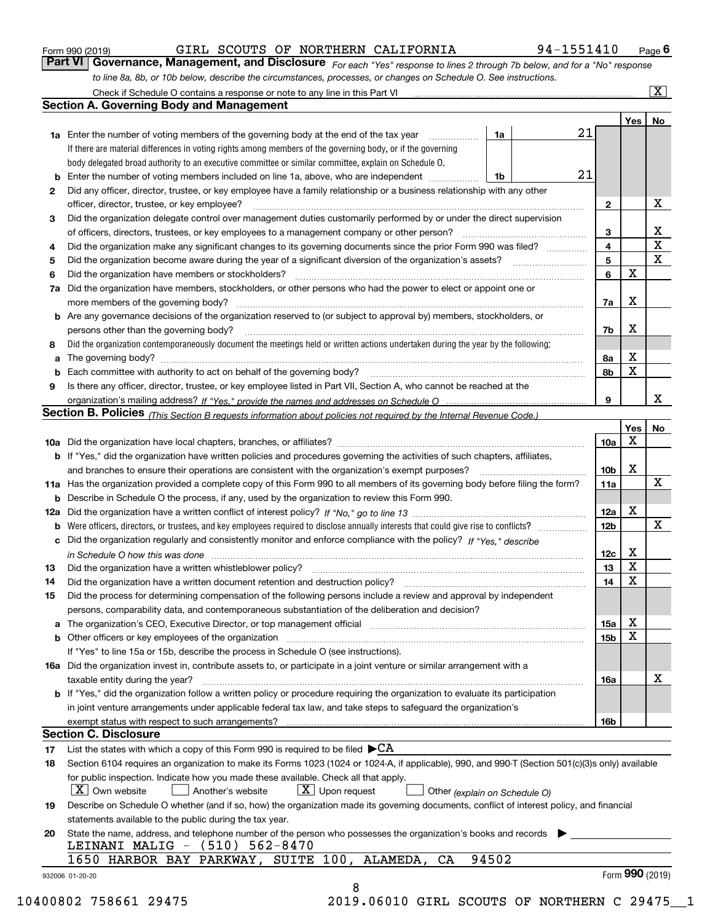Form 990 (2019) GIRL SCOUTS OF NORTHERN CALIFORNIA 94-1551410 Page 6

## Part VI Governance, Management, and Disclosure

*For each "Yes" response to lines 2 through 7b below, and for a "No" response to line 8a, 8b, or 10b below, describe the circumstances, processes, or changes on Schedule O. See instructions.*

Check if Schedule O contains a response or note to any line in this Part VI [X]

### Section A. Governing Body and Management

| | | | | Yes | No |
|---|---|---|---|---|---|
| **1a** | Enter the number of voting members of the governing body at the end of the tax year. If there are material differences in voting rights among members of the governing body, or if the governing body delegated broad authority to an executive committee or similar committee, explain on Schedule O. | 1a | 21 | | |
| **b** | Enter the number of voting members included on line 1a, above, who are independent | 1b | 21 | | |
| **2** | Did any officer, director, trustee, or key employee have a family relationship or a business relationship with any other officer, director, trustee, or key employee? | 2 | | | X |
| **3** | Did the organization delegate control over management duties customarily performed by or under the direct supervision of officers, directors, trustees, or key employees to a management company or other person? | 3 | | | X |
| **4** | Did the organization make any significant changes to its governing documents since the prior Form 990 was filed? | 4 | | | X |
| **5** | Did the organization become aware during the year of a significant diversion of the organization's assets? | 5 | | | X |
| **6** | Did the organization have members or stockholders? | 6 | | X | |
| **7a** | Did the organization have members, stockholders, or other persons who had the power to elect or appoint one or more members of the governing body? | 7a | | X | |
| **b** | Are any governance decisions of the organization reserved to (or subject to approval by) members, stockholders, or persons other than the governing body? | 7b | | X | |
| **8** | Did the organization contemporaneously document the meetings held or written actions undertaken during the year by the following: | | | | |
| **a** | The governing body? | 8a | | X | |
| **b** | Each committee with authority to act on behalf of the governing body? | 8b | | X | |
| **9** | Is there any officer, director, trustee, or key employee listed in Part VII, Section A, who cannot be reached at the organization's mailing address? *If "Yes," provide the names and addresses on Schedule O* | 9 | | | X |

### Section B. Policies *(This Section B requests information about policies not required by the Internal Revenue Code.)*

| | | | Yes | No |
|---|---|---|---|---|
| **10a** | Did the organization have local chapters, branches, or affiliates? | 10a | X | |
| **b** | If "Yes," did the organization have written policies and procedures governing the activities of such chapters, affiliates, and branches to ensure their operations are consistent with the organization's exempt purposes? | 10b | X | |
| **11a** | Has the organization provided a complete copy of this Form 990 to all members of its governing body before filing the form? | 11a | | X |
| **b** | Describe in Schedule O the process, if any, used by the organization to review this Form 990. | | | |
| **12a** | Did the organization have a written conflict of interest policy? *If "No," go to line 13* | 12a | X | |
| **b** | Were officers, directors, or trustees, and key employees required to disclose annually interests that could give rise to conflicts? | 12b | | X |
| **c** | Did the organization regularly and consistently monitor and enforce compliance with the policy? *If "Yes," describe in Schedule O how this was done* | 12c | X | |
| **13** | Did the organization have a written whistleblower policy? | 13 | X | |
| **14** | Did the organization have a written document retention and destruction policy? | 14 | X | |
| **15** | Did the process for determining compensation of the following persons include a review and approval by independent persons, comparability data, and contemporaneous substantiation of the deliberation and decision? | | | |
| **a** | The organization's CEO, Executive Director, or top management official | 15a | X | |
| **b** | Other officers or key employees of the organization | 15b | X | |
| | If "Yes" to line 15a or 15b, describe the process in Schedule O (see instructions). | | | |
| **16a** | Did the organization invest in, contribute assets to, or participate in a joint venture or similar arrangement with a taxable entity during the year? | 16a | | X |
| **b** | If "Yes," did the organization follow a written policy or procedure requiring the organization to evaluate its participation in joint venture arrangements under applicable federal tax law, and take steps to safeguard the organization's exempt status with respect to such arrangements? | 16b | | |

### Section C. Disclosure

**17** List the states with which a copy of this Form 990 is required to be filed ▶CA

**18** Section 6104 requires an organization to make its Forms 1023 (1024 or 1024-A, if applicable), 990, and 990-T (Section 501(c)(3)s only) available for public inspection. Indicate how you made these available. Check all that apply.

[X] Own website [ ] Another's website [X] Upon request [ ] Other *(explain on Schedule O)*

**19** Describe on Schedule O whether (and if so, how) the organization made its governing documents, conflict of interest policy, and financial statements available to the public during the tax year.

**20** State the name, address, and telephone number of the person who possesses the organization's books and records ▶

LEINANI MALIG - (510) 562-8470
1650 HARBOR BAY PARKWAY, SUITE 100, ALAMEDA, CA 94502

932006 01-20-20 Form **990** (2019)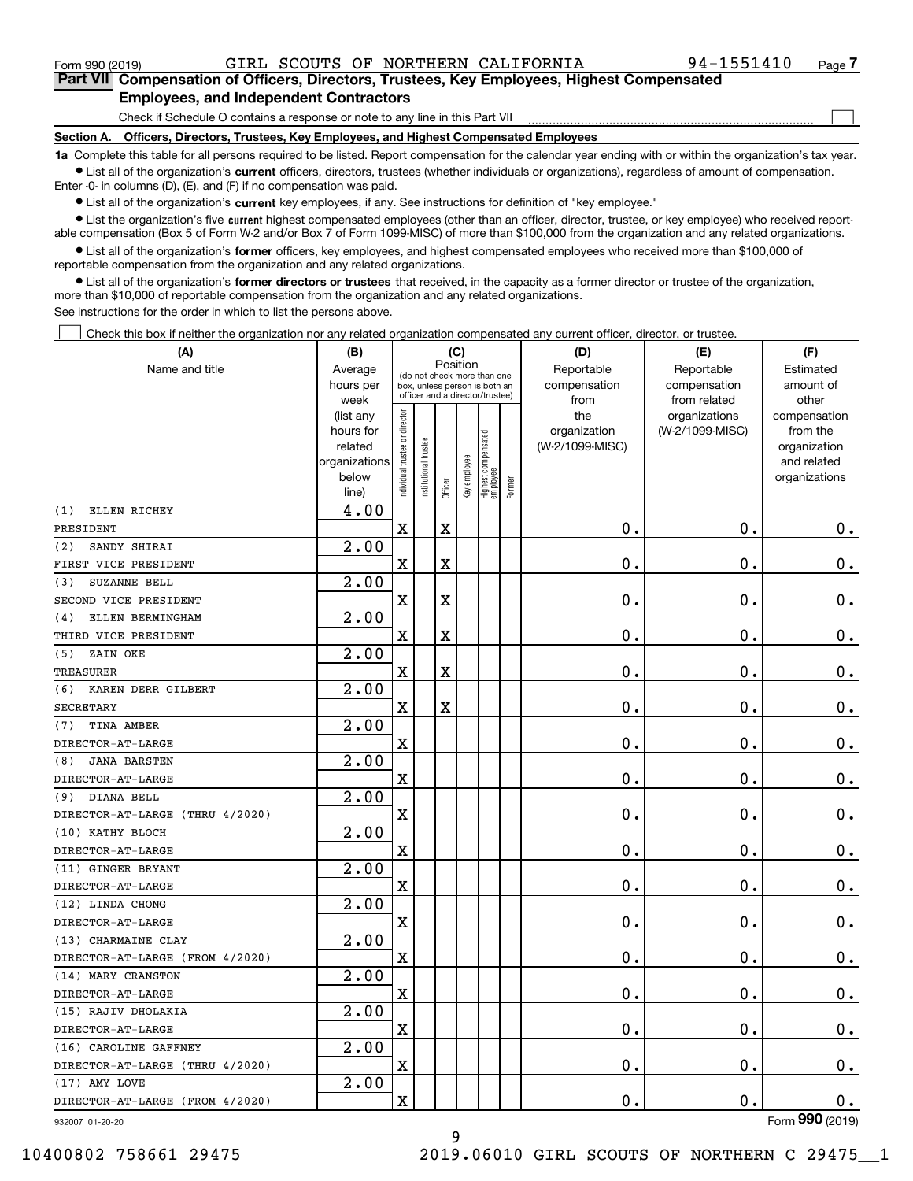Form 990 (2019) GIRL SCOUTS OF NORTHERN CALIFORNIA 94-1551410 Page 7

**Part VII Compensation of Officers, Directors, Trustees, Key Employees, Highest Compensated Employees, and Independent Contractors**

Check if Schedule O contains a response or note to any line in this Part VII

**Section A. Officers, Directors, Trustees, Key Employees, and Highest Compensated Employees**

**1a** Complete this table for all persons required to be listed. Report compensation for the calendar year ending with or within the organization's tax year.

- List all of the organization's **current** officers, directors, trustees (whether individuals or organizations), regardless of amount of compensation. Enter -0- in columns (D), (E), and (F) if no compensation was paid.
- List all of the organization's **current** key employees, if any. See instructions for definition of "key employee."
- List the organization's five **current** highest compensated employees (other than an officer, director, trustee, or key employee) who received reportable compensation (Box 5 of Form W-2 and/or Box 7 of Form 1099-MISC) of more than $100,000 from the organization and any related organizations.
- List all of the organization's **former** officers, key employees, and highest compensated employees who received more than $100,000 of reportable compensation from the organization and any related organizations.
- List all of the organization's **former directors or trustees** that received, in the capacity as a former director or trustee of the organization, more than $10,000 of reportable compensation from the organization and any related organizations.

See instructions for the order in which to list the persons above.

Check this box if neither the organization nor any related organization compensated any current officer, director, or trustee.

| (A) Name and title | (B) Average hours per week (list any hours for related organizations below line) | (C) Individual trustee or director | Institutional trustee | Officer | Key employee | Highest compensated employee | Former | (D) Reportable compensation from the organization (W-2/1099-MISC) | (E) Reportable compensation from related organizations (W-2/1099-MISC) | (F) Estimated amount of other compensation from the organization and related organizations |
|---|---|---|---|---|---|---|---|---|---|---|
| (1) ELLEN RICHEY<br>PRESIDENT | 4.00 | X | | X | | | | 0. | 0. | 0. |
| (2) SANDY SHIRAI<br>FIRST VICE PRESIDENT | 2.00 | X | | X | | | | 0. | 0. | 0. |
| (3) SUZANNE BELL<br>SECOND VICE PRESIDENT | 2.00 | X | | X | | | | 0. | 0. | 0. |
| (4) ELLEN BERMINGHAM<br>THIRD VICE PRESIDENT | 2.00 | X | | X | | | | 0. | 0. | 0. |
| (5) ZAIN OKE<br>TREASURER | 2.00 | X | | X | | | | 0. | 0. | 0. |
| (6) KAREN DERR GILBERT<br>SECRETARY | 2.00 | X | | X | | | | 0. | 0. | 0. |
| (7) TINA AMBER<br>DIRECTOR-AT-LARGE | 2.00 | X | | | | | | 0. | 0. | 0. |
| (8) JANA BARSTEN<br>DIRECTOR-AT-LARGE | 2.00 | X | | | | | | 0. | 0. | 0. |
| (9) DIANA BELL<br>DIRECTOR-AT-LARGE (THRU 4/2020) | 2.00 | X | | | | | | 0. | 0. | 0. |
| (10) KATHY BLOCH<br>DIRECTOR-AT-LARGE | 2.00 | X | | | | | | 0. | 0. | 0. |
| (11) GINGER BRYANT<br>DIRECTOR-AT-LARGE | 2.00 | X | | | | | | 0. | 0. | 0. |
| (12) LINDA CHONG<br>DIRECTOR-AT-LARGE | 2.00 | X | | | | | | 0. | 0. | 0. |
| (13) CHARMAINE CLAY<br>DIRECTOR-AT-LARGE (FROM 4/2020) | 2.00 | X | | | | | | 0. | 0. | 0. |
| (14) MARY CRANSTON<br>DIRECTOR-AT-LARGE | 2.00 | X | | | | | | 0. | 0. | 0. |
| (15) RAJIV DHOLAKIA<br>DIRECTOR-AT-LARGE | 2.00 | X | | | | | | 0. | 0. | 0. |
| (16) CAROLINE GAFFNEY<br>DIRECTOR-AT-LARGE (THRU 4/2020) | 2.00 | X | | | | | | 0. | 0. | 0. |
| (17) AMY LOVE<br>DIRECTOR-AT-LARGE (FROM 4/2020) | 2.00 | X | | | | | | 0. | 0. | 0. |

932007 01-20-20 Form 990 (2019)

10400802 758661 29475 2019.06010 GIRL SCOUTS OF NORTHERN C 29475__1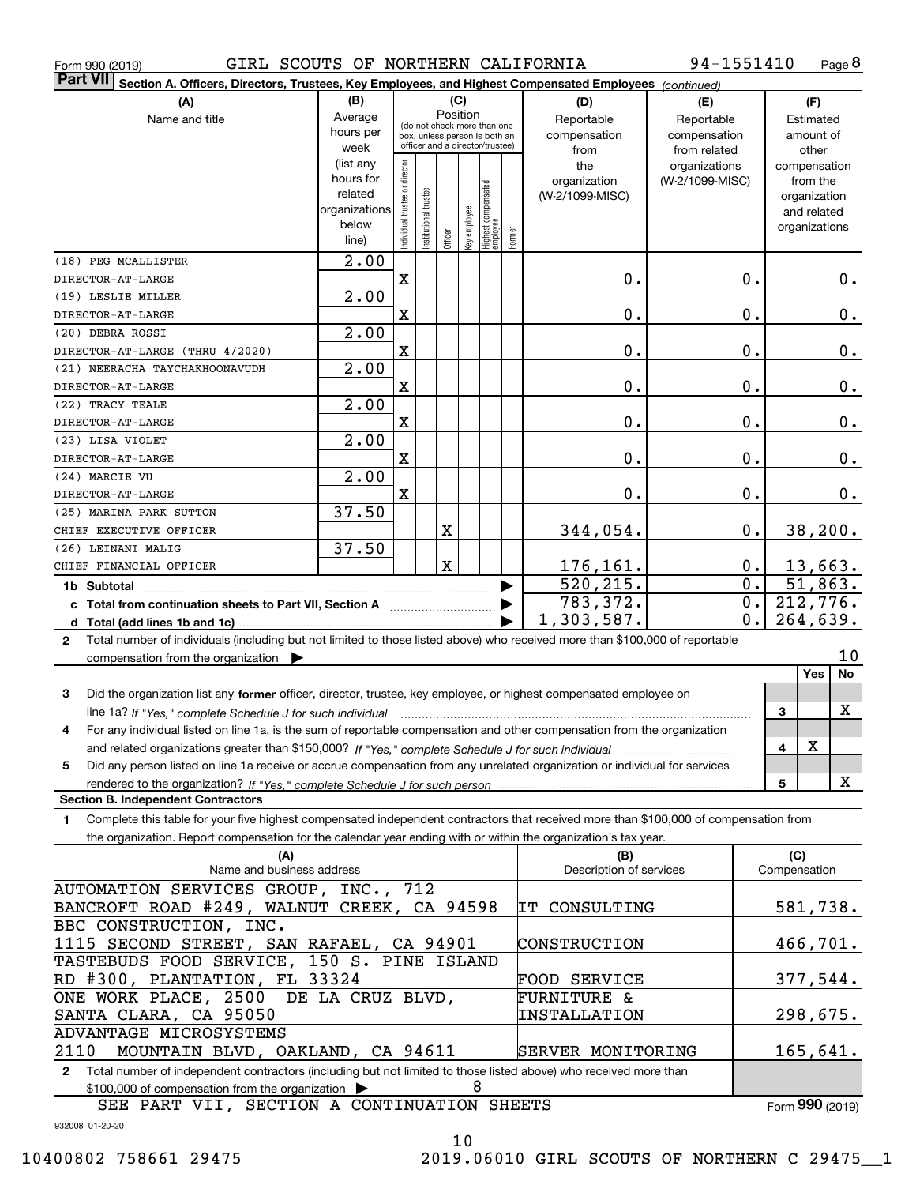Form 990 (2019) GIRL SCOUTS OF NORTHERN CALIFORNIA 94-1551410 Page **8**

**Part VII** Section A. Officers, Directors, Trustees, Key Employees, and Highest Compensated Employees *(continued)*

| (A) Name and title | (B) Average hours per week (list any hours for related organizations below line) | (C) Position: Individual trustee or director | Institutional trustee | Officer | Key employee | Highest compensated employee | Former | (D) Reportable compensation from the organization (W-2/1099-MISC) | (E) Reportable compensation from related organizations (W-2/1099-MISC) | (F) Estimated amount of other compensation from the organization and related organizations |
|---|---|---|---|---|---|---|---|---|---|---|
| (18) PEG MCALLISTER<br>DIRECTOR-AT-LARGE | 2.00 | X | | | | | | 0. | 0. | 0. |
| (19) LESLIE MILLER<br>DIRECTOR-AT-LARGE | 2.00 | X | | | | | | 0. | 0. | 0. |
| (20) DEBRA ROSSI<br>DIRECTOR-AT-LARGE (THRU 4/2020) | 2.00 | X | | | | | | 0. | 0. | 0. |
| (21) NEERACHA TAYCHAKHOONAVUDH<br>DIRECTOR-AT-LARGE | 2.00 | X | | | | | | 0. | 0. | 0. |
| (22) TRACY TEALE<br>DIRECTOR-AT-LARGE | 2.00 | X | | | | | | 0. | 0. | 0. |
| (23) LISA VIOLET<br>DIRECTOR-AT-LARGE | 2.00 | X | | | | | | 0. | 0. | 0. |
| (24) MARCIE VU<br>DIRECTOR-AT-LARGE | 2.00 | X | | | | | | 0. | 0. | 0. |
| (25) MARINA PARK SUTTON<br>CHIEF EXECUTIVE OFFICER | 37.50 | | | X | | | | 344,054. | 0. | 38,200. |
| (26) LEINANI MALIG<br>CHIEF FINANCIAL OFFICER | 37.50 | | | X | | | | 176,161. | 0. | 13,663. |
| **1b Subtotal** | | | | | | | | 520,215. | 0. | 51,863. |
| **c Total from continuation sheets to Part VII, Section A** | | | | | | | | 783,372. | 0. | 212,776. |
| **d Total (add lines 1b and 1c)** | | | | | | | | 1,303,587. | 0. | 264,639. |

**2** Total number of individuals (including but not limited to those listed above) who received more than $100,000 of reportable compensation from the organization ▶ 10

| | | Yes | No |
|---|---|---|---|
| **3** Did the organization list any **former** officer, director, trustee, key employee, or highest compensated employee on line 1a? *If "Yes," complete Schedule J for such individual* | 3 | | X |
| **4** For any individual listed on line 1a, is the sum of reportable compensation and other compensation from the organization and related organizations greater than $150,000? *If "Yes," complete Schedule J for such individual* | 4 | X | |
| **5** Did any person listed on line 1a receive or accrue compensation from any unrelated organization or individual for services rendered to the organization? *If "Yes," complete Schedule J for such person* | 5 | | X |

**Section B. Independent Contractors**

**1** Complete this table for your five highest compensated independent contractors that received more than $100,000 of compensation from the organization. Report compensation for the calendar year ending with or within the organization's tax year.

| (A) Name and business address | (B) Description of services | (C) Compensation |
|---|---|---|
| AUTOMATION SERVICES GROUP, INC., 712 BANCROFT ROAD #249, WALNUT CREEK, CA 94598 | IT CONSULTING | 581,738. |
| BBC CONSTRUCTION, INC. 1115 SECOND STREET, SAN RAFAEL, CA 94901 | CONSTRUCTION | 466,701. |
| TASTEBUDS FOOD SERVICE, 150 S. PINE ISLAND RD #300, PLANTATION, FL 33324 | FOOD SERVICE | 377,544. |
| ONE WORK PLACE, 2500 DE LA CRUZ BLVD, SANTA CLARA, CA 95050 | FURNITURE & INSTALLATION | 298,675. |
| ADVANTAGE MICROSYSTEMS 2110 MOUNTAIN BLVD, OAKLAND, CA 94611 | SERVER MONITORING | 165,641. |

**2** Total number of independent contractors (including but not limited to those listed above) who received more than $100,000 of compensation from the organization ▶ 8

SEE PART VII, SECTION A CONTINUATION SHEETS

Form **990** (2019)

932008 01-20-20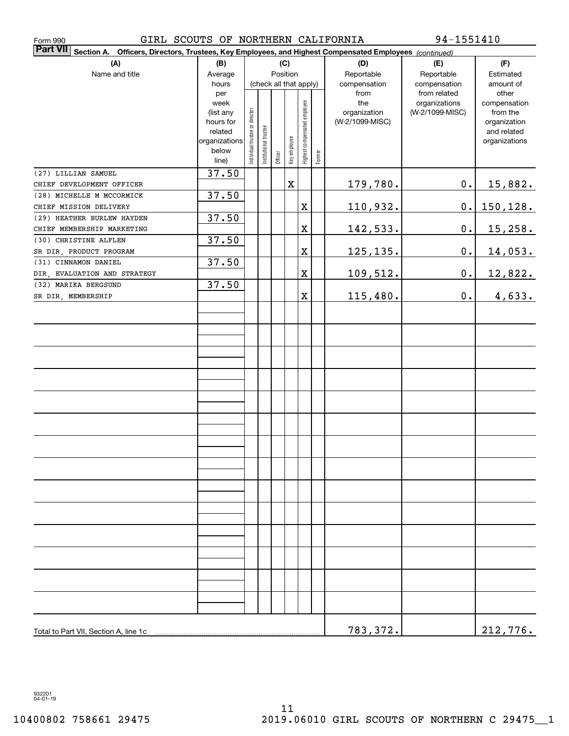Form 990 GIRL SCOUTS OF NORTHERN CALIFORNIA 94-1551410

**Part VII** Section A. Officers, Directors, Trustees, Key Employees, and Highest Compensated Employees *(continued)*

| (A) Name and title | (B) Average hours per week (list any hours for related organizations below line) | (C) Position (check all that apply): Individual trustee or director | Institutional trustee | Officer | Key employee | Highest compensated employee | Former | (D) Reportable compensation from the organization (W-2/1099-MISC) | (E) Reportable compensation from related organizations (W-2/1099-MISC) | (F) Estimated amount of other compensation from the organization and related organizations |
|---|---|---|---|---|---|---|---|---|---|---|
| (27) LILLIAN SAMUEL<br>CHIEF DEVELOPMENT OFFICER | 37.50 | | | | X | | | 179,780. | 0. | 15,882. |
| (28) MICHELLE M MCCORMICK<br>CHIEF MISSION DELIVERY | 37.50 | | | | | X | | 110,932. | 0. | 150,128. |
| (29) HEATHER BURLEW HAYDEN<br>CHIEF MEMBERSHIP MARKETING | 37.50 | | | | | X | | 142,533. | 0. | 15,258. |
| (30) CHRISTINE ALFLEN<br>SR DIR, PRODUCT PROGRAM | 37.50 | | | | | X | | 125,135. | 0. | 14,053. |
| (31) CINNAMON DANIEL<br>DIR, EVALUATION AND STRATEGY | 37.50 | | | | | X | | 109,512. | 0. | 12,822. |
| (32) MARIKA BERGSUND<br>SR DIR, MEMBERSHIP | 37.50 | | | | | X | | 115,480. | 0. | 4,633. |
| Total to Part VII, Section A, line 1c | | | | | | | | 783,372. | | 212,776. |

932201 04-01-19

10400802 758661 29475 2019.06010 GIRL SCOUTS OF NORTHERN C 29475__1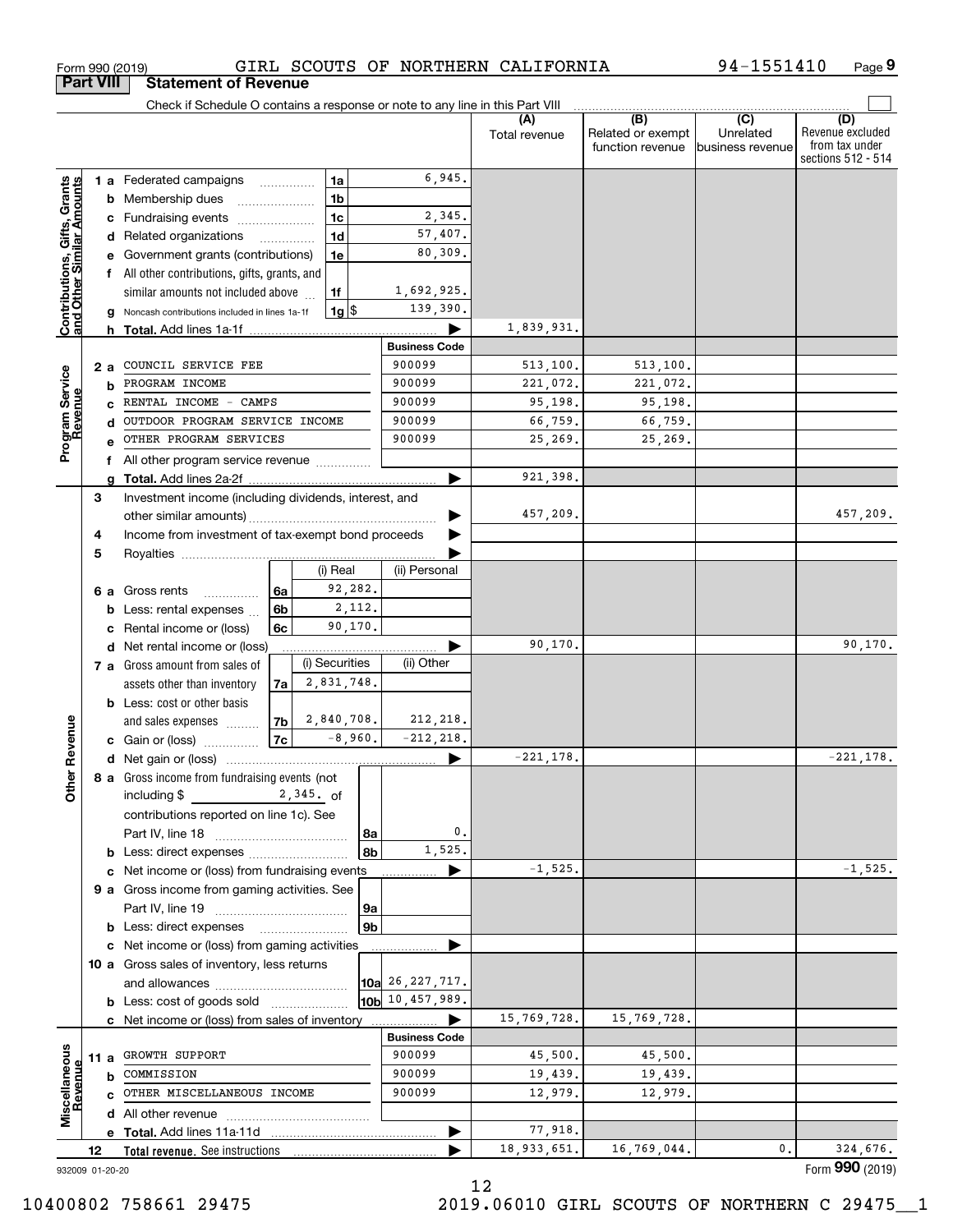Form 990 (2019) GIRL SCOUTS OF NORTHERN CALIFORNIA 94-1551410 Page 9

**Part VIII Statement of Revenue**

Check if Schedule O contains a response or note to any line in this Part VIII

| | | | (A) Total revenue | (B) Related or exempt function revenue | (C) Unrelated business revenue | (D) Revenue excluded from tax under sections 512 - 514 |
|---|---|---|---|---|---|---|
| **Contributions, Gifts, Grants and Other Similar Amounts** | 1 a Federated campaigns ... 1a | 6,945. | | | | |
| | b Membership dues ... 1b | | | | | |
| | c Fundraising events ... 1c | 2,345. | | | | |
| | d Related organizations ... 1d | 57,407. | | | | |
| | e Government grants (contributions) 1e | 80,309. | | | | |
| | f All other contributions, gifts, grants, and similar amounts not included above ... 1f | 1,692,925. | | | | |
| | g Noncash contributions included in lines 1a-1f 1g $ | 139,390. | | | | |
| | h **Total.** Add lines 1a-1f ... ▶ | | 1,839,931. | | | |
| | | **Business Code** | | | | |
| **Program Service Revenue** | 2 a COUNCIL SERVICE FEE | 900099 | 513,100. | 513,100. | | |
| | b PROGRAM INCOME | 900099 | 221,072. | 221,072. | | |
| | c RENTAL INCOME - CAMPS | 900099 | 95,198. | 95,198. | | |
| | d OUTDOOR PROGRAM SERVICE INCOME | 900099 | 66,759. | 66,759. | | |
| | e OTHER PROGRAM SERVICES | 900099 | 25,269. | 25,269. | | |
| | f All other program service revenue ... | | | | | |
| | g **Total.** Add lines 2a-2f ... ▶ | | 921,398. | | | |
| **Other Revenue** | 3 Investment income (including dividends, interest, and other similar amounts) ... ▶ | | 457,209. | | | 457,209. |
| | 4 Income from investment of tax-exempt bond proceeds ▶ | | | | | |
| | 5 Royalties ... ▶ | | | | | |
| | | (i) Real / (ii) Personal | | | | |
| | 6 a Gross rents ... 6a | (i) 92,282. | | | | |
| | b Less: rental expenses ... 6b | (i) 2,112. | | | | |
| | c Rental income or (loss) 6c | (i) 90,170. | | | | |
| | d Net rental income or (loss) ... ▶ | | 90,170. | | | 90,170. |
| | | (i) Securities / (ii) Other | | | | |
| | 7 a Gross amount from sales of assets other than inventory 7a | (i) 2,831,748. | | | | |
| | b Less: cost or other basis and sales expenses ... 7b | (i) 2,840,708. (ii) 212,218. | | | | |
| | c Gain or (loss) ... 7c | (i) -8,960. (ii) -212,218. | | | | |
| | d Net gain or (loss) ... ▶ | | -221,178. | | | -221,178. |
| | 8 a Gross income from fundraising events (not including $ 2,345. of contributions reported on line 1c). See Part IV, line 18 ... 8a | 0. | | | | |
| | b Less: direct expenses ... 8b | 1,525. | | | | |
| | c Net income or (loss) from fundraising events ... ▶ | | -1,525. | | | -1,525. |
| | 9 a Gross income from gaming activities. See Part IV, line 19 ... 9a | | | | | |
| | b Less: direct expenses ... 9b | | | | | |
| | c Net income or (loss) from gaming activities ... ▶ | | | | | |
| | 10 a Gross sales of inventory, less returns and allowances ... 10a | 26,227,717. | | | | |
| | b Less: cost of goods sold ... 10b | 10,457,989. | | | | |
| | c Net income or (loss) from sales of inventory ... ▶ | | 15,769,728. | 15,769,728. | | |
| | | **Business Code** | | | | |
| **Miscellaneous Revenue** | 11 a GROWTH SUPPORT | 900099 | 45,500. | 45,500. | | |
| | b COMMISSION | 900099 | 19,439. | 19,439. | | |
| | c OTHER MISCELLANEOUS INCOME | 900099 | 12,979. | 12,979. | | |
| | d All other revenue ... | | | | | |
| | e **Total.** Add lines 11a-11d ... ▶ | | 77,918. | | | |
| | 12 **Total revenue.** See instructions ... ▶ | | 18,933,651. | 16,769,044. | 0. | 324,676. |

932009 01-20-20 Form **990** (2019)

10400802 758661 29475 2019.06010 GIRL SCOUTS OF NORTHERN C 29475__1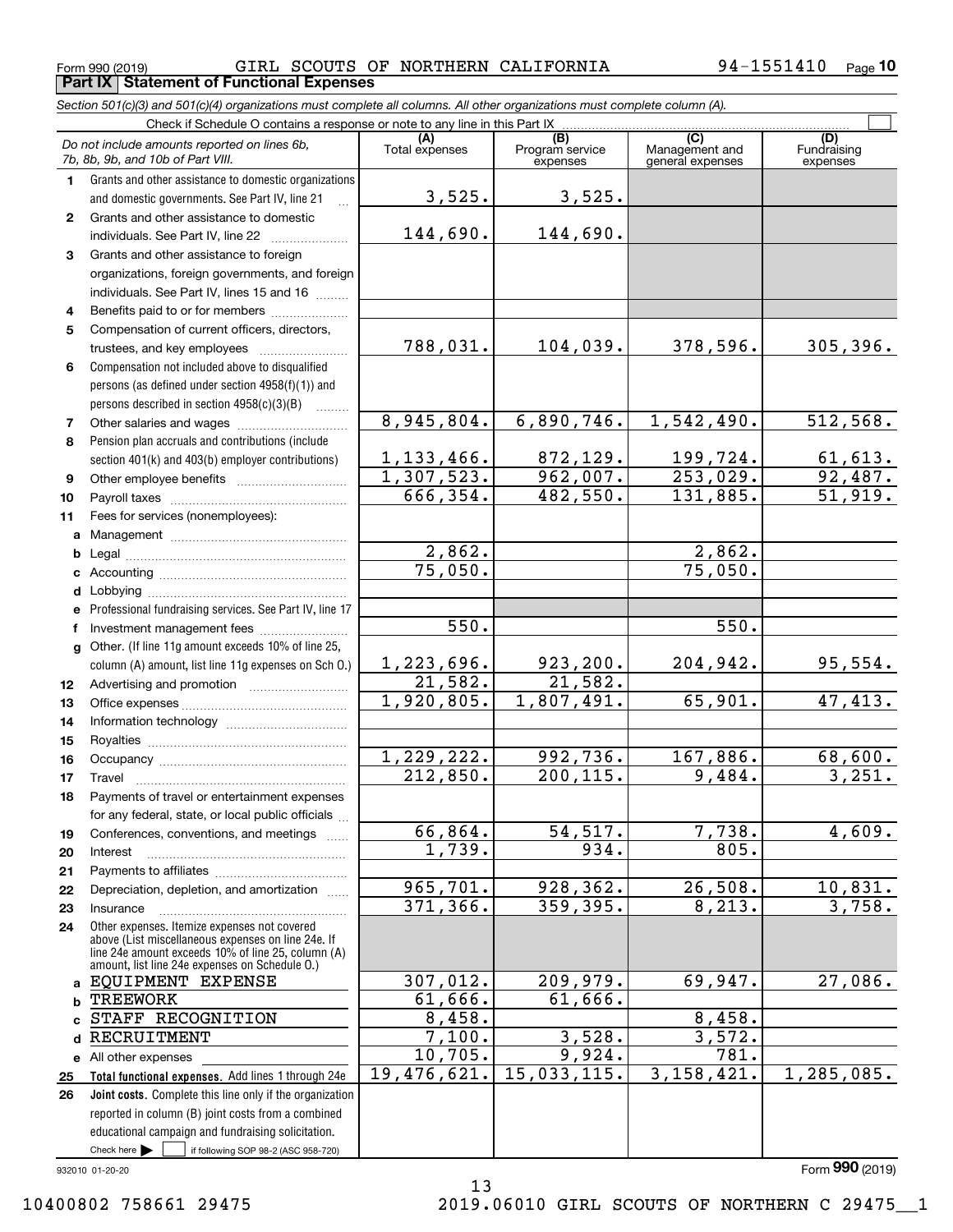Form 990 (2019) GIRL SCOUTS OF NORTHERN CALIFORNIA 94-1551410 Page 10

**Part IX Statement of Functional Expenses**

*Section 501(c)(3) and 501(c)(4) organizations must complete all columns. All other organizations must complete column (A).*

Check if Schedule O contains a response or note to any line in this Part IX

| *Do not include amounts reported on lines 6b, 7b, 8b, 9b, and 10b of Part VIII.* | (A) Total expenses | (B) Program service expenses | (C) Management and general expenses | (D) Fundraising expenses |
|---|---|---|---|---|
| 1 Grants and other assistance to domestic organizations and domestic governments. See Part IV, line 21 | 3,525. | 3,525. | | |
| 2 Grants and other assistance to domestic individuals. See Part IV, line 22 | 144,690. | 144,690. | | |
| 3 Grants and other assistance to foreign organizations, foreign governments, and foreign individuals. See Part IV, lines 15 and 16 | | | | |
| 4 Benefits paid to or for members | | | | |
| 5 Compensation of current officers, directors, trustees, and key employees | 788,031. | 104,039. | 378,596. | 305,396. |
| 6 Compensation not included above to disqualified persons (as defined under section 4958(f)(1)) and persons described in section 4958(c)(3)(B) | | | | |
| 7 Other salaries and wages | 8,945,804. | 6,890,746. | 1,542,490. | 512,568. |
| 8 Pension plan accruals and contributions (include section 401(k) and 403(b) employer contributions) | 1,133,466. | 872,129. | 199,724. | 61,613. |
| 9 Other employee benefits | 1,307,523. | 962,007. | 253,029. | 92,487. |
| 10 Payroll taxes | 666,354. | 482,550. | 131,885. | 51,919. |
| 11 Fees for services (nonemployees): | | | | |
| a Management | | | | |
| b Legal | 2,862. | | 2,862. | |
| c Accounting | 75,050. | | 75,050. | |
| d Lobbying | | | | |
| e Professional fundraising services. See Part IV, line 17 | | | | |
| f Investment management fees | 550. | | 550. | |
| g Other. (If line 11g amount exceeds 10% of line 25, column (A) amount, list line 11g expenses on Sch O.) | 1,223,696. | 923,200. | 204,942. | 95,554. |
| 12 Advertising and promotion | 21,582. | 21,582. | | |
| 13 Office expenses | 1,920,805. | 1,807,491. | 65,901. | 47,413. |
| 14 Information technology | | | | |
| 15 Royalties | | | | |
| 16 Occupancy | 1,229,222. | 992,736. | 167,886. | 68,600. |
| 17 Travel | 212,850. | 200,115. | 9,484. | 3,251. |
| 18 Payments of travel or entertainment expenses for any federal, state, or local public officials | | | | |
| 19 Conferences, conventions, and meetings | 66,864. | 54,517. | 7,738. | 4,609. |
| 20 Interest | 1,739. | 934. | 805. | |
| 21 Payments to affiliates | | | | |
| 22 Depreciation, depletion, and amortization | 965,701. | 928,362. | 26,508. | 10,831. |
| 23 Insurance | 371,366. | 359,395. | 8,213. | 3,758. |
| 24 Other expenses. Itemize expenses not covered above (List miscellaneous expenses on line 24e. If line 24e amount exceeds 10% of line 25, column (A) amount, list line 24e expenses on Schedule O.) | | | | |
| a EQUIPMENT EXPENSE | 307,012. | 209,979. | 69,947. | 27,086. |
| b TREEWORK | 61,666. | 61,666. | | |
| c STAFF RECOGNITION | 8,458. | | 8,458. | |
| d RECRUITMENT | 7,100. | 3,528. | 3,572. | |
| e All other expenses | 10,705. | 9,924. | 781. | |
| 25 **Total functional expenses.** Add lines 1 through 24e | 19,476,621. | 15,033,115. | 3,158,421. | 1,285,085. |
| 26 **Joint costs.** Complete this line only if the organization reported in column (B) joint costs from a combined educational campaign and fundraising solicitation. Check here ☐ if following SOP 98-2 (ASC 958-720) | | | | |

932010 01-20-20

Form **990** (2019)

10400802 758661 29475 2019.06010 GIRL SCOUTS OF NORTHERN C 29475__1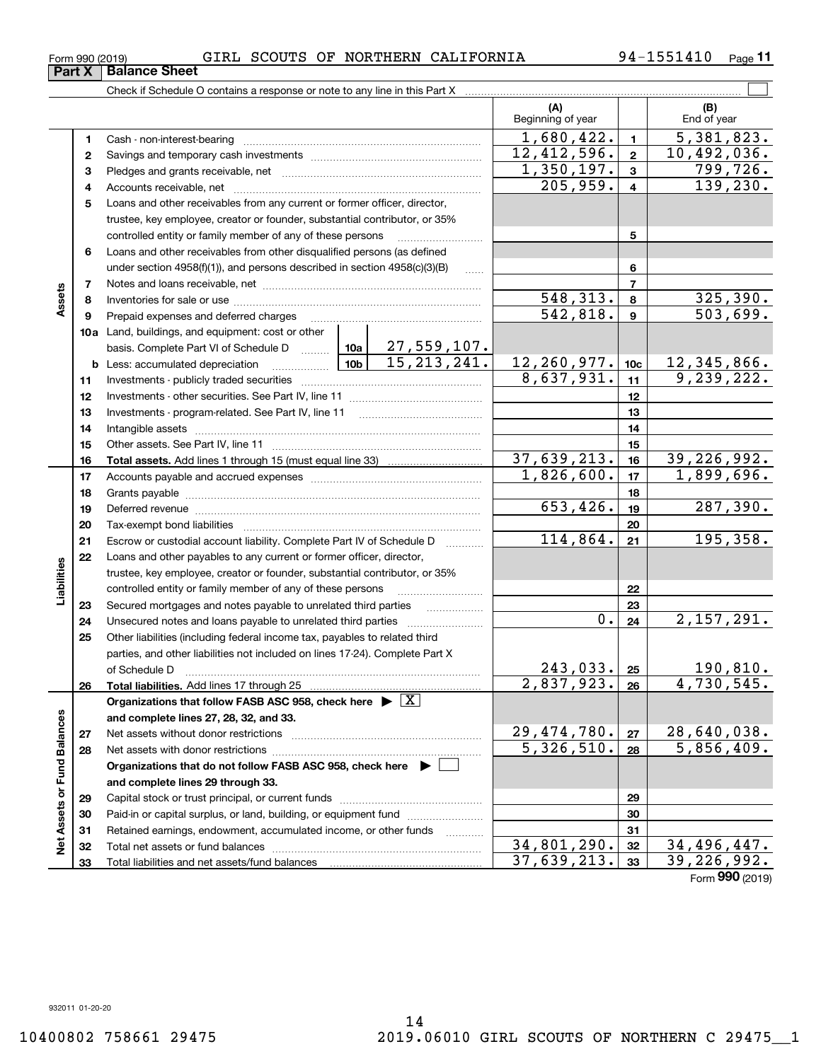Form 990 (2019) GIRL SCOUTS OF NORTHERN CALIFORNIA 94-1551410

## Part X Balance Sheet

Check if Schedule O contains a response or note to any line in this Part X

| | | | | (A) Beginning of year | | (B) End of year |
|---|---|---|---|---|---|---|
| **Assets** | 1 | Cash - non-interest-bearing | | 1,680,422. | 1 | 5,381,823. |
| | 2 | Savings and temporary cash investments | | 12,412,596. | 2 | 10,492,036. |
| | 3 | Pledges and grants receivable, net | | 1,350,197. | 3 | 799,726. |
| | 4 | Accounts receivable, net | | 205,959. | 4 | 139,230. |
| | 5 | Loans and other receivables from any current or former officer, director, trustee, key employee, creator or founder, substantial contributor, or 35% controlled entity or family member of any of these persons | | | 5 | |
| | 6 | Loans and other receivables from other disqualified persons (as defined under section 4958(f)(1)), and persons described in section 4958(c)(3)(B) | | | 6 | |
| | 7 | Notes and loans receivable, net | | | 7 | |
| | 8 | Inventories for sale or use | | 548,313. | 8 | 325,390. |
| | 9 | Prepaid expenses and deferred charges | | 542,818. | 9 | 503,699. |
| | 10a | Land, buildings, and equipment: cost or other basis. Complete Part VI of Schedule D | 10a 27,559,107. | | | |
| | b | Less: accumulated depreciation | 10b 15,213,241. | 12,260,977. | 10c | 12,345,866. |
| | 11 | Investments - publicly traded securities | | 8,637,931. | 11 | 9,239,222. |
| | 12 | Investments - other securities. See Part IV, line 11 | | | 12 | |
| | 13 | Investments - program-related. See Part IV, line 11 | | | 13 | |
| | 14 | Intangible assets | | | 14 | |
| | 15 | Other assets. See Part IV, line 11 | | | 15 | |
| | 16 | **Total assets.** Add lines 1 through 15 (must equal line 33) | | 37,639,213. | 16 | 39,226,992. |
| **Liabilities** | 17 | Accounts payable and accrued expenses | | 1,826,600. | 17 | 1,899,696. |
| | 18 | Grants payable | | | 18 | |
| | 19 | Deferred revenue | | 653,426. | 19 | 287,390. |
| | 20 | Tax-exempt bond liabilities | | | 20 | |
| | 21 | Escrow or custodial account liability. Complete Part IV of Schedule D | | 114,864. | 21 | 195,358. |
| | 22 | Loans and other payables to any current or former officer, director, trustee, key employee, creator or founder, substantial contributor, or 35% controlled entity or family member of any of these persons | | | 22 | |
| | 23 | Secured mortgages and notes payable to unrelated third parties | | | 23 | |
| | 24 | Unsecured notes and loans payable to unrelated third parties | | 0. | 24 | 2,157,291. |
| | 25 | Other liabilities (including federal income tax, payables to related third parties, and other liabilities not included on lines 17-24). Complete Part X of Schedule D | | 243,033. | 25 | 190,810. |
| | 26 | **Total liabilities.** Add lines 17 through 25 | | 2,837,923. | 26 | 4,730,545. |
| **Net Assets or Fund Balances** | | **Organizations that follow FASB ASC 958, check here** ▶ [X] **and complete lines 27, 28, 32, and 33.** | | | | |
| | 27 | Net assets without donor restrictions | | 29,474,780. | 27 | 28,640,038. |
| | 28 | Net assets with donor restrictions | | 5,326,510. | 28 | 5,856,409. |
| | | **Organizations that do not follow FASB ASC 958, check here** ▶ [ ] **and complete lines 29 through 33.** | | | | |
| | 29 | Capital stock or trust principal, or current funds | | | 29 | |
| | 30 | Paid-in or capital surplus, or land, building, or equipment fund | | | 30 | |
| | 31 | Retained earnings, endowment, accumulated income, or other funds | | | 31 | |
| | 32 | Total net assets or fund balances | | 34,801,290. | 32 | 34,496,447. |
| | 33 | Total liabilities and net assets/fund balances | | 37,639,213. | 33 | 39,226,992. |

Form **990** (2019)

932011 01-20-20

10400802 758661 29475 2019.06010 GIRL SCOUTS OF NORTHERN C 29475__1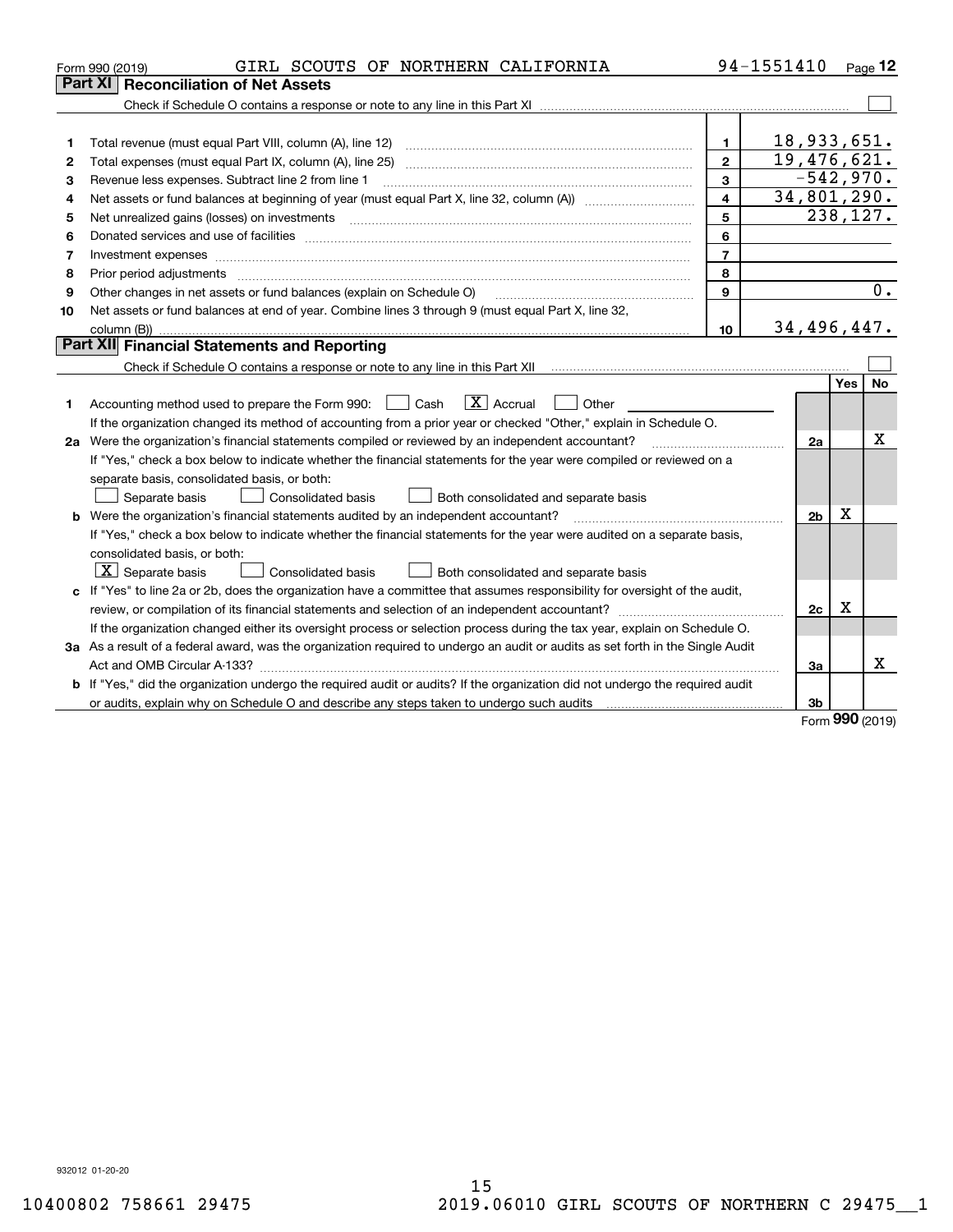Form 990 (2019) GIRL SCOUTS OF NORTHERN CALIFORNIA 94-1551410 Page 12

## Part XI Reconciliation of Net Assets

Check if Schedule O contains a response or note to any line in this Part XI ☐

| | | | |
|---|---|---|---|
| 1 | Total revenue (must equal Part VIII, column (A), line 12) | 1 | 18,933,651. |
| 2 | Total expenses (must equal Part IX, column (A), line 25) | 2 | 19,476,621. |
| 3 | Revenue less expenses. Subtract line 2 from line 1 | 3 | -542,970. |
| 4 | Net assets or fund balances at beginning of year (must equal Part X, line 32, column (A)) | 4 | 34,801,290. |
| 5 | Net unrealized gains (losses) on investments | 5 | 238,127. |
| 6 | Donated services and use of facilities | 6 | |
| 7 | Investment expenses | 7 | |
| 8 | Prior period adjustments | 8 | |
| 9 | Other changes in net assets or fund balances (explain on Schedule O) | 9 | 0. |
| 10 | Net assets or fund balances at end of year. Combine lines 3 through 9 (must equal Part X, line 32, column (B)) | 10 | 34,496,447. |

## Part XII Financial Statements and Reporting

Check if Schedule O contains a response or note to any line in this Part XII ☐

| | | | Yes | No |
|---|---|---|---|---|
| 1 | Accounting method used to prepare the Form 990: ☐ Cash ☒ Accrual ☐ Other<br>If the organization changed its method of accounting from a prior year or checked "Other," explain in Schedule O. | | | |
| 2a | Were the organization's financial statements compiled or reviewed by an independent accountant?<br>If "Yes," check a box below to indicate whether the financial statements for the year were compiled or reviewed on a separate basis, consolidated basis, or both:<br>☐ Separate basis ☐ Consolidated basis ☐ Both consolidated and separate basis | 2a | | X |
| b | Were the organization's financial statements audited by an independent accountant?<br>If "Yes," check a box below to indicate whether the financial statements for the year were audited on a separate basis, consolidated basis, or both:<br>☒ Separate basis ☐ Consolidated basis ☐ Both consolidated and separate basis | 2b | X | |
| c | If "Yes" to line 2a or 2b, does the organization have a committee that assumes responsibility for oversight of the audit, review, or compilation of its financial statements and selection of an independent accountant?<br>If the organization changed either its oversight process or selection process during the tax year, explain on Schedule O. | 2c | X | |
| 3a | As a result of a federal award, was the organization required to undergo an audit or audits as set forth in the Single Audit Act and OMB Circular A-133? | 3a | | X |
| b | If "Yes," did the organization undergo the required audit or audits? If the organization did not undergo the required audit or audits, explain why on Schedule O and describe any steps taken to undergo such audits | 3b | | |

Form 990 (2019)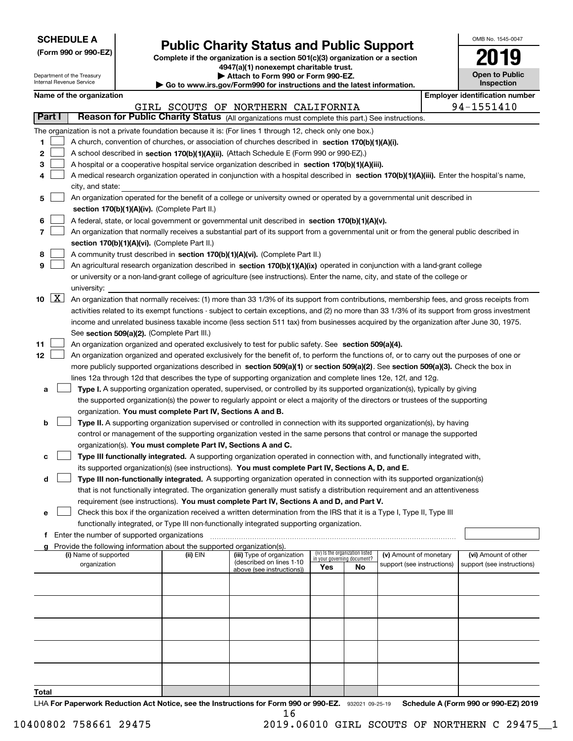**SCHEDULE A**
**(Form 990 or 990-EZ)**

Department of the Treasury
Internal Revenue Service

# Public Charity Status and Public Support

**Complete if the organization is a section 501(c)(3) organization or a section 4947(a)(1) nonexempt charitable trust.**
**▶ Attach to Form 990 or Form 990-EZ.**
**▶ Go to www.irs.gov/Form990 for instructions and the latest information.**

OMB No. 1545-0047
**2019**
**Open to Public Inspection**

**Name of the organization:** GIRL SCOUTS OF NORTHERN CALIFORNIA
**Employer identification number:** 94-1551410

## Part I — Reason for Public Charity Status (All organizations must complete this part.) See instructions.

The organization is not a private foundation because it is: (For lines 1 through 12, check only one box.)

1. ☐ A church, convention of churches, or association of churches described in **section 170(b)(1)(A)(i).**
2. ☐ A school described in **section 170(b)(1)(A)(ii).** (Attach Schedule E (Form 990 or 990-EZ).)
3. ☐ A hospital or a cooperative hospital service organization described in **section 170(b)(1)(A)(iii).**
4. ☐ A medical research organization operated in conjunction with a hospital described in **section 170(b)(1)(A)(iii).** Enter the hospital's name, city, and state:
5. ☐ An organization operated for the benefit of a college or university owned or operated by a governmental unit described in **section 170(b)(1)(A)(iv).** (Complete Part II.)
6. ☐ A federal, state, or local government or governmental unit described in **section 170(b)(1)(A)(v).**
7. ☐ An organization that normally receives a substantial part of its support from a governmental unit or from the general public described in **section 170(b)(1)(A)(vi).** (Complete Part II.)
8. ☐ A community trust described in **section 170(b)(1)(A)(vi).** (Complete Part II.)
9. ☐ An agricultural research organization described in **section 170(b)(1)(A)(ix)** operated in conjunction with a land-grant college or university or a non-land-grant college of agriculture (see instructions). Enter the name, city, and state of the college or university:
10. ☒ An organization that normally receives: (1) more than 33 1/3% of its support from contributions, membership fees, and gross receipts from activities related to its exempt functions - subject to certain exceptions, and (2) no more than 33 1/3% of its support from gross investment income and unrelated business taxable income (less section 511 tax) from businesses acquired by the organization after June 30, 1975. See **section 509(a)(2).** (Complete Part III.)
11. ☐ An organization organized and operated exclusively to test for public safety. See **section 509(a)(4).**
12. ☐ An organization organized and operated exclusively for the benefit of, to perform the functions of, or to carry out the purposes of one or more publicly supported organizations described in **section 509(a)(1)** or **section 509(a)(2).** See **section 509(a)(3).** Check the box in lines 12a through 12d that describes the type of supporting organization and complete lines 12e, 12f, and 12g.
   - **a** ☐ **Type I.** A supporting organization operated, supervised, or controlled by its supported organization(s), typically by giving the supported organization(s) the power to regularly appoint or elect a majority of the directors or trustees of the supporting organization. **You must complete Part IV, Sections A and B.**
   - **b** ☐ **Type II.** A supporting organization supervised or controlled in connection with its supported organization(s), by having control or management of the supporting organization vested in the same persons that control or manage the supported organization(s). **You must complete Part IV, Sections A and C.**
   - **c** ☐ **Type III functionally integrated.** A supporting organization operated in connection with, and functionally integrated with, its supported organization(s) (see instructions). **You must complete Part IV, Sections A, D, and E.**
   - **d** ☐ **Type III non-functionally integrated.** A supporting organization operated in connection with its supported organization(s) that is not functionally integrated. The organization generally must satisfy a distribution requirement and an attentiveness requirement (see instructions). **You must complete Part IV, Sections A and D, and Part V.**
   - **e** ☐ Check this box if the organization received a written determination from the IRS that it is a Type I, Type II, Type III functionally integrated, or Type III non-functionally integrated supporting organization.
   - **f** Enter the number of supported organizations
   - **g** Provide the following information about the supported organization(s).

| (i) Name of supported organization | (ii) EIN | (iii) Type of organization (described on lines 1-10 above (see instructions)) | (iv) Is the organization listed in your governing document? Yes | No | (v) Amount of monetary support (see instructions) | (vi) Amount of other support (see instructions) |
|---|---|---|---|---|---|---|
| | | | | | | |
| | | | | | | |
| | | | | | | |
| | | | | | | |
| | | | | | | |
| **Total** | | | | | | |

LHA **For Paperwork Reduction Act Notice, see the Instructions for Form 990 or 990-EZ.** 932021 09-25-19 **Schedule A (Form 990 or 990-EZ) 2019**

10400802 758661 29475 2019.06010 GIRL SCOUTS OF NORTHERN C 29475__1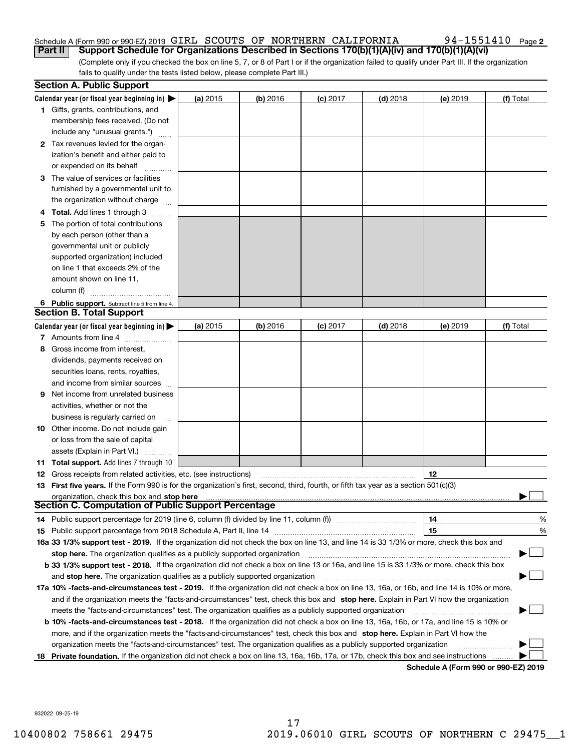Schedule A (Form 990 or 990-EZ) 2019 GIRL SCOUTS OF NORTHERN CALIFORNIA 94-1551410 Page 2

## Part II Support Schedule for Organizations Described in Sections 170(b)(1)(A)(iv) and 170(b)(1)(A)(vi)

(Complete only if you checked the box on line 5, 7, or 8 of Part I or if the organization failed to qualify under Part III. If the organization fails to qualify under the tests listed below, please complete Part III.)

### Section A. Public Support

| Calendar year (or fiscal year beginning in) ▶ | (a) 2015 | (b) 2016 | (c) 2017 | (d) 2018 | (e) 2019 | (f) Total |
|---|---|---|---|---|---|---|
| 1 Gifts, grants, contributions, and membership fees received. (Do not include any "unusual grants.") | | | | | | |
| 2 Tax revenues levied for the organization's benefit and either paid to or expended on its behalf | | | | | | |
| 3 The value of services or facilities furnished by a governmental unit to the organization without charge | | | | | | |
| 4 **Total.** Add lines 1 through 3 | | | | | | |
| 5 The portion of total contributions by each person (other than a governmental unit or publicly supported organization) included on line 1 that exceeds 2% of the amount shown on line 11, column (f) | | | | | | |
| 6 **Public support.** Subtract line 5 from line 4. | | | | | | |

### Section B. Total Support

| Calendar year (or fiscal year beginning in) ▶ | (a) 2015 | (b) 2016 | (c) 2017 | (d) 2018 | (e) 2019 | (f) Total |
|---|---|---|---|---|---|---|
| 7 Amounts from line 4 | | | | | | |
| 8 Gross income from interest, dividends, payments received on securities loans, rents, royalties, and income from similar sources | | | | | | |
| 9 Net income from unrelated business activities, whether or not the business is regularly carried on | | | | | | |
| 10 Other income. Do not include gain or loss from the sale of capital assets (Explain in Part VI.) | | | | | | |
| 11 **Total support.** Add lines 7 through 10 | | | | | | |

**12** Gross receipts from related activities, etc. (see instructions) | 12 |

**13 First five years.** If the Form 990 is for the organization's first, second, third, fourth, or fifth tax year as a section 501(c)(3) organization, check this box and **stop here** ▶ ☐

### Section C. Computation of Public Support Percentage

**14** Public support percentage for 2019 (line 6, column (f) divided by line 11, column (f)) | 14 | %

**15** Public support percentage from 2018 Schedule A, Part II, line 14 | 15 | %

**16a 33 1/3% support test - 2019.** If the organization did not check the box on line 13, and line 14 is 33 1/3% or more, check this box and **stop here.** The organization qualifies as a publicly supported organization ▶ ☐

**b 33 1/3% support test - 2018.** If the organization did not check a box on line 13 or 16a, and line 15 is 33 1/3% or more, check this box and **stop here.** The organization qualifies as a publicly supported organization ▶ ☐

**17a 10% -facts-and-circumstances test - 2019.** If the organization did not check a box on line 13, 16a, or 16b, and line 14 is 10% or more, and if the organization meets the "facts-and-circumstances" test, check this box and **stop here.** Explain in Part VI how the organization meets the "facts-and-circumstances" test. The organization qualifies as a publicly supported organization ▶ ☐

**b 10% -facts-and-circumstances test - 2018.** If the organization did not check a box on line 13, 16a, 16b, or 17a, and line 15 is 10% or more, and if the organization meets the "facts-and-circumstances" test, check this box and **stop here.** Explain in Part VI how the organization meets the "facts-and-circumstances" test. The organization qualifies as a publicly supported organization ▶ ☐

**18 Private foundation.** If the organization did not check a box on line 13, 16a, 16b, 17a, or 17b, check this box and see instructions ▶ ☐

**Schedule A (Form 990 or 990-EZ) 2019**

932022 09-25-19

10400802 758661 29475 2019.06010 GIRL SCOUTS OF NORTHERN C 29475__1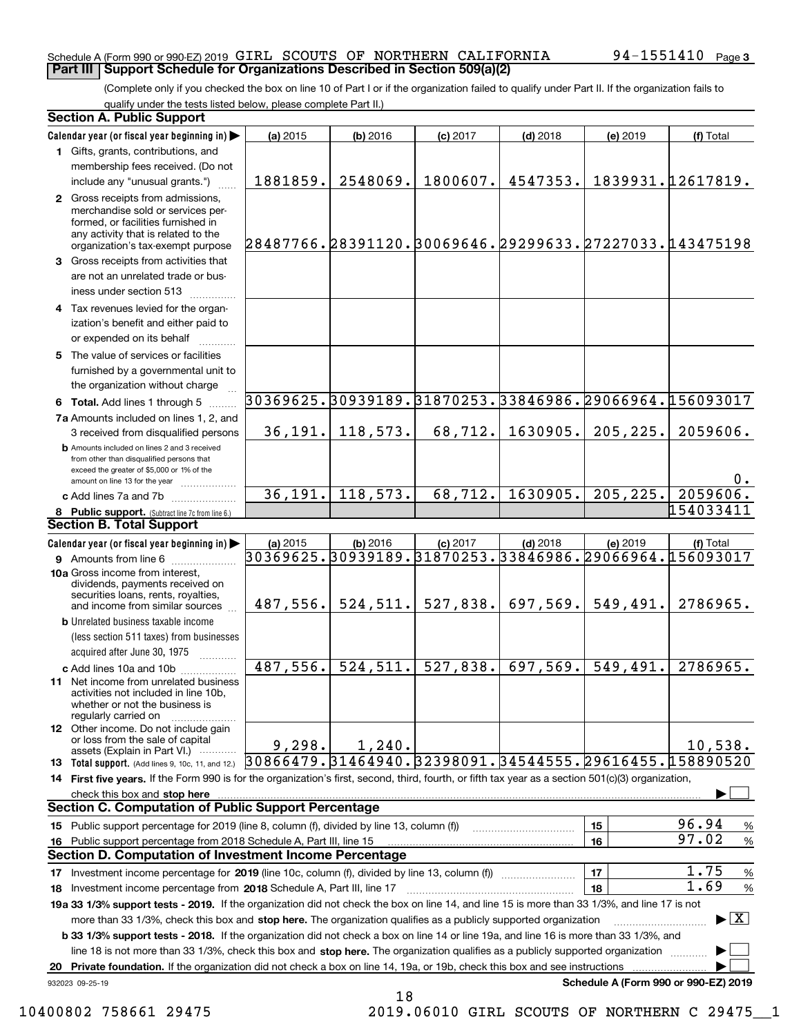Schedule A (Form 990 or 990-EZ) 2019 GIRL SCOUTS OF NORTHERN CALIFORNIA 94-1551410

## Part III Support Schedule for Organizations Described in Section 509(a)(2)

(Complete only if you checked the box on line 10 of Part I or if the organization failed to qualify under Part II. If the organization fails to qualify under the tests listed below, please complete Part II.)

### Section A. Public Support

| Calendar year (or fiscal year beginning in) ▶ | (a) 2015 | (b) 2016 | (c) 2017 | (d) 2018 | (e) 2019 | (f) Total |
|---|---|---|---|---|---|---|
| 1 Gifts, grants, contributions, and membership fees received. (Do not include any "unusual grants.") | 1881859. | 2548069. | 1800607. | 4547353. | 1839931. | 12617819. |
| 2 Gross receipts from admissions, merchandise sold or services performed, or facilities furnished in any activity that is related to the organization's tax-exempt purpose | 28487766. | 28391120. | 30069646. | 29299633. | 27227033. | 143475198 |
| 3 Gross receipts from activities that are not an unrelated trade or business under section 513 | | | | | | |
| 4 Tax revenues levied for the organization's benefit and either paid to or expended on its behalf | | | | | | |
| 5 The value of services or facilities furnished by a governmental unit to the organization without charge | | | | | | |
| 6 **Total.** Add lines 1 through 5 | 30369625. | 30939189. | 31870253. | 33846986. | 29066964. | 156093017 |
| 7a Amounts included on lines 1, 2, and 3 received from disqualified persons | 36,191. | 118,573. | 68,712. | 1630905. | 205,225. | 2059606. |
| b Amounts included on lines 2 and 3 received from other than disqualified persons that exceed the greater of $5,000 or 1% of the amount on line 13 for the year | | | | | | 0. |
| c Add lines 7a and 7b | 36,191. | 118,573. | 68,712. | 1630905. | 205,225. | 2059606. |
| 8 **Public support.** (Subtract line 7c from line 6.) | | | | | | 154033411 |

### Section B. Total Support

| Calendar year (or fiscal year beginning in) ▶ | (a) 2015 | (b) 2016 | (c) 2017 | (d) 2018 | (e) 2019 | (f) Total |
|---|---|---|---|---|---|---|
| 9 Amounts from line 6 | 30369625. | 30939189. | 31870253. | 33846986. | 29066964. | 156093017 |
| 10a Gross income from interest, dividends, payments received on securities loans, rents, royalties, and income from similar sources | 487,556. | 524,511. | 527,838. | 697,569. | 549,491. | 2786965. |
| b Unrelated business taxable income (less section 511 taxes) from businesses acquired after June 30, 1975 | | | | | | |
| c Add lines 10a and 10b | 487,556. | 524,511. | 527,838. | 697,569. | 549,491. | 2786965. |
| 11 Net income from unrelated business activities not included in line 10b, whether or not the business is regularly carried on | | | | | | |
| 12 Other income. Do not include gain or loss from the sale of capital assets (Explain in Part VI.) | 9,298. | 1,240. | | | | 10,538. |
| 13 **Total support.** (Add lines 9, 10c, 11, and 12.) | 30866479. | 31464940. | 32398091. | 34544555. | 29616455. | 158890520 |

14 **First five years.** If the Form 990 is for the organization's first, second, third, fourth, or fifth tax year as a section 501(c)(3) organization, check this box and **stop here** ▶ ☐

### Section C. Computation of Public Support Percentage

| | | |
|---|---|---|
| 15 Public support percentage for 2019 (line 8, column (f), divided by line 13, column (f)) | 15 | 96.94 % |
| 16 Public support percentage from 2018 Schedule A, Part III, line 15 | 16 | 97.02 % |

### Section D. Computation of Investment Income Percentage

| | | |
|---|---|---|
| 17 Investment income percentage for **2019** (line 10c, column (f), divided by line 13, column (f)) | 17 | 1.75 % |
| 18 Investment income percentage from **2018** Schedule A, Part III, line 17 | 18 | 1.69 % |

**19a 33 1/3% support tests - 2019.** If the organization did not check the box on line 14, and line 15 is more than 33 1/3%, and line 17 is not more than 33 1/3%, check this box and **stop here.** The organization qualifies as a publicly supported organization ▶ ☒

**b 33 1/3% support tests - 2018.** If the organization did not check a box on line 14 or line 19a, and line 16 is more than 33 1/3%, and line 18 is not more than 33 1/3%, check this box and **stop here.** The organization qualifies as a publicly supported organization ▶ ☐

**20 Private foundation.** If the organization did not check a box on line 14, 19a, or 19b, check this box and see instructions ▶ ☐

932023 09-25-19 **Schedule A (Form 990 or 990-EZ) 2019**

10400802 758661 29475 2019.06010 GIRL SCOUTS OF NORTHERN C 29475__1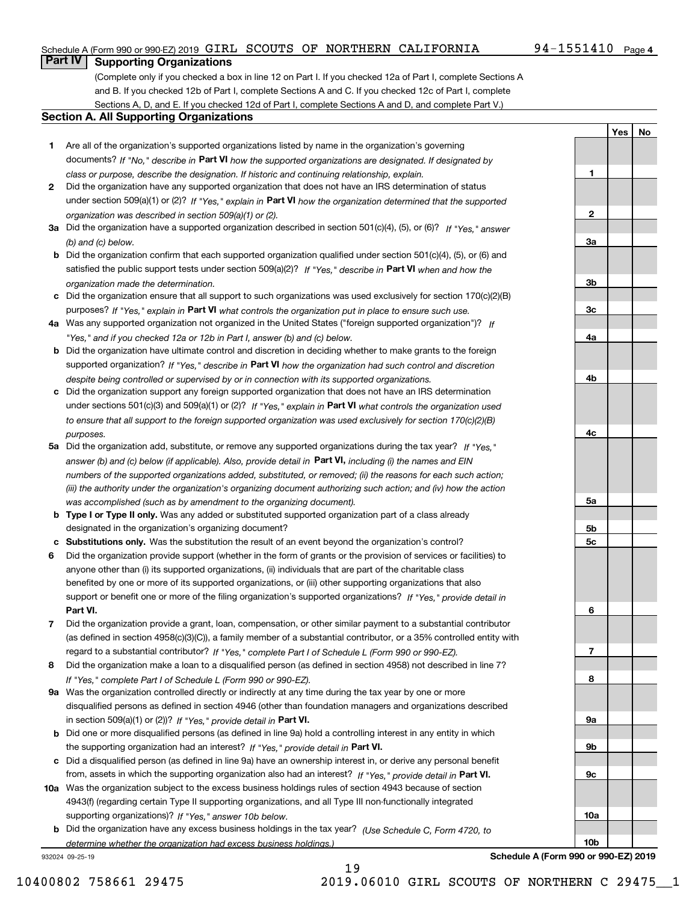Schedule A (Form 990 or 990-EZ) 2019 GIRL SCOUTS OF NORTHERN CALIFORNIA 94-1551410 Page 4

## Part IV Supporting Organizations

(Complete only if you checked a box in line 12 on Part I. If you checked 12a of Part I, complete Sections A and B. If you checked 12b of Part I, complete Sections A and C. If you checked 12c of Part I, complete Sections A, D, and E. If you checked 12d of Part I, complete Sections A and D, and complete Part V.)

### Section A. All Supporting Organizations

| | | Line | Yes | No |
|---|---|---|---|---|
| 1 | Are all of the organization's supported organizations listed by name in the organization's governing documents? *If "No," describe in* **Part VI** *how the supported organizations are designated. If designated by class or purpose, describe the designation. If historic and continuing relationship, explain.* | 1 | | |
| 2 | Did the organization have any supported organization that does not have an IRS determination of status under section 509(a)(1) or (2)? *If "Yes," explain in* **Part VI** *how the organization determined that the supported organization was described in section 509(a)(1) or (2).* | 2 | | |
| 3a | Did the organization have a supported organization described in section 501(c)(4), (5), or (6)? *If "Yes," answer (b) and (c) below.* | 3a | | |
| b | Did the organization confirm that each supported organization qualified under section 501(c)(4), (5), or (6) and satisfied the public support tests under section 509(a)(2)? *If "Yes," describe in* **Part VI** *when and how the organization made the determination.* | 3b | | |
| c | Did the organization ensure that all support to such organizations was used exclusively for section 170(c)(2)(B) purposes? *If "Yes," explain in* **Part VI** *what controls the organization put in place to ensure such use.* | 3c | | |
| 4a | Was any supported organization not organized in the United States ("foreign supported organization")? *If "Yes," and if you checked 12a or 12b in Part I, answer (b) and (c) below.* | 4a | | |
| b | Did the organization have ultimate control and discretion in deciding whether to make grants to the foreign supported organization? *If "Yes," describe in* **Part VI** *how the organization had such control and discretion despite being controlled or supervised by or in connection with its supported organizations.* | 4b | | |
| c | Did the organization support any foreign supported organization that does not have an IRS determination under sections 501(c)(3) and 509(a)(1) or (2)? *If "Yes," explain in* **Part VI** *what controls the organization used to ensure that all support to the foreign supported organization was used exclusively for section 170(c)(2)(B) purposes.* | 4c | | |
| 5a | Did the organization add, substitute, or remove any supported organizations during the tax year? *If "Yes," answer (b) and (c) below (if applicable). Also, provide detail in* **Part VI,** *including (i) the names and EIN numbers of the supported organizations added, substituted, or removed; (ii) the reasons for each such action; (iii) the authority under the organization's organizing document authorizing such action; and (iv) how the action was accomplished (such as by amendment to the organizing document).* | 5a | | |
| b | **Type I or Type II only.** Was any added or substituted supported organization part of a class already designated in the organization's organizing document? | 5b | | |
| c | **Substitutions only.** Was the substitution the result of an event beyond the organization's control? | 5c | | |
| 6 | Did the organization provide support (whether in the form of grants or the provision of services or facilities) to anyone other than (i) its supported organizations, (ii) individuals that are part of the charitable class benefited by one or more of its supported organizations, or (iii) other supporting organizations that also support or benefit one or more of the filing organization's supported organizations? *If "Yes," provide detail in* **Part VI.** | 6 | | |
| 7 | Did the organization provide a grant, loan, compensation, or other similar payment to a substantial contributor (as defined in section 4958(c)(3)(C)), a family member of a substantial contributor, or a 35% controlled entity with regard to a substantial contributor? *If "Yes," complete Part I of Schedule L (Form 990 or 990-EZ).* | 7 | | |
| 8 | Did the organization make a loan to a disqualified person (as defined in section 4958) not described in line 7? *If "Yes," complete Part I of Schedule L (Form 990 or 990-EZ).* | 8 | | |
| 9a | Was the organization controlled directly or indirectly at any time during the tax year by one or more disqualified persons as defined in section 4946 (other than foundation managers and organizations described in section 509(a)(1) or (2))? *If "Yes," provide detail in* **Part VI.** | 9a | | |
| b | Did one or more disqualified persons (as defined in line 9a) hold a controlling interest in any entity in which the supporting organization had an interest? *If "Yes," provide detail in* **Part VI.** | 9b | | |
| c | Did a disqualified person (as defined in line 9a) have an ownership interest in, or derive any personal benefit from, assets in which the supporting organization also had an interest? *If "Yes," provide detail in* **Part VI.** | 9c | | |
| 10a | Was the organization subject to the excess business holdings rules of section 4943 because of section 4943(f) (regarding certain Type II supporting organizations, and all Type III non-functionally integrated supporting organizations)? *If "Yes," answer 10b below.* | 10a | | |
| b | Did the organization have any excess business holdings in the tax year? *(Use Schedule C, Form 4720, to determine whether the organization had excess business holdings.)* | 10b | | |

932024 09-25-19

**Schedule A (Form 990 or 990-EZ) 2019**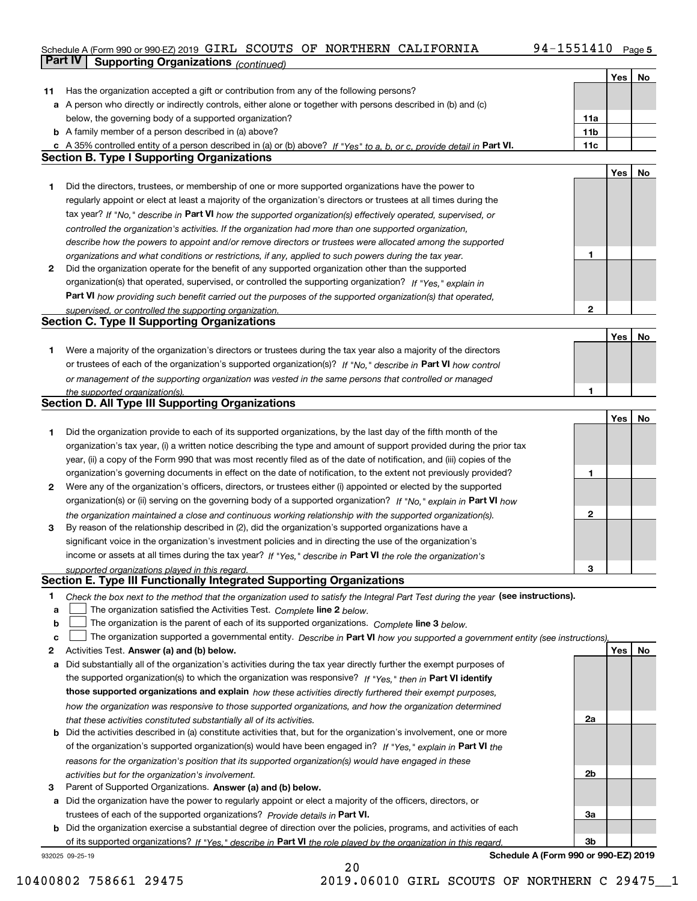Schedule A (Form 990 or 990-EZ) 2019 GIRL SCOUTS OF NORTHERN CALIFORNIA 94-1551410

## Part IV Supporting Organizations *(continued)*

| | | | Yes | No |
|---|---|---|---|---|
| **11** | Has the organization accepted a gift or contribution from any of the following persons? | | | |
| **a** | A person who directly or indirectly controls, either alone or together with persons described in (b) and (c) below, the governing body of a supported organization? | **11a** | | |
| **b** | A family member of a person described in (a) above? | **11b** | | |
| **c** | A 35% controlled entity of a person described in (a) or (b) above? *If "Yes" to a, b, or c, provide detail in* **Part VI.** | **11c** | | |

### Section B. Type I Supporting Organizations

| | | | Yes | No |
|---|---|---|---|---|
| **1** | Did the directors, trustees, or membership of one or more supported organizations have the power to regularly appoint or elect at least a majority of the organization's directors or trustees at all times during the tax year? *If "No," describe in* **Part VI** *how the supported organization(s) effectively operated, supervised, or controlled the organization's activities. If the organization had more than one supported organization, describe how the powers to appoint and/or remove directors or trustees were allocated among the supported organizations and what conditions or restrictions, if any, applied to such powers during the tax year.* | **1** | | |
| **2** | Did the organization operate for the benefit of any supported organization other than the supported organization(s) that operated, supervised, or controlled the supporting organization? *If "Yes," explain in* **Part VI** *how providing such benefit carried out the purposes of the supported organization(s) that operated, supervised, or controlled the supporting organization.* | **2** | | |

### Section C. Type II Supporting Organizations

| | | | Yes | No |
|---|---|---|---|---|
| **1** | Were a majority of the organization's directors or trustees during the tax year also a majority of the directors or trustees of each of the organization's supported organization(s)? *If "No," describe in* **Part VI** *how control or management of the supporting organization was vested in the same persons that controlled or managed the supported organization(s).* | **1** | | |

### Section D. All Type III Supporting Organizations

| | | | Yes | No |
|---|---|---|---|---|
| **1** | Did the organization provide to each of its supported organizations, by the last day of the fifth month of the organization's tax year, (i) a written notice describing the type and amount of support provided during the prior tax year, (ii) a copy of the Form 990 that was most recently filed as of the date of notification, and (iii) copies of the organization's governing documents in effect on the date of notification, to the extent not previously provided? | **1** | | |
| **2** | Were any of the organization's officers, directors, or trustees either (i) appointed or elected by the supported organization(s) or (ii) serving on the governing body of a supported organization? *If "No," explain in* **Part VI** *how the organization maintained a close and continuous working relationship with the supported organization(s).* | **2** | | |
| **3** | By reason of the relationship described in (2), did the organization's supported organizations have a significant voice in the organization's investment policies and in directing the use of the organization's income or assets at all times during the tax year? *If "Yes," describe in* **Part VI** *the role the organization's supported organizations played in this regard.* | **3** | | |

### Section E. Type III Functionally Integrated Supporting Organizations

**1** *Check the box next to the method that the organization used to satisfy the Integral Part Test during the year* **(see instructions).**

- **a** ☐ The organization satisfied the Activities Test. *Complete* **line 2** *below.*
- **b** ☐ The organization is the parent of each of its supported organizations. *Complete* **line 3** *below.*
- **c** ☐ The organization supported a governmental entity. *Describe in* **Part VI** *how you supported a government entity (see instructions).*

| | | | Yes | No |
|---|---|---|---|---|
| **2** | Activities Test. **Answer (a) and (b) below.** | | | |
| **a** | Did substantially all of the organization's activities during the tax year directly further the exempt purposes of the supported organization(s) to which the organization was responsive? *If "Yes," then in* **Part VI identify those supported organizations and explain** *how these activities directly furthered their exempt purposes, how the organization was responsive to those supported organizations, and how the organization determined that these activities constituted substantially all of its activities.* | **2a** | | |
| **b** | Did the activities described in (a) constitute activities that, but for the organization's involvement, one or more of the organization's supported organization(s) would have been engaged in? *If "Yes," explain in* **Part VI** *the reasons for the organization's position that its supported organization(s) would have engaged in these activities but for the organization's involvement.* | **2b** | | |
| **3** | Parent of Supported Organizations. **Answer (a) and (b) below.** | | | |
| **a** | Did the organization have the power to regularly appoint or elect a majority of the officers, directors, or trustees of each of the supported organizations? *Provide details in* **Part VI.** | **3a** | | |
| **b** | Did the organization exercise a substantial degree of direction over the policies, programs, and activities of each of its supported organizations? *If "Yes," describe in* **Part VI** *the role played by the organization in this regard.* | **3b** | | |

932025 09-25-19 **Schedule A (Form 990 or 990-EZ) 2019**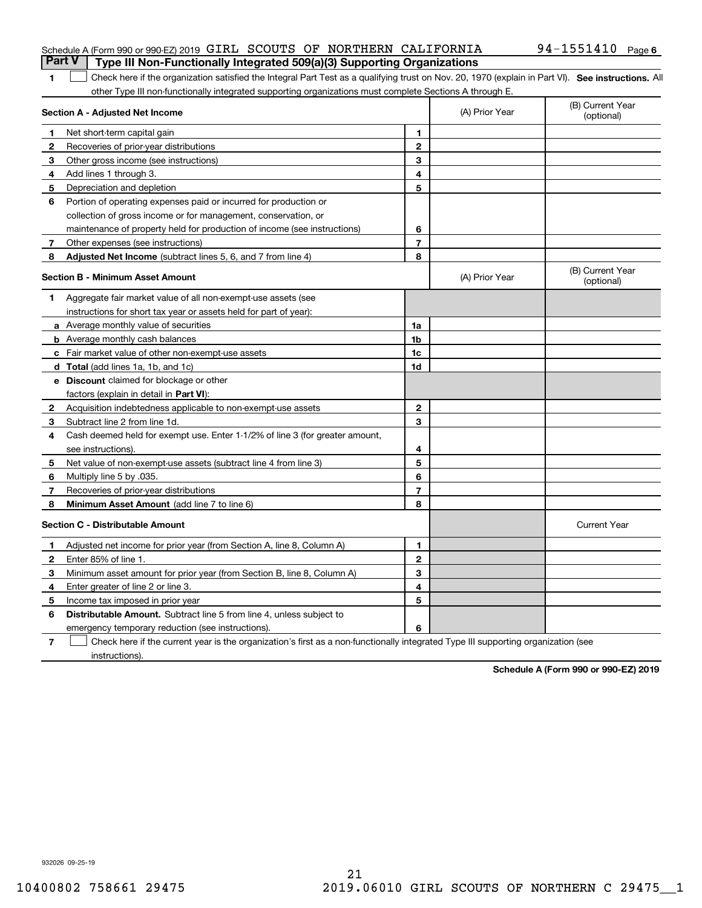Schedule A (Form 990 or 990-EZ) 2019 GIRL SCOUTS OF NORTHERN CALIFORNIA 94-1551410 Page 6

## Part V Type III Non-Functionally Integrated 509(a)(3) Supporting Organizations

**1** ☐ Check here if the organization satisfied the Integral Part Test as a qualifying trust on Nov. 20, 1970 (explain in Part VI). **See instructions.** All other Type III non-functionally integrated supporting organizations must complete Sections A through E.

| **Section A - Adjusted Net Income** | | (A) Prior Year | (B) Current Year (optional) |
|---|---|---|---|
| **1** Net short-term capital gain | 1 | | |
| **2** Recoveries of prior-year distributions | 2 | | |
| **3** Other gross income (see instructions) | 3 | | |
| **4** Add lines 1 through 3. | 4 | | |
| **5** Depreciation and depletion | 5 | | |
| **6** Portion of operating expenses paid or incurred for production or collection of gross income or for management, conservation, or maintenance of property held for production of income (see instructions) | 6 | | |
| **7** Other expenses (see instructions) | 7 | | |
| **8** **Adjusted Net Income** (subtract lines 5, 6, and 7 from line 4) | 8 | | |

| **Section B - Minimum Asset Amount** | | (A) Prior Year | (B) Current Year (optional) |
|---|---|---|---|
| **1** Aggregate fair market value of all non-exempt-use assets (see instructions for short tax year or assets held for part of year): | | | |
| **a** Average monthly value of securities | 1a | | |
| **b** Average monthly cash balances | 1b | | |
| **c** Fair market value of other non-exempt-use assets | 1c | | |
| **d** **Total** (add lines 1a, 1b, and 1c) | 1d | | |
| **e** **Discount** claimed for blockage or other factors (explain in detail in **Part VI**): | | | |
| **2** Acquisition indebtedness applicable to non-exempt-use assets | 2 | | |
| **3** Subtract line 2 from line 1d. | 3 | | |
| **4** Cash deemed held for exempt use. Enter 1-1/2% of line 3 (for greater amount, see instructions). | 4 | | |
| **5** Net value of non-exempt-use assets (subtract line 4 from line 3) | 5 | | |
| **6** Multiply line 5 by .035. | 6 | | |
| **7** Recoveries of prior-year distributions | 7 | | |
| **8** **Minimum Asset Amount** (add line 7 to line 6) | 8 | | |

| **Section C - Distributable Amount** | | | Current Year |
|---|---|---|---|
| **1** Adjusted net income for prior year (from Section A, line 8, Column A) | 1 | | |
| **2** Enter 85% of line 1. | 2 | | |
| **3** Minimum asset amount for prior year (from Section B, line 8, Column A) | 3 | | |
| **4** Enter greater of line 2 or line 3. | 4 | | |
| **5** Income tax imposed in prior year | 5 | | |
| **6** **Distributable Amount.** Subtract line 5 from line 4, unless subject to emergency temporary reduction (see instructions). | 6 | | |

**7** ☐ Check here if the current year is the organization's first as a non-functionally integrated Type III supporting organization (see instructions).

**Schedule A (Form 990 or 990-EZ) 2019**

932026 09-25-19

10400802 758661 29475 2019.06010 GIRL SCOUTS OF NORTHERN C 29475__1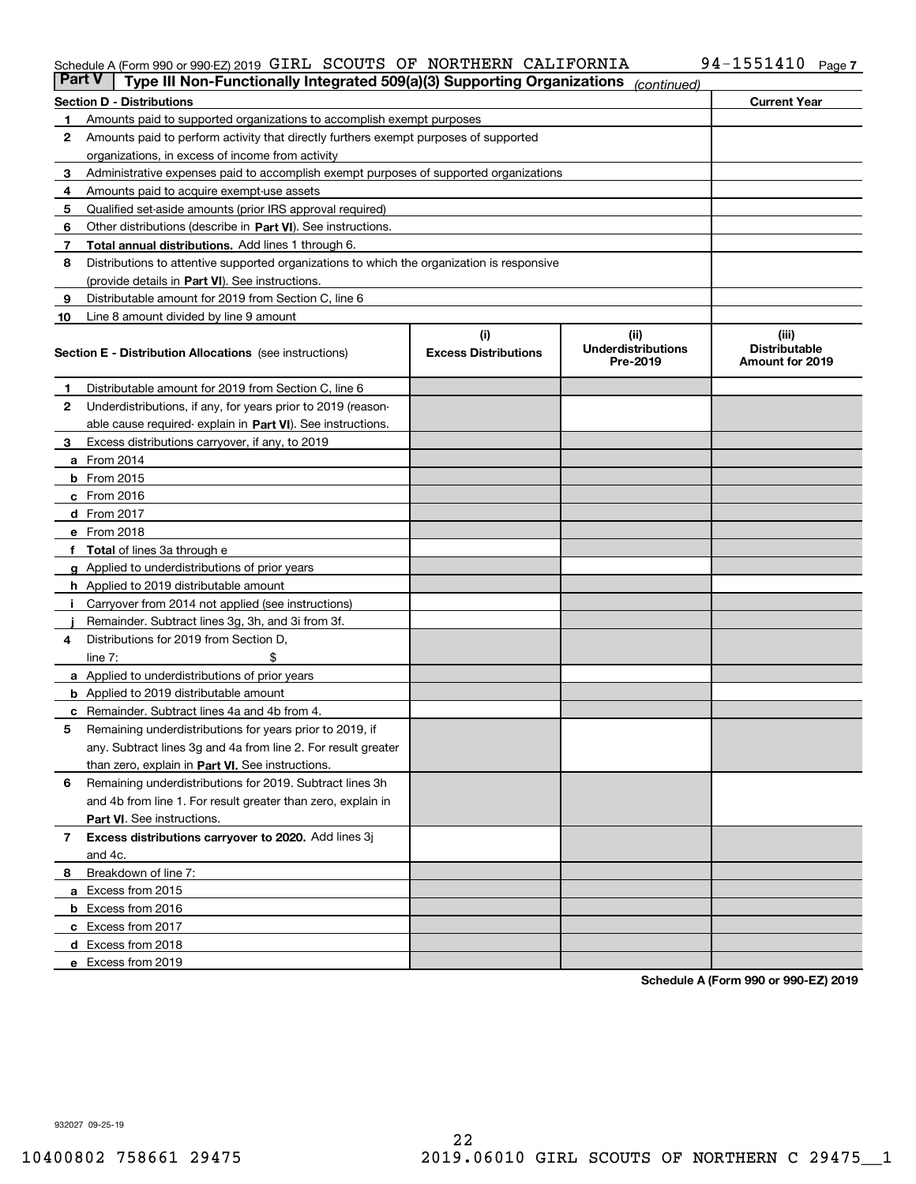Schedule A (Form 990 or 990-EZ) 2019 GIRL SCOUTS OF NORTHERN CALIFORNIA 94-1551410 Page 7

## Part V Type III Non-Functionally Integrated 509(a)(3) Supporting Organizations *(continued)*

| Section D - Distributions | | Current Year |
|---|---|---|
| 1 | Amounts paid to supported organizations to accomplish exempt purposes | |
| 2 | Amounts paid to perform activity that directly furthers exempt purposes of supported organizations, in excess of income from activity | |
| 3 | Administrative expenses paid to accomplish exempt purposes of supported organizations | |
| 4 | Amounts paid to acquire exempt-use assets | |
| 5 | Qualified set-aside amounts (prior IRS approval required) | |
| 6 | Other distributions (describe in **Part VI**). See instructions. | |
| 7 | **Total annual distributions.** Add lines 1 through 6. | |
| 8 | Distributions to attentive supported organizations to which the organization is responsive (provide details in **Part VI**). See instructions. | |
| 9 | Distributable amount for 2019 from Section C, line 6 | |
| 10 | Line 8 amount divided by line 9 amount | |

| **Section E - Distribution Allocations** (see instructions) | (i) Excess Distributions | (ii) Underdistributions Pre-2019 | (iii) Distributable Amount for 2019 |
|---|---|---|---|
| **1** Distributable amount for 2019 from Section C, line 6 | | | |
| **2** Underdistributions, if any, for years prior to 2019 (reasonable cause required- explain in **Part VI**). See instructions. | | | |
| **3** Excess distributions carryover, if any, to 2019 | | | |
| **a** From 2014 | | | |
| **b** From 2015 | | | |
| **c** From 2016 | | | |
| **d** From 2017 | | | |
| **e** From 2018 | | | |
| **f Total** of lines 3a through e | | | |
| **g** Applied to underdistributions of prior years | | | |
| **h** Applied to 2019 distributable amount | | | |
| **i** Carryover from 2014 not applied (see instructions) | | | |
| **j** Remainder. Subtract lines 3g, 3h, and 3i from 3f. | | | |
| **4** Distributions for 2019 from Section D, line 7: $ | | | |
| **a** Applied to underdistributions of prior years | | | |
| **b** Applied to 2019 distributable amount | | | |
| **c** Remainder. Subtract lines 4a and 4b from 4. | | | |
| **5** Remaining underdistributions for years prior to 2019, if any. Subtract lines 3g and 4a from line 2. For result greater than zero, explain in **Part VI.** See instructions. | | | |
| **6** Remaining underdistributions for 2019. Subtract lines 3h and 4b from line 1. For result greater than zero, explain in **Part VI**. See instructions. | | | |
| **7 Excess distributions carryover to 2020.** Add lines 3j and 4c. | | | |
| **8** Breakdown of line 7: | | | |
| **a** Excess from 2015 | | | |
| **b** Excess from 2016 | | | |
| **c** Excess from 2017 | | | |
| **d** Excess from 2018 | | | |
| **e** Excess from 2019 | | | |

**Schedule A (Form 990 or 990-EZ) 2019**

932027 09-25-19

10400802 758661 29475 2019.06010 GIRL SCOUTS OF NORTHERN C 29475__1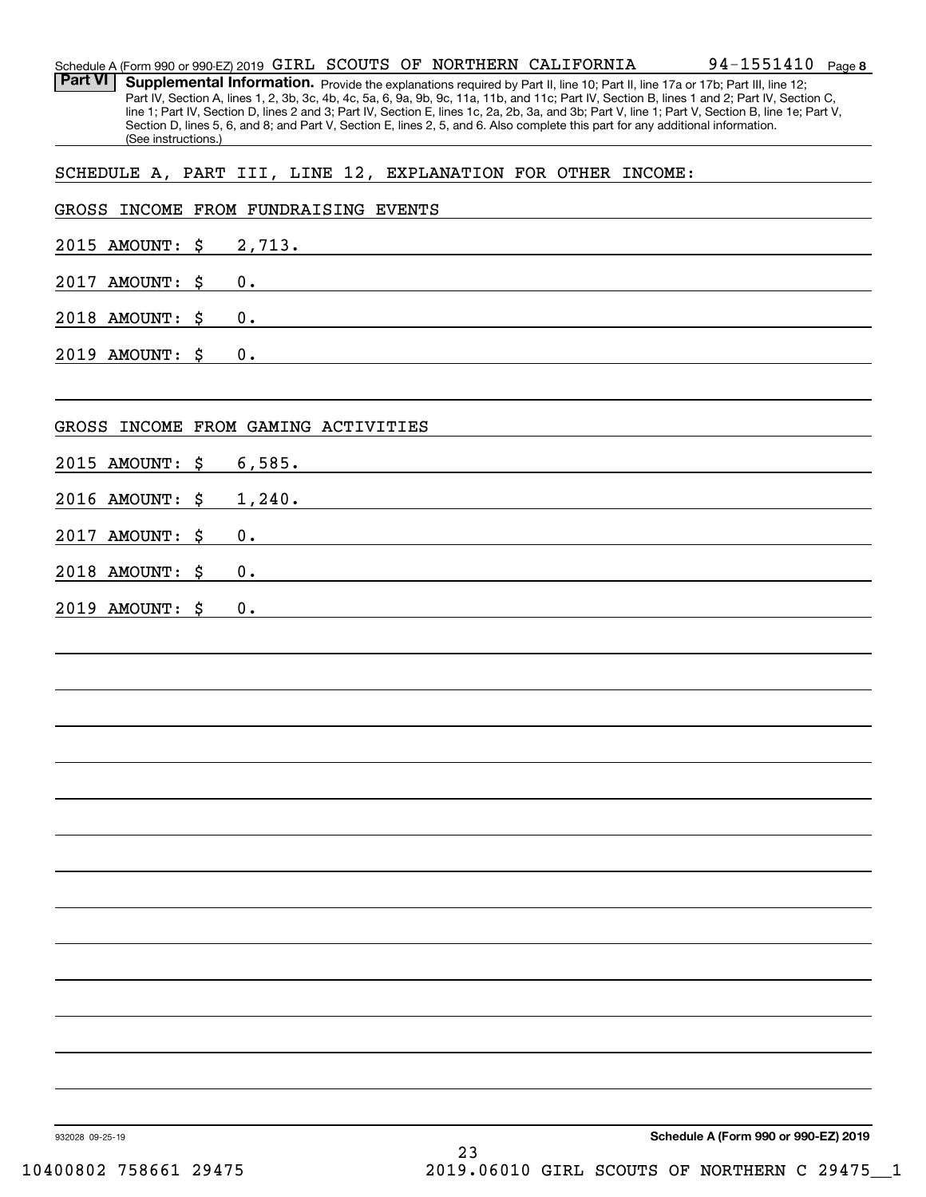Schedule A (Form 990 or 990-EZ) 2019 GIRL SCOUTS OF NORTHERN CALIFORNIA 94-1551410 Page 8

**Part VI** **Supplemental Information.** Provide the explanations required by Part II, line 10; Part II, line 17a or 17b; Part III, line 12; Part IV, Section A, lines 1, 2, 3b, 3c, 4b, 4c, 5a, 6, 9a, 9b, 9c, 11a, 11b, and 11c; Part IV, Section B, lines 1 and 2; Part IV, Section C, line 1; Part IV, Section D, lines 2 and 3; Part IV, Section E, lines 1c, 2a, 2b, 3a, and 3b; Part V, line 1; Part V, Section B, line 1e; Part V, Section D, lines 5, 6, and 8; and Part V, Section E, lines 2, 5, and 6. Also complete this part for any additional information. (See instructions.)

SCHEDULE A, PART III, LINE 12, EXPLANATION FOR OTHER INCOME:

GROSS INCOME FROM FUNDRAISING EVENTS

2015 AMOUNT: $ 2,713.

2017 AMOUNT: $ 0.

2018 AMOUNT: $ 0.

2019 AMOUNT: $ 0.

GROSS INCOME FROM GAMING ACTIVITIES

2015 AMOUNT: $ 6,585.

2016 AMOUNT: $ 1,240.

2017 AMOUNT: $ 0.

2018 AMOUNT: $ 0.

2019 AMOUNT: $ 0.

932028 09-25-19 **Schedule A (Form 990 or 990-EZ) 2019**

10400802 758661 29475 2019.06010 GIRL SCOUTS OF NORTHERN C 29475__1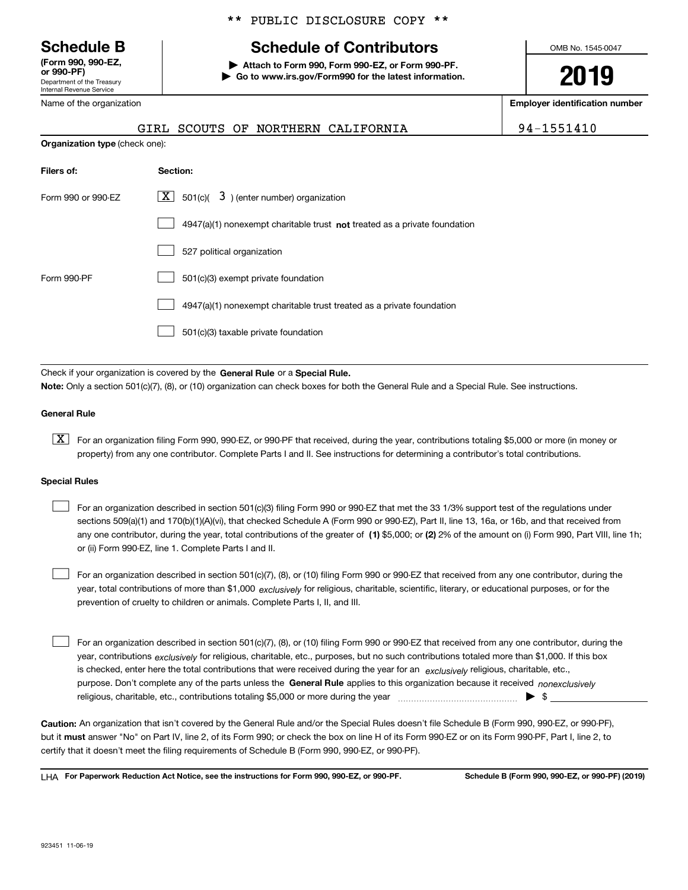** PUBLIC DISCLOSURE COPY **

**Schedule B**
**(Form 990, 990-EZ, or 990-PF)**
Department of the Treasury
Internal Revenue Service

# Schedule of Contributors

▶ **Attach to Form 990, Form 990-EZ, or Form 990-PF.**
▶ **Go to www.irs.gov/Form990 for the latest information.**

OMB No. 1545-0047

**2019**

| Name of the organization | Employer identification number |
|---|---|
| GIRL SCOUTS OF NORTHERN CALIFORNIA | 94-1551410 |

**Organization type** (check one):

| Filers of: | Section: |
|---|---|
| Form 990 or 990-EZ | [X] 501(c)( 3 ) (enter number) organization |
| | [ ] 4947(a)(1) nonexempt charitable trust **not** treated as a private foundation |
| | [ ] 527 political organization |
| Form 990-PF | [ ] 501(c)(3) exempt private foundation |
| | [ ] 4947(a)(1) nonexempt charitable trust treated as a private foundation |
| | [ ] 501(c)(3) taxable private foundation |

Check if your organization is covered by the **General Rule** or a **Special Rule.**

**Note:** Only a section 501(c)(7), (8), or (10) organization can check boxes for both the General Rule and a Special Rule. See instructions.

**General Rule**

[X] For an organization filing Form 990, 990-EZ, or 990-PF that received, during the year, contributions totaling $5,000 or more (in money or property) from any one contributor. Complete Parts I and II. See instructions for determining a contributor's total contributions.

**Special Rules**

[ ] For an organization described in section 501(c)(3) filing Form 990 or 990-EZ that met the 33 1/3% support test of the regulations under sections 509(a)(1) and 170(b)(1)(A)(vi), that checked Schedule A (Form 990 or 990-EZ), Part II, line 13, 16a, or 16b, and that received from any one contributor, during the year, total contributions of the greater of **(1)** $5,000; or **(2)** 2% of the amount on (i) Form 990, Part VIII, line 1h; or (ii) Form 990-EZ, line 1. Complete Parts I and II.

[ ] For an organization described in section 501(c)(7), (8), or (10) filing Form 990 or 990-EZ that received from any one contributor, during the year, total contributions of more than $1,000 *exclusively* for religious, charitable, scientific, literary, or educational purposes, or for the prevention of cruelty to children or animals. Complete Parts I, II, and III.

[ ] For an organization described in section 501(c)(7), (8), or (10) filing Form 990 or 990-EZ that received from any one contributor, during the year, contributions *exclusively* for religious, charitable, etc., purposes, but no such contributions totaled more than $1,000. If this box is checked, enter here the total contributions that were received during the year for an *exclusively* religious, charitable, etc., purpose. Don't complete any of the parts unless the **General Rule** applies to this organization because it received *nonexclusively* religious, charitable, etc., contributions totaling $5,000 or more during the year ▶ $ ______

**Caution:** An organization that isn't covered by the General Rule and/or the Special Rules doesn't file Schedule B (Form 990, 990-EZ, or 990-PF), but it **must** answer "No" on Part IV, line 2, of its Form 990; or check the box on line H of its Form 990-EZ or on its Form 990-PF, Part I, line 2, to certify that it doesn't meet the filing requirements of Schedule B (Form 990, 990-EZ, or 990-PF).

LHA **For Paperwork Reduction Act Notice, see the instructions for Form 990, 990-EZ, or 990-PF.** **Schedule B (Form 990, 990-EZ, or 990-PF) (2019)**

923451 11-06-19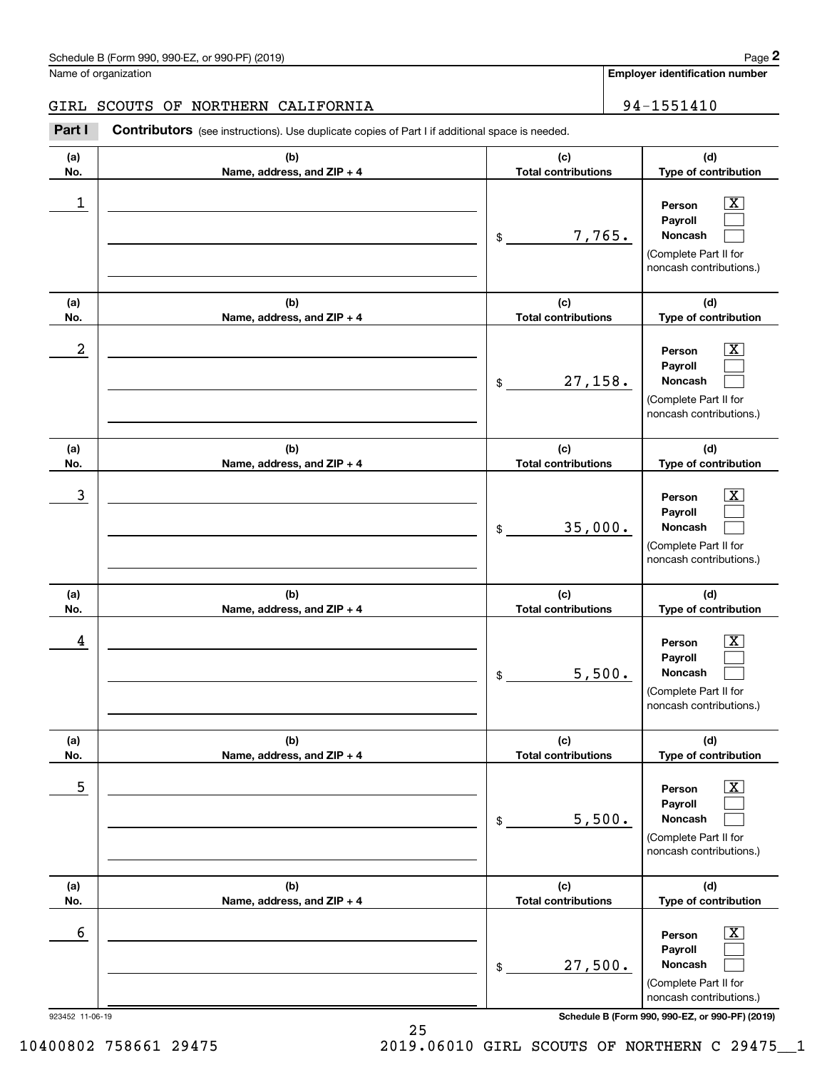Schedule B (Form 990, 990-EZ, or 990-PF) (2019)

Name of organization: GIRL SCOUTS OF NORTHERN CALIFORNIA

Employer identification number: 94-1551410

## Part I — Contributors (see instructions). Use duplicate copies of Part I if additional space is needed.

| (a) No. | (b) Name, address, and ZIP + 4 | (c) Total contributions | (d) Type of contribution |
|---|---|---|---|
| 1 | | $ 7,765. | Person [X] Payroll [ ] Noncash [ ] (Complete Part II for noncash contributions.) |
| 2 | | $ 27,158. | Person [X] Payroll [ ] Noncash [ ] (Complete Part II for noncash contributions.) |
| 3 | | $ 35,000. | Person [X] Payroll [ ] Noncash [ ] (Complete Part II for noncash contributions.) |
| 4 | | $ 5,500. | Person [X] Payroll [ ] Noncash [ ] (Complete Part II for noncash contributions.) |
| 5 | | $ 5,500. | Person [X] Payroll [ ] Noncash [ ] (Complete Part II for noncash contributions.) |
| 6 | | $ 27,500. | Person [X] Payroll [ ] Noncash [ ] (Complete Part II for noncash contributions.) |

923452 11-06-19

Schedule B (Form 990, 990-EZ, or 990-PF) (2019)

10400802 758661 29475 2019.06010 GIRL SCOUTS OF NORTHERN C 29475__1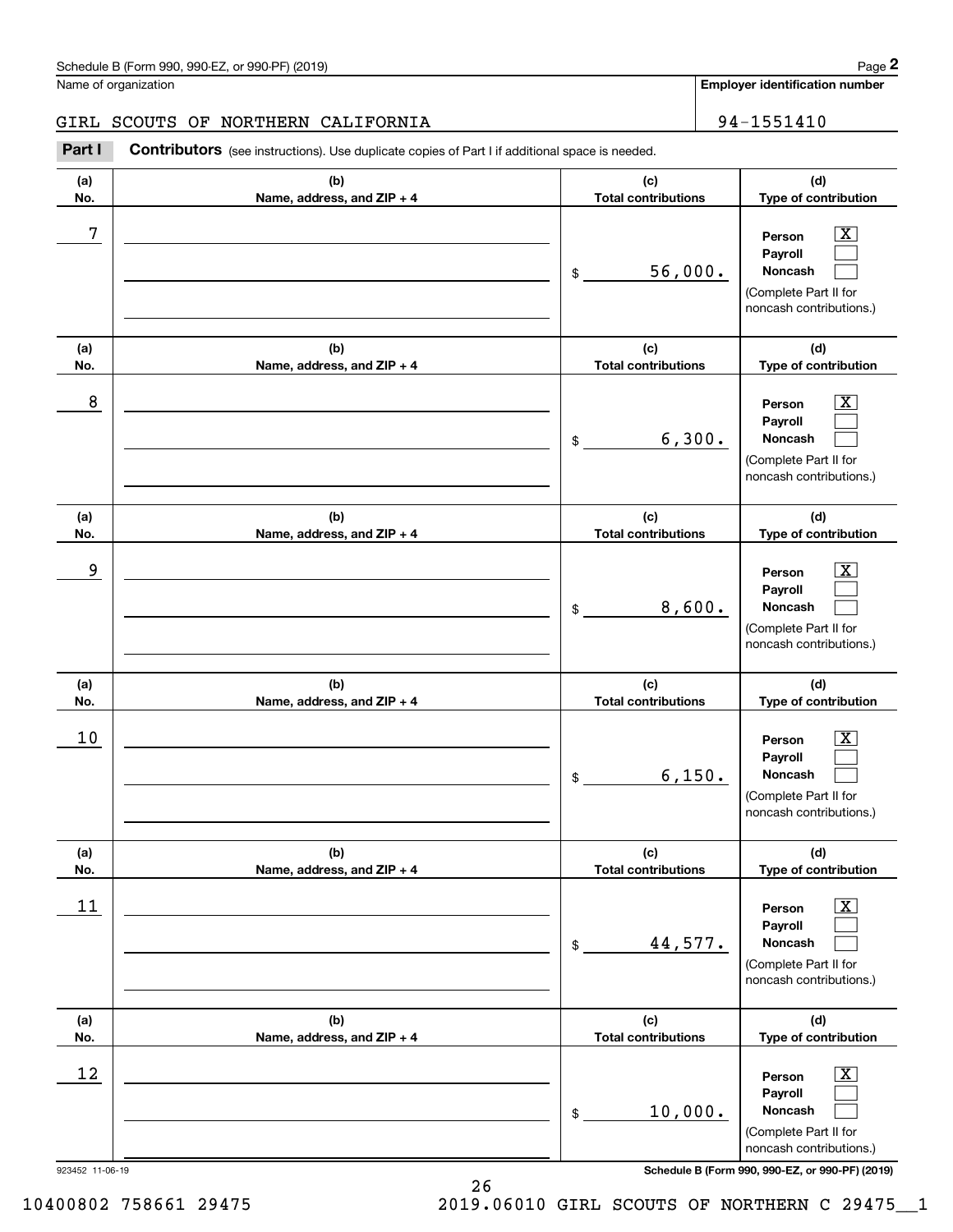Name of organization

GIRL SCOUTS OF NORTHERN CALIFORNIA

**Employer identification number**

94-1551410

**Part I** **Contributors** (see instructions). Use duplicate copies of Part I if additional space is needed.

| (a) No. | (b) Name, address, and ZIP + 4 | (c) Total contributions | (d) Type of contribution |
|---|---|---|---|
| 7 | | $ 56,000. | Person [X] Payroll [ ] Noncash [ ] (Complete Part II for noncash contributions.) |
| 8 | | $ 6,300. | Person [X] Payroll [ ] Noncash [ ] (Complete Part II for noncash contributions.) |
| 9 | | $ 8,600. | Person [X] Payroll [ ] Noncash [ ] (Complete Part II for noncash contributions.) |
| 10 | | $ 6,150. | Person [X] Payroll [ ] Noncash [ ] (Complete Part II for noncash contributions.) |
| 11 | | $ 44,577. | Person [X] Payroll [ ] Noncash [ ] (Complete Part II for noncash contributions.) |
| 12 | | $ 10,000. | Person [X] Payroll [ ] Noncash [ ] (Complete Part II for noncash contributions.) |

923452 11-06-19

10400802 758661 29475 2019.06010 GIRL SCOUTS OF NORTHERN C 29475__1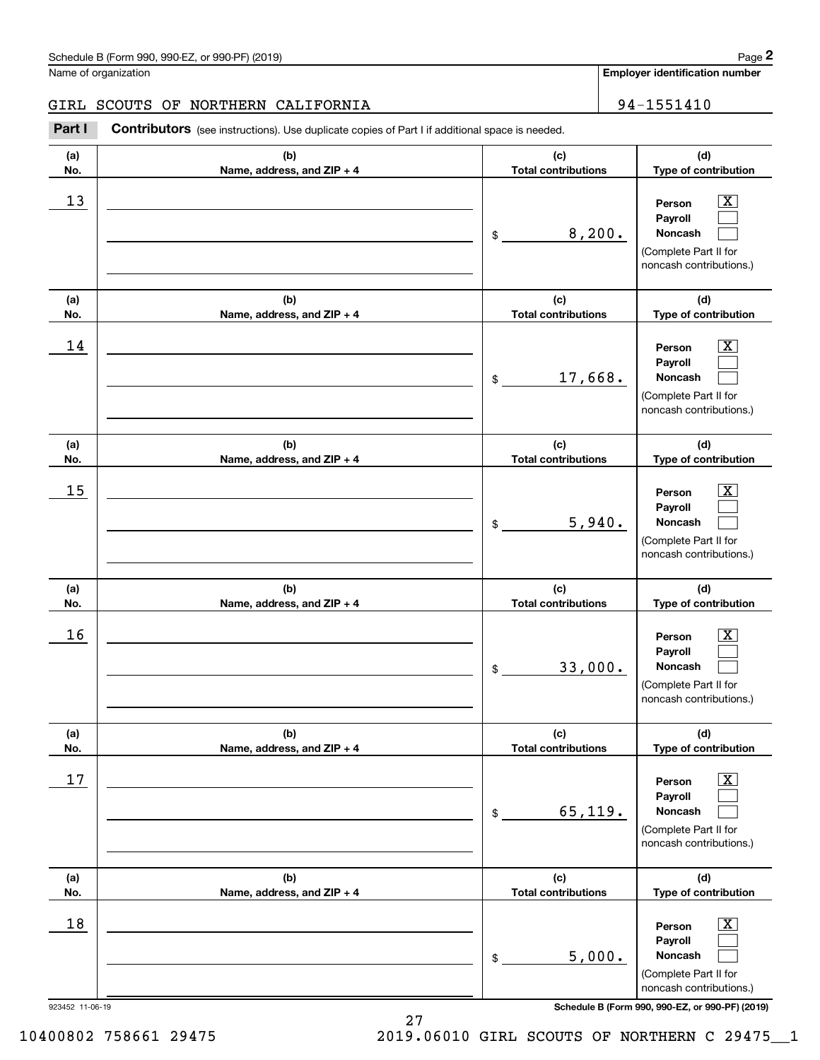Schedule B (Form 990, 990-EZ, or 990-PF) (2019) Page **2**

Name of organization: GIRL SCOUTS OF NORTHERN CALIFORNIA

**Employer identification number**: 94-1551410

**Part I** **Contributors** (see instructions). Use duplicate copies of Part I if additional space is needed.

| (a) No. | (b) Name, address, and ZIP + 4 | (c) Total contributions | (d) Type of contribution |
|---|---|---|---|
| 13 | | $ 8,200. | Person [X] Payroll [ ] Noncash [ ] (Complete Part II for noncash contributions.) |
| 14 | | $ 17,668. | Person [X] Payroll [ ] Noncash [ ] (Complete Part II for noncash contributions.) |
| 15 | | $ 5,940. | Person [X] Payroll [ ] Noncash [ ] (Complete Part II for noncash contributions.) |
| 16 | | $ 33,000. | Person [X] Payroll [ ] Noncash [ ] (Complete Part II for noncash contributions.) |
| 17 | | $ 65,119. | Person [X] Payroll [ ] Noncash [ ] (Complete Part II for noncash contributions.) |
| 18 | | $ 5,000. | Person [X] Payroll [ ] Noncash [ ] (Complete Part II for noncash contributions.) |

923452 11-06-19 **Schedule B (Form 990, 990-EZ, or 990-PF) (2019)**

10400802 758661 29475 2019.06010 GIRL SCOUTS OF NORTHERN C 29475__1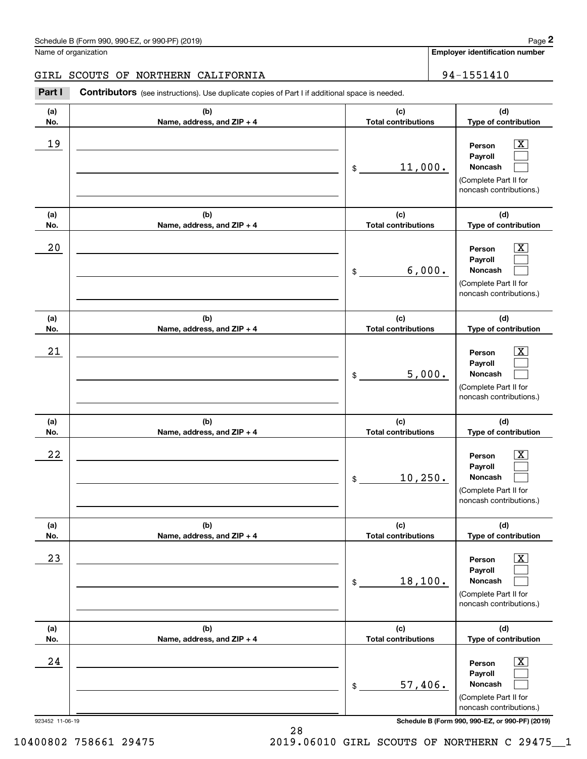Schedule B (Form 990, 990-EZ, or 990-PF) (2019)

Name of organization: GIRL SCOUTS OF NORTHERN CALIFORNIA

Employer identification number: 94-1551410

**Part I** **Contributors** (see instructions). Use duplicate copies of Part I if additional space is needed.

| (a) No. | (b) Name, address, and ZIP + 4 | (c) Total contributions | (d) Type of contribution |
| --- | --- | --- | --- |
| 19 | | $ 11,000. | Person [X] Payroll [ ] Noncash [ ] (Complete Part II for noncash contributions.) |
| 20 | | $ 6,000. | Person [X] Payroll [ ] Noncash [ ] (Complete Part II for noncash contributions.) |
| 21 | | $ 5,000. | Person [X] Payroll [ ] Noncash [ ] (Complete Part II for noncash contributions.) |
| 22 | | $ 10,250. | Person [X] Payroll [ ] Noncash [ ] (Complete Part II for noncash contributions.) |
| 23 | | $ 18,100. | Person [X] Payroll [ ] Noncash [ ] (Complete Part II for noncash contributions.) |
| 24 | | $ 57,406. | Person [X] Payroll [ ] Noncash [ ] (Complete Part II for noncash contributions.) |

923452 11-06-19

Schedule B (Form 990, 990-EZ, or 990-PF) (2019)

10400802 758661 29475 2019.06010 GIRL SCOUTS OF NORTHERN C 29475__1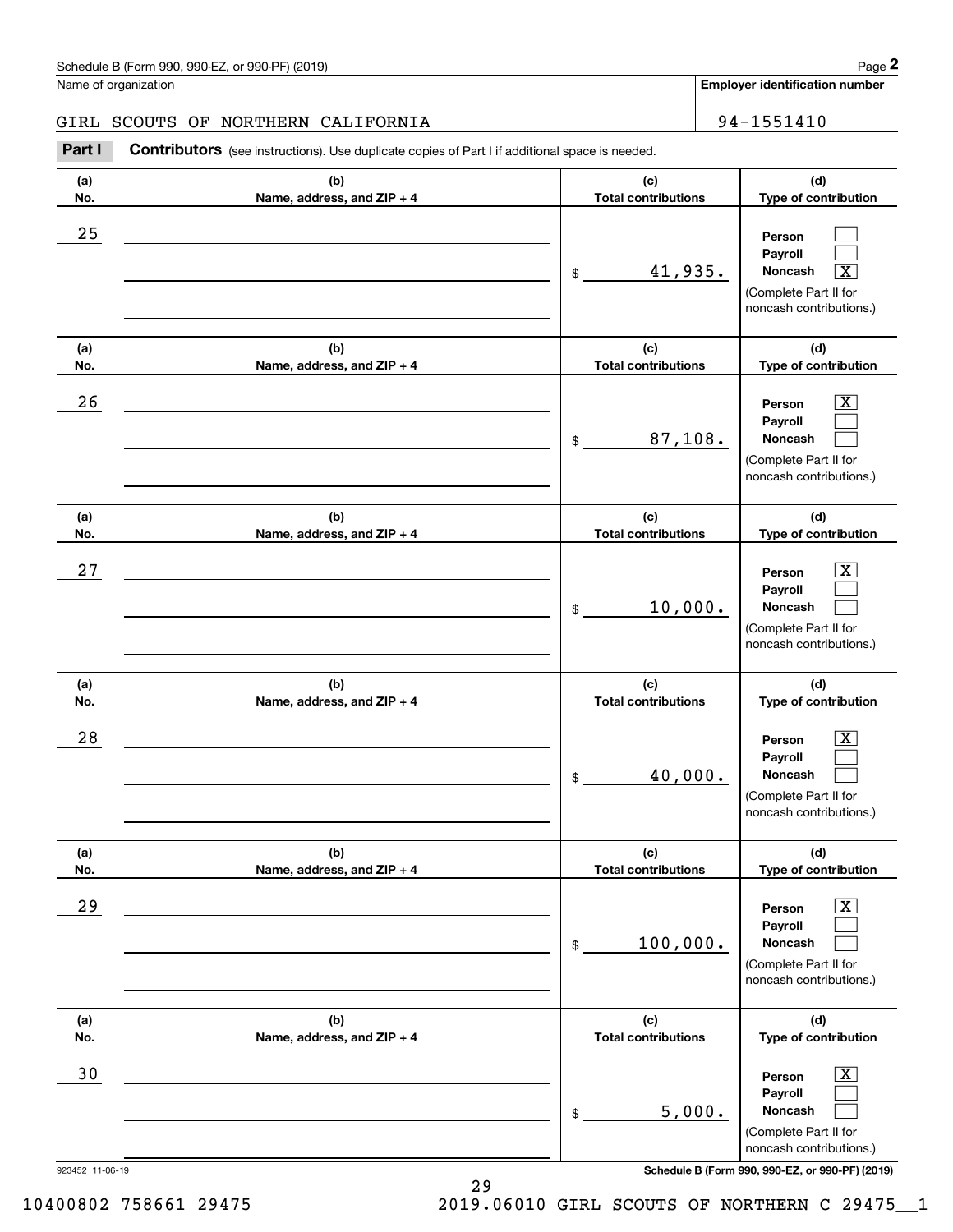Schedule B (Form 990, 990-EZ, or 990-PF) (2019)

Name of organization: GIRL SCOUTS OF NORTHERN CALIFORNIA

Employer identification number: 94-1551410

**Part I** **Contributors** (see instructions). Use duplicate copies of Part I if additional space is needed.

| (a) No. | (b) Name, address, and ZIP + 4 | (c) Total contributions | (d) Type of contribution |
|---|---|---|---|
| 25 | | $ 41,935. | Person [ ] Payroll [ ] Noncash [X] (Complete Part II for noncash contributions.) |
| 26 | | $ 87,108. | Person [X] Payroll [ ] Noncash [ ] (Complete Part II for noncash contributions.) |
| 27 | | $ 10,000. | Person [X] Payroll [ ] Noncash [ ] (Complete Part II for noncash contributions.) |
| 28 | | $ 40,000. | Person [X] Payroll [ ] Noncash [ ] (Complete Part II for noncash contributions.) |
| 29 | | $ 100,000. | Person [X] Payroll [ ] Noncash [ ] (Complete Part II for noncash contributions.) |
| 30 | | $ 5,000. | Person [X] Payroll [ ] Noncash [ ] (Complete Part II for noncash contributions.) |

923452 11-06-19

10400802 758661 29475 2019.06010 GIRL SCOUTS OF NORTHERN C 29475__1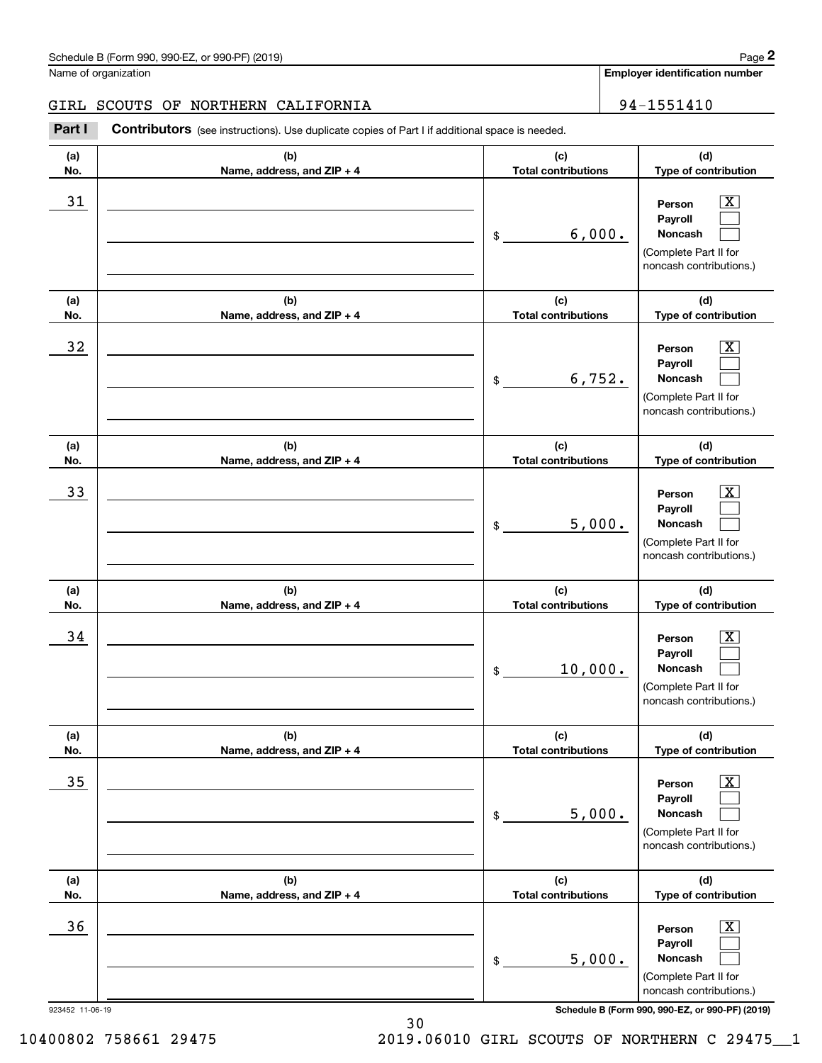Schedule B (Form 990, 990-EZ, or 990-PF) (2019)

Name of organization: GIRL SCOUTS OF NORTHERN CALIFORNIA

Employer identification number: 94-1551410

**Part I** **Contributors** (see instructions). Use duplicate copies of Part I if additional space is needed.

| (a) No. | (b) Name, address, and ZIP + 4 | (c) Total contributions | (d) Type of contribution |
|---|---|---|---|
| 31 | | $ 6,000. | Person [X] Payroll [ ] Noncash [ ] (Complete Part II for noncash contributions.) |
| 32 | | $ 6,752. | Person [X] Payroll [ ] Noncash [ ] (Complete Part II for noncash contributions.) |
| 33 | | $ 5,000. | Person [X] Payroll [ ] Noncash [ ] (Complete Part II for noncash contributions.) |
| 34 | | $ 10,000. | Person [X] Payroll [ ] Noncash [ ] (Complete Part II for noncash contributions.) |
| 35 | | $ 5,000. | Person [X] Payroll [ ] Noncash [ ] (Complete Part II for noncash contributions.) |
| 36 | | $ 5,000. | Person [X] Payroll [ ] Noncash [ ] (Complete Part II for noncash contributions.) |

923452 11-06-19

Schedule B (Form 990, 990-EZ, or 990-PF) (2019)

10400802 758661 29475 2019.06010 GIRL SCOUTS OF NORTHERN C 29475__1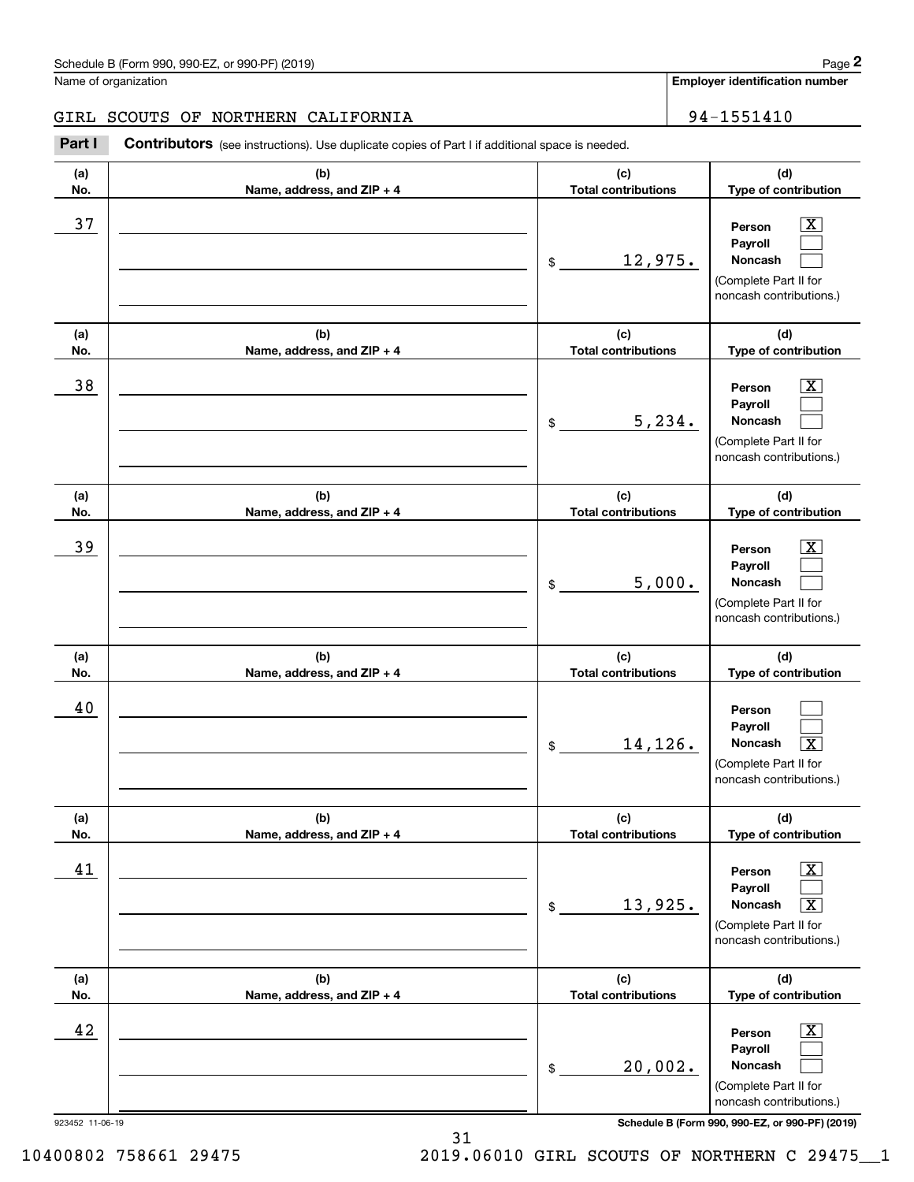Schedule B (Form 990, 990-EZ, or 990-PF) (2019)

Name of organization: GIRL SCOUTS OF NORTHERN CALIFORNIA

Employer identification number: 94-1551410

**Part I** **Contributors** (see instructions). Use duplicate copies of Part I if additional space is needed.

| (a) No. | (b) Name, address, and ZIP + 4 | (c) Total contributions | (d) Type of contribution |
|---|---|---|---|
| 37 | | $ 12,975. | Person [X] Payroll [ ] Noncash [ ] (Complete Part II for noncash contributions.) |
| 38 | | $ 5,234. | Person [X] Payroll [ ] Noncash [ ] (Complete Part II for noncash contributions.) |
| 39 | | $ 5,000. | Person [X] Payroll [ ] Noncash [ ] (Complete Part II for noncash contributions.) |
| 40 | | $ 14,126. | Person [ ] Payroll [ ] Noncash [X] (Complete Part II for noncash contributions.) |
| 41 | | $ 13,925. | Person [X] Payroll [ ] Noncash [X] (Complete Part II for noncash contributions.) |
| 42 | | $ 20,002. | Person [X] Payroll [ ] Noncash [ ] (Complete Part II for noncash contributions.) |

923452 11-06-19

Schedule B (Form 990, 990-EZ, or 990-PF) (2019)

10400802 758661 29475 2019.06010 GIRL SCOUTS OF NORTHERN C 29475__1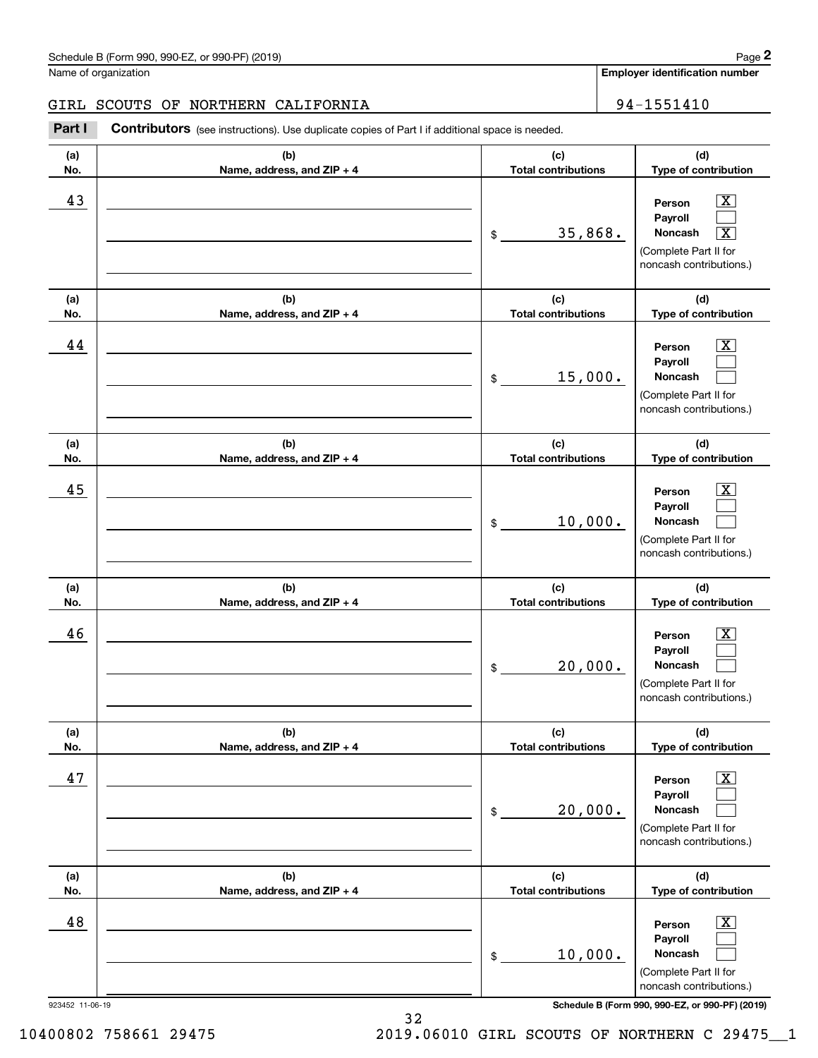Schedule B (Form 990, 990-EZ, or 990-PF) (2019)

Name of organization

GIRL SCOUTS OF NORTHERN CALIFORNIA

**Employer identification number**

94-1551410

**Part I** **Contributors** (see instructions). Use duplicate copies of Part I if additional space is needed.

| (a) No. | (b) Name, address, and ZIP + 4 | (c) Total contributions | (d) Type of contribution |
|---|---|---|---|
| 43 | | $ 35,868. | Person [X] Payroll [ ] Noncash [X] (Complete Part II for noncash contributions.) |
| 44 | | $ 15,000. | Person [X] Payroll [ ] Noncash [ ] (Complete Part II for noncash contributions.) |
| 45 | | $ 10,000. | Person [X] Payroll [ ] Noncash [ ] (Complete Part II for noncash contributions.) |
| 46 | | $ 20,000. | Person [X] Payroll [ ] Noncash [ ] (Complete Part II for noncash contributions.) |
| 47 | | $ 20,000. | Person [X] Payroll [ ] Noncash [ ] (Complete Part II for noncash contributions.) |
| 48 | | $ 10,000. | Person [X] Payroll [ ] Noncash [ ] (Complete Part II for noncash contributions.) |

923452 11-06-19

**Schedule B (Form 990, 990-EZ, or 990-PF) (2019)**

10400802 758661 29475 2019.06010 GIRL SCOUTS OF NORTHERN C 29475__1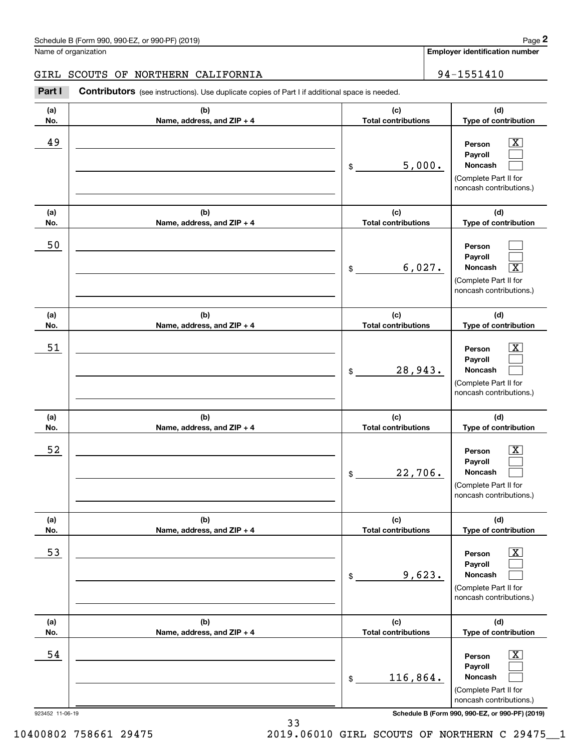Name of organization

GIRL SCOUTS OF NORTHERN CALIFORNIA

**Employer identification number**

94-1551410

**Part I** **Contributors** (see instructions). Use duplicate copies of Part I if additional space is needed.

| (a) No. | (b) Name, address, and ZIP + 4 | (c) Total contributions | (d) Type of contribution |
|---|---|---|---|
| 49 | | $ 5,000. | Person [X] Payroll [ ] Noncash [ ] (Complete Part II for noncash contributions.) |
| 50 | | $ 6,027. | Person [ ] Payroll [ ] Noncash [X] (Complete Part II for noncash contributions.) |
| 51 | | $ 28,943. | Person [X] Payroll [ ] Noncash [ ] (Complete Part II for noncash contributions.) |
| 52 | | $ 22,706. | Person [X] Payroll [ ] Noncash [ ] (Complete Part II for noncash contributions.) |
| 53 | | $ 9,623. | Person [X] Payroll [ ] Noncash [ ] (Complete Part II for noncash contributions.) |
| 54 | | $ 116,864. | Person [X] Payroll [ ] Noncash [ ] (Complete Part II for noncash contributions.) |

923452 11-06-19

**Schedule B (Form 990, 990-EZ, or 990-PF) (2019)**

10400802 758661 29475 2019.06010 GIRL SCOUTS OF NORTHERN C 29475__1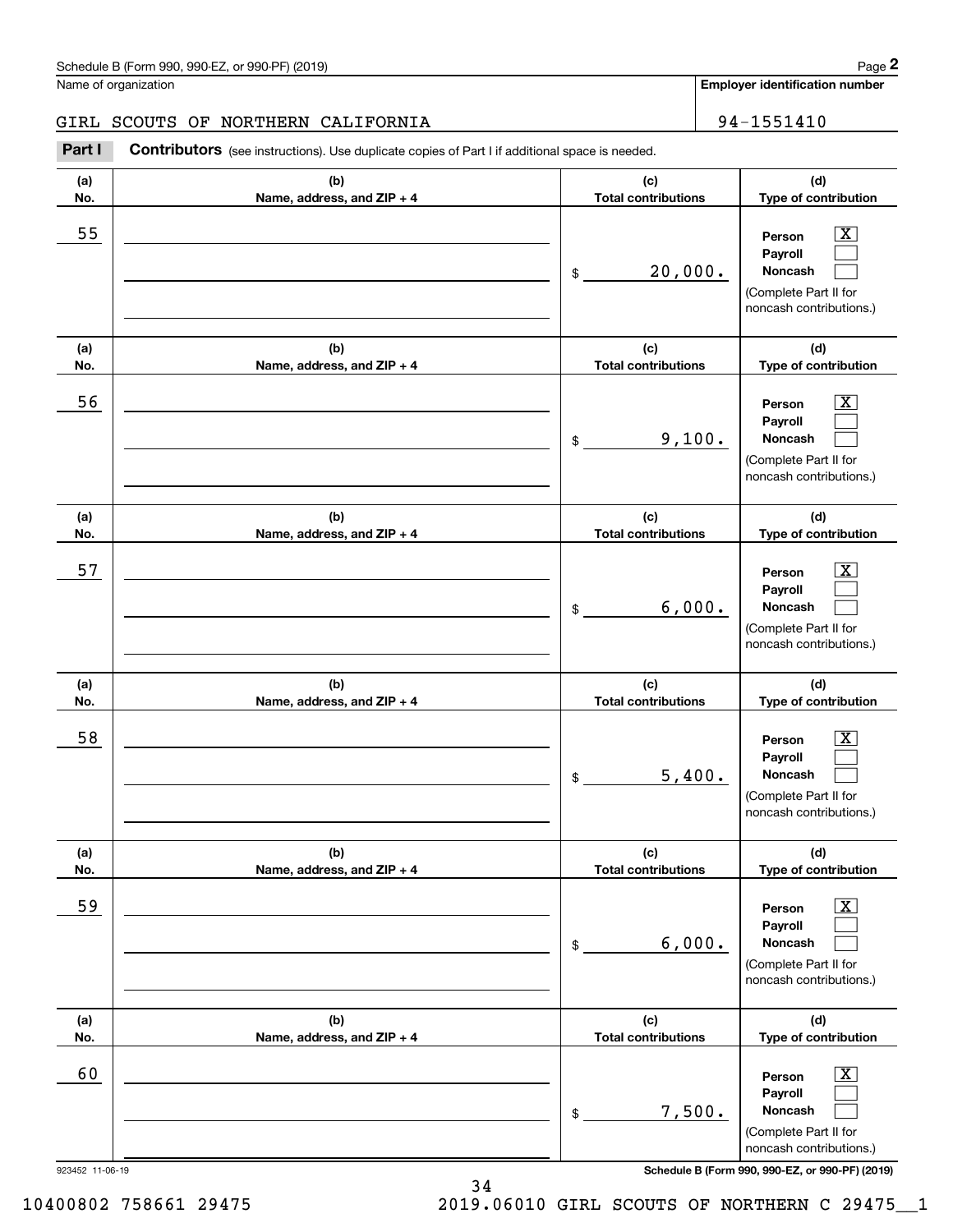Schedule B (Form 990, 990-EZ, or 990-PF) (2019)

Name of organization: GIRL SCOUTS OF NORTHERN CALIFORNIA

Employer identification number: 94-1551410

**Part I** **Contributors** (see instructions). Use duplicate copies of Part I if additional space is needed.

| (a) No. | (b) Name, address, and ZIP + 4 | (c) Total contributions | (d) Type of contribution |
|---|---|---|---|
| 55 | | $ 20,000. | Person [X] Payroll [ ] Noncash [ ] (Complete Part II for noncash contributions.) |
| 56 | | $ 9,100. | Person [X] Payroll [ ] Noncash [ ] (Complete Part II for noncash contributions.) |
| 57 | | $ 6,000. | Person [X] Payroll [ ] Noncash [ ] (Complete Part II for noncash contributions.) |
| 58 | | $ 5,400. | Person [X] Payroll [ ] Noncash [ ] (Complete Part II for noncash contributions.) |
| 59 | | $ 6,000. | Person [X] Payroll [ ] Noncash [ ] (Complete Part II for noncash contributions.) |
| 60 | | $ 7,500. | Person [X] Payroll [ ] Noncash [ ] (Complete Part II for noncash contributions.) |

923452 11-06-19

10400802 758661 29475 2019.06010 GIRL SCOUTS OF NORTHERN C 29475__1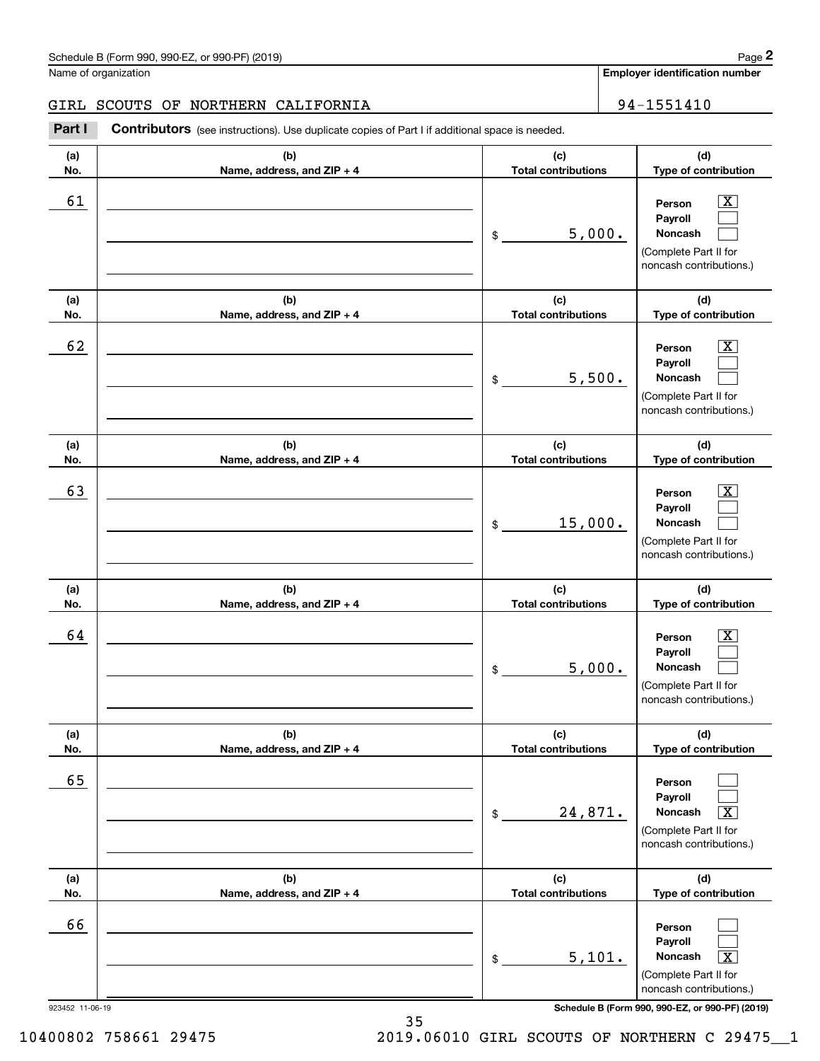Schedule B (Form 990, 990-EZ, or 990-PF) (2019)

Name of organization: GIRL SCOUTS OF NORTHERN CALIFORNIA

Employer identification number: 94-1551410

**Part I** **Contributors** (see instructions). Use duplicate copies of Part I if additional space is needed.

| (a) No. | (b) Name, address, and ZIP + 4 | (c) Total contributions | (d) Type of contribution |
|---|---|---|---|
| 61 | | $ 5,000. | Person [X] Payroll [ ] Noncash [ ] (Complete Part II for noncash contributions.) |
| 62 | | $ 5,500. | Person [X] Payroll [ ] Noncash [ ] (Complete Part II for noncash contributions.) |
| 63 | | $ 15,000. | Person [X] Payroll [ ] Noncash [ ] (Complete Part II for noncash contributions.) |
| 64 | | $ 5,000. | Person [X] Payroll [ ] Noncash [ ] (Complete Part II for noncash contributions.) |
| 65 | | $ 24,871. | Person [ ] Payroll [ ] Noncash [X] (Complete Part II for noncash contributions.) |
| 66 | | $ 5,101. | Person [ ] Payroll [ ] Noncash [X] (Complete Part II for noncash contributions.) |

923452 11-06-19

Schedule B (Form 990, 990-EZ, or 990-PF) (2019)

10400802 758661 29475 2019.06010 GIRL SCOUTS OF NORTHERN C 29475__1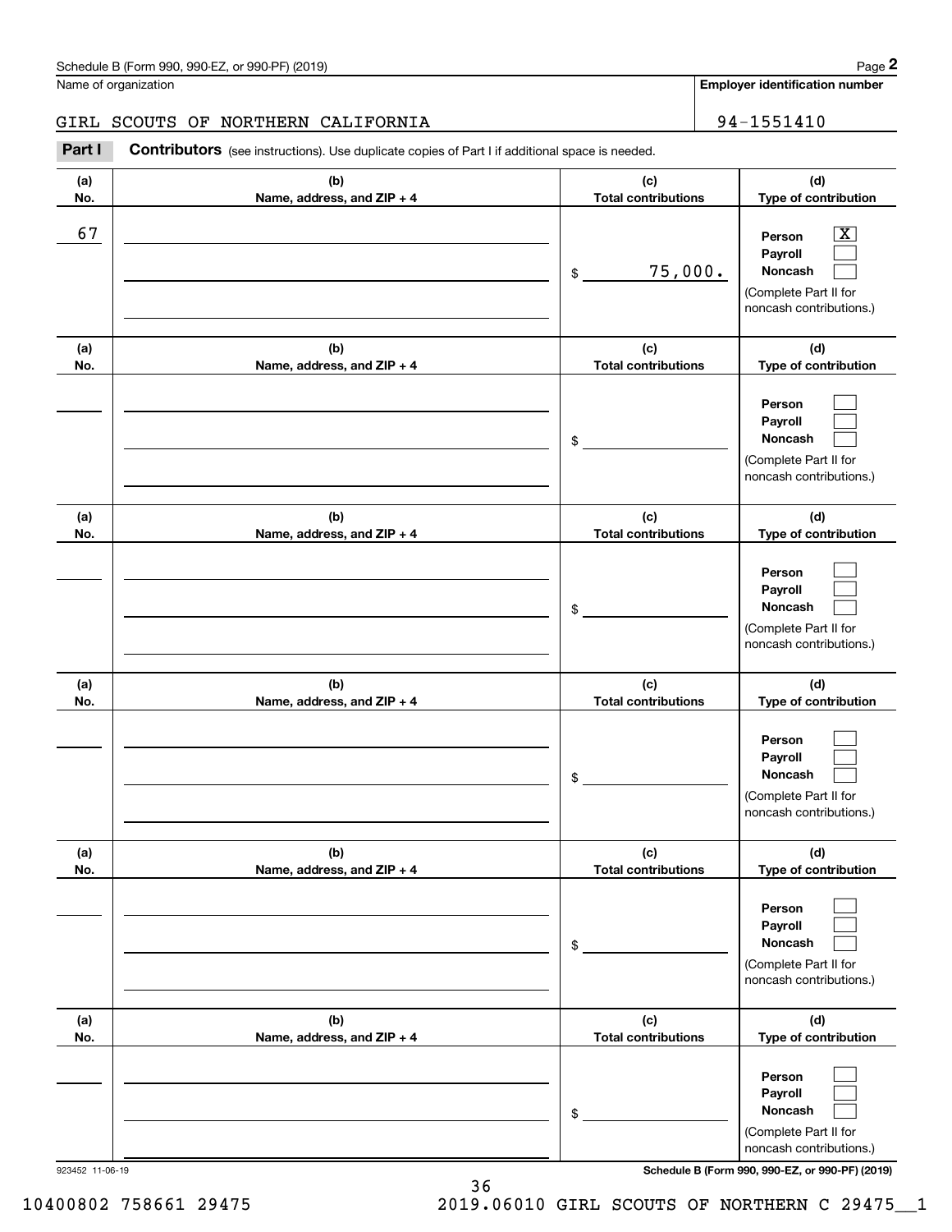Schedule B (Form 990, 990-EZ, or 990-PF) (2019)

Name of organization: GIRL SCOUTS OF NORTHERN CALIFORNIA

**Employer identification number:** 94-1551410

**Part I** **Contributors** (see instructions). Use duplicate copies of Part I if additional space is needed.

| (a) No. | (b) Name, address, and ZIP + 4 | (c) Total contributions | (d) Type of contribution |
|---|---|---|---|
| 67 | | $ 75,000. | Person [X] Payroll [ ] Noncash [ ] (Complete Part II for noncash contributions.) |
| | | $ | Person [ ] Payroll [ ] Noncash [ ] (Complete Part II for noncash contributions.) |
| | | $ | Person [ ] Payroll [ ] Noncash [ ] (Complete Part II for noncash contributions.) |
| | | $ | Person [ ] Payroll [ ] Noncash [ ] (Complete Part II for noncash contributions.) |
| | | $ | Person [ ] Payroll [ ] Noncash [ ] (Complete Part II for noncash contributions.) |
| | | $ | Person [ ] Payroll [ ] Noncash [ ] (Complete Part II for noncash contributions.) |

923452 11-06-19

**Schedule B (Form 990, 990-EZ, or 990-PF) (2019)**

10400802 758661 29475 2019.06010 GIRL SCOUTS OF NORTHERN C 29475__1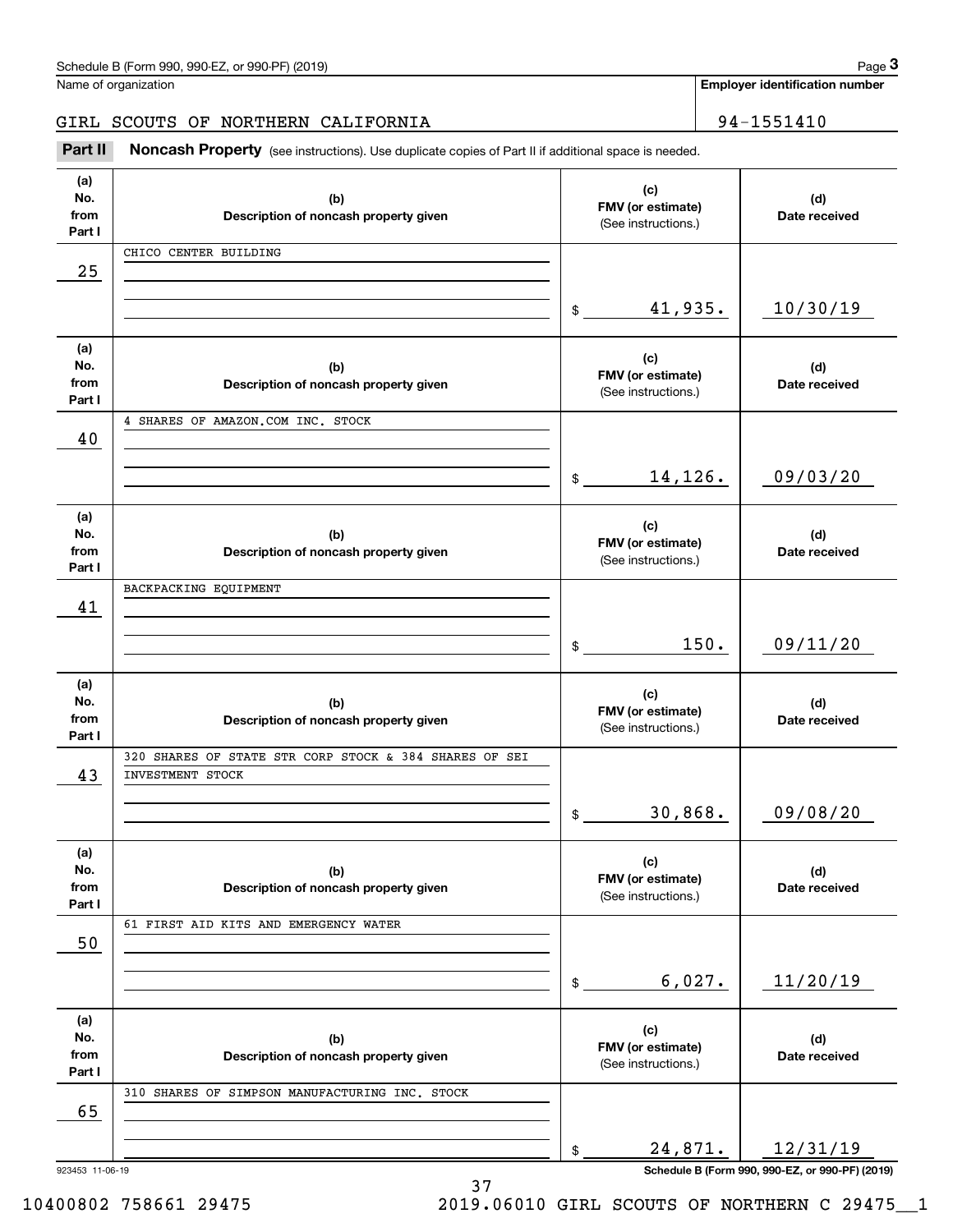Name of organization: GIRL SCOUTS OF NORTHERN CALIFORNIA

Employer identification number: 94-1551410

## Part II Noncash Property

(see instructions). Use duplicate copies of Part II if additional space is needed.

| (a) No. from Part I | (b) Description of noncash property given | (c) FMV (or estimate) (See instructions.) | (d) Date received |
|---|---|---|---|
| 25 | CHICO CENTER BUILDING | $ 41,935. | 10/30/19 |
| 40 | 4 SHARES OF AMAZON.COM INC. STOCK | $ 14,126. | 09/03/20 |
| 41 | BACKPACKING EQUIPMENT | $ 150. | 09/11/20 |
| 43 | 320 SHARES OF STATE STR CORP STOCK & 384 SHARES OF SEI INVESTMENT STOCK | $ 30,868. | 09/08/20 |
| 50 | 61 FIRST AID KITS AND EMERGENCY WATER | $ 6,027. | 11/20/19 |
| 65 | 310 SHARES OF SIMPSON MANUFACTURING INC. STOCK | $ 24,871. | 12/31/19 |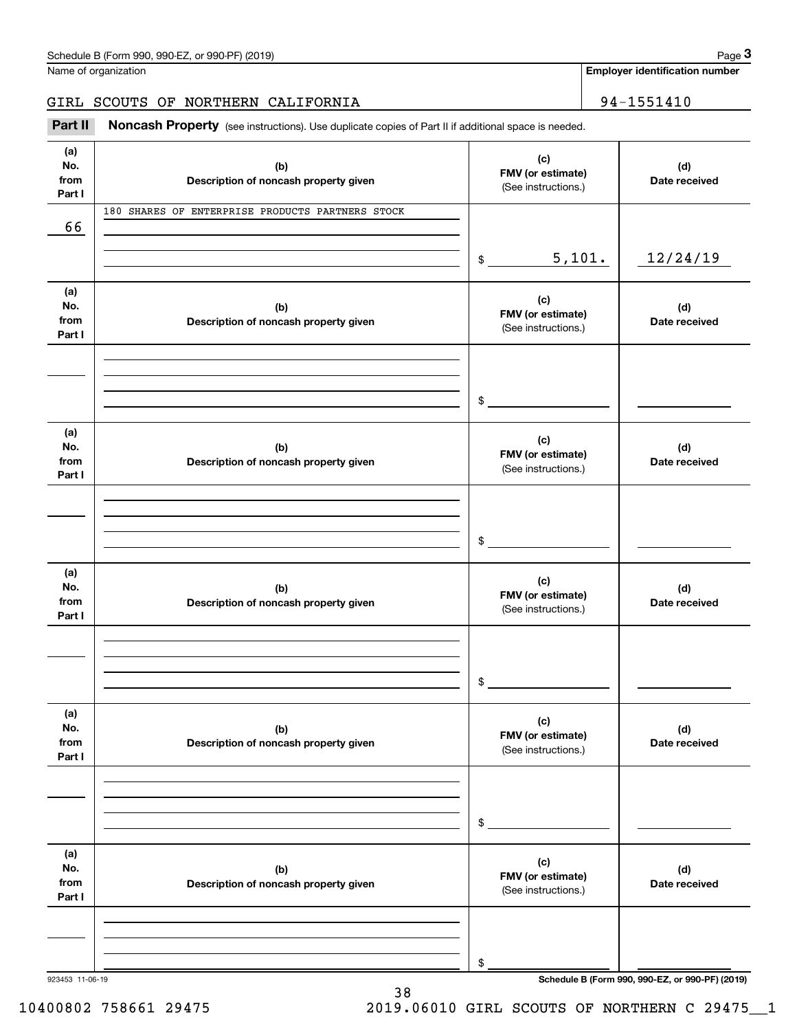Schedule B (Form 990, 990-EZ, or 990-PF) (2019)

Name of organization: GIRL SCOUTS OF NORTHERN CALIFORNIA

Employer identification number: 94-1551410

## Part II Noncash Property

(see instructions). Use duplicate copies of Part II if additional space is needed.

| (a) No. from Part I | (b) Description of noncash property given | (c) FMV (or estimate) (See instructions.) | (d) Date received |
|---|---|---|---|
| 66 | 180 SHARES OF ENTERPRISE PRODUCTS PARTNERS STOCK | $ 5,101. | 12/24/19 |
| | | $ | |
| | | $ | |
| | | $ | |
| | | $ | |
| | | $ | |

923453 11-06-19

Schedule B (Form 990, 990-EZ, or 990-PF) (2019)

10400802 758661 29475 2019.06010 GIRL SCOUTS OF NORTHERN C 29475__1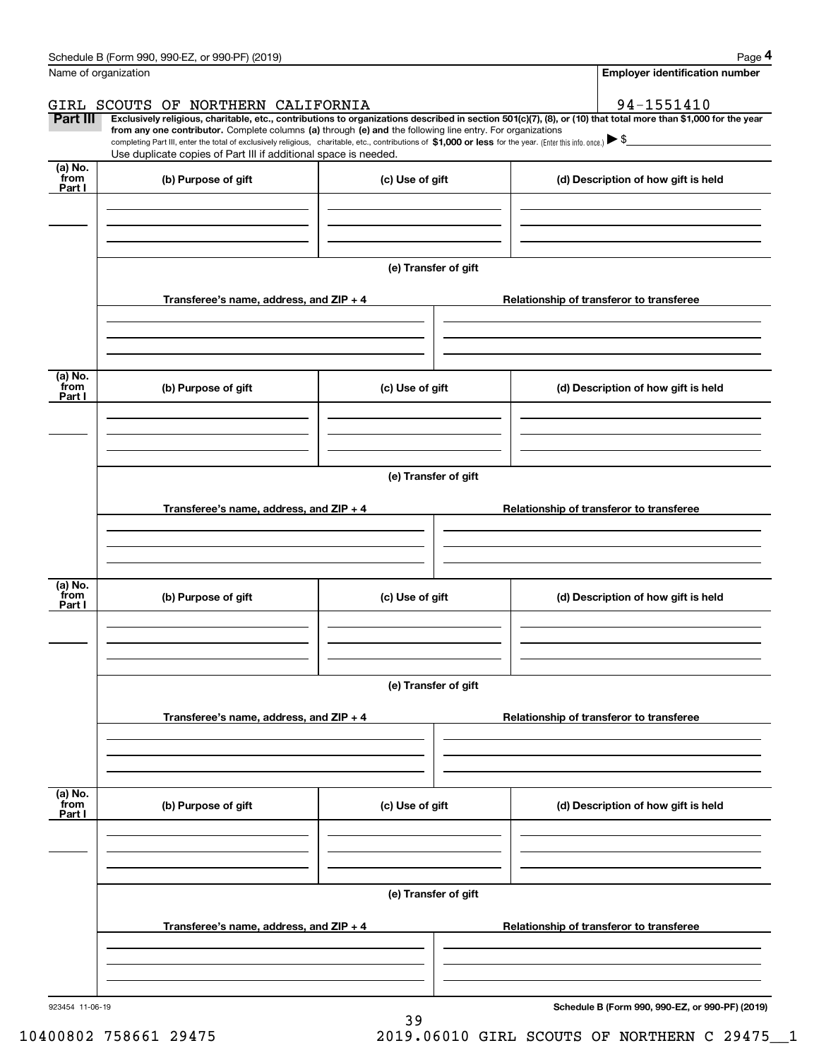Name of organization

GIRL SCOUTS OF NORTHERN CALIFORNIA

**Employer identification number**

94-1551410

**Part III** **Exclusively religious, charitable, etc., contributions to organizations described in section 501(c)(7), (8), or (10) that total more than $1,000 for the year from any one contributor.** Complete columns **(a)** through **(e) and** the following line entry. For organizations completing Part III, enter the total of exclusively religious, charitable, etc., contributions of **$1,000 or less** for the year. (Enter this info. once.) ▶ $

Use duplicate copies of Part III if additional space is needed.

| (a) No. from Part I | (b) Purpose of gift | (c) Use of gift | (d) Description of how gift is held |
|---|---|---|---|
| | | | |

(e) Transfer of gift

| Transferee's name, address, and ZIP + 4 | Relationship of transferor to transferee |
|---|---|
| | |

| (a) No. from Part I | (b) Purpose of gift | (c) Use of gift | (d) Description of how gift is held |
|---|---|---|---|
| | | | |

(e) Transfer of gift

| Transferee's name, address, and ZIP + 4 | Relationship of transferor to transferee |
|---|---|
| | |

| (a) No. from Part I | (b) Purpose of gift | (c) Use of gift | (d) Description of how gift is held |
|---|---|---|---|
| | | | |

(e) Transfer of gift

| Transferee's name, address, and ZIP + 4 | Relationship of transferor to transferee |
|---|---|
| | |

| (a) No. from Part I | (b) Purpose of gift | (c) Use of gift | (d) Description of how gift is held |
|---|---|---|---|
| | | | |

(e) Transfer of gift

| Transferee's name, address, and ZIP + 4 | Relationship of transferor to transferee |
|---|---|
| | |

923454 11-06-19

10400802 758661 29475 2019.06010 GIRL SCOUTS OF NORTHERN C 29475__1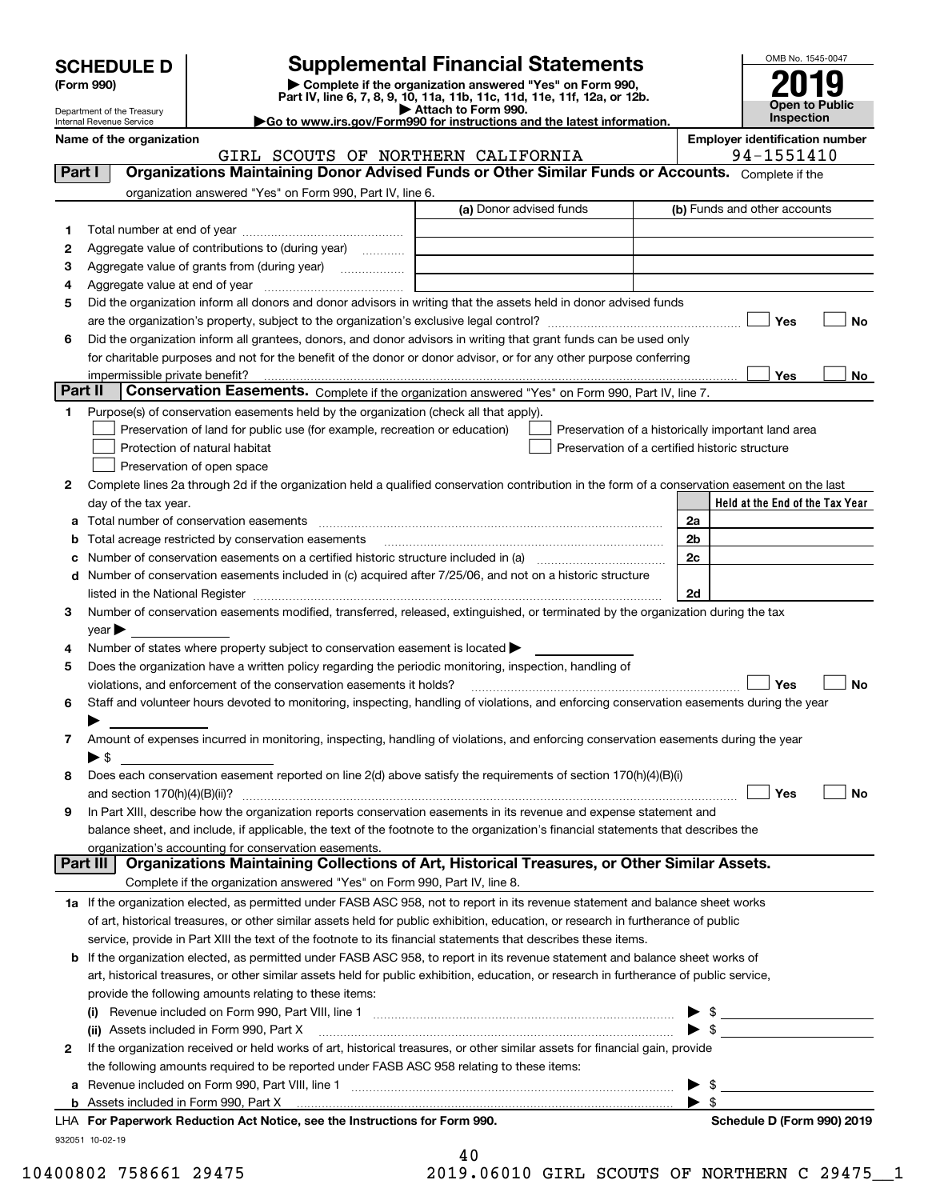# SCHEDULE D (Form 990)

Department of the Treasury
Internal Revenue Service

# Supplemental Financial Statements

▶ Complete if the organization answered "Yes" on Form 990, Part IV, line 6, 7, 8, 9, 10, 11a, 11b, 11c, 11d, 11e, 11f, 12a, or 12b.
▶ Attach to Form 990.
▶Go to www.irs.gov/Form990 for instructions and the latest information.

OMB No. 1545-0047

**2019**

**Open to Public Inspection**

**Name of the organization:** GIRL SCOUTS OF NORTHERN CALIFORNIA

**Employer identification number:** 94-1551410

## Part I | Organizations Maintaining Donor Advised Funds or Other Similar Funds or Accounts.

Complete if the organization answered "Yes" on Form 990, Part IV, line 6.

| | | (a) Donor advised funds | (b) Funds and other accounts |
|---|---|---|---|
| 1 | Total number at end of year | | |
| 2 | Aggregate value of contributions to (during year) | | |
| 3 | Aggregate value of grants from (during year) | | |
| 4 | Aggregate value at end of year | | |

5 Did the organization inform all donors and donor advisors in writing that the assets held in donor advised funds are the organization's property, subject to the organization's exclusive legal control? ☐ Yes ☐ No

6 Did the organization inform all grantees, donors, and donor advisors in writing that grant funds can be used only for charitable purposes and not for the benefit of the donor or donor advisor, or for any other purpose conferring impermissible private benefit? ☐ Yes ☐ No

## Part II | Conservation Easements.

Complete if the organization answered "Yes" on Form 990, Part IV, line 7.

1 Purpose(s) of conservation easements held by the organization (check all that apply).

- ☐ Preservation of land for public use (for example, recreation or education)
- ☐ Protection of natural habitat
- ☐ Preservation of open space
- ☐ Preservation of a historically important land area
- ☐ Preservation of a certified historic structure

2 Complete lines 2a through 2d if the organization held a qualified conservation contribution in the form of a conservation easement on the last day of the tax year.

| | | | Held at the End of the Tax Year |
|---|---|---|---|
| a | Total number of conservation easements | 2a | |
| b | Total acreage restricted by conservation easements | 2b | |
| c | Number of conservation easements on a certified historic structure included in (a) | 2c | |
| d | Number of conservation easements included in (c) acquired after 7/25/06, and not on a historic structure listed in the National Register | 2d | |

3 Number of conservation easements modified, transferred, released, extinguished, or terminated by the organization during the tax year ▶

4 Number of states where property subject to conservation easement is located ▶

5 Does the organization have a written policy regarding the periodic monitoring, inspection, handling of violations, and enforcement of the conservation easements it holds? ☐ Yes ☐ No

6 Staff and volunteer hours devoted to monitoring, inspecting, handling of violations, and enforcing conservation easements during the year ▶

7 Amount of expenses incurred in monitoring, inspecting, handling of violations, and enforcing conservation easements during the year ▶ $

8 Does each conservation easement reported on line 2(d) above satisfy the requirements of section 170(h)(4)(B)(i) and section 170(h)(4)(B)(ii)? ☐ Yes ☐ No

9 In Part XIII, describe how the organization reports conservation easements in its revenue and expense statement and balance sheet, and include, if applicable, the text of the footnote to the organization's financial statements that describes the organization's accounting for conservation easements.

## Part III | Organizations Maintaining Collections of Art, Historical Treasures, or Other Similar Assets.

Complete if the organization answered "Yes" on Form 990, Part IV, line 8.

1a If the organization elected, as permitted under FASB ASC 958, not to report in its revenue statement and balance sheet works of art, historical treasures, or other similar assets held for public exhibition, education, or research in furtherance of public service, provide in Part XIII the text of the footnote to its financial statements that describes these items.

b If the organization elected, as permitted under FASB ASC 958, to report in its revenue statement and balance sheet works of art, historical treasures, or other similar assets held for public exhibition, education, or research in furtherance of public service, provide the following amounts relating to these items:

(i) Revenue included on Form 990, Part VIII, line 1 ▶ $

(ii) Assets included in Form 990, Part X ▶ $

2 If the organization received or held works of art, historical treasures, or other similar assets for financial gain, provide the following amounts required to be reported under FASB ASC 958 relating to these items:

a Revenue included on Form 990, Part VIII, line 1 ▶ $

b Assets included in Form 990, Part X ▶ $

**LHA For Paperwork Reduction Act Notice, see the Instructions for Form 990.** **Schedule D (Form 990) 2019**

932051 10-02-19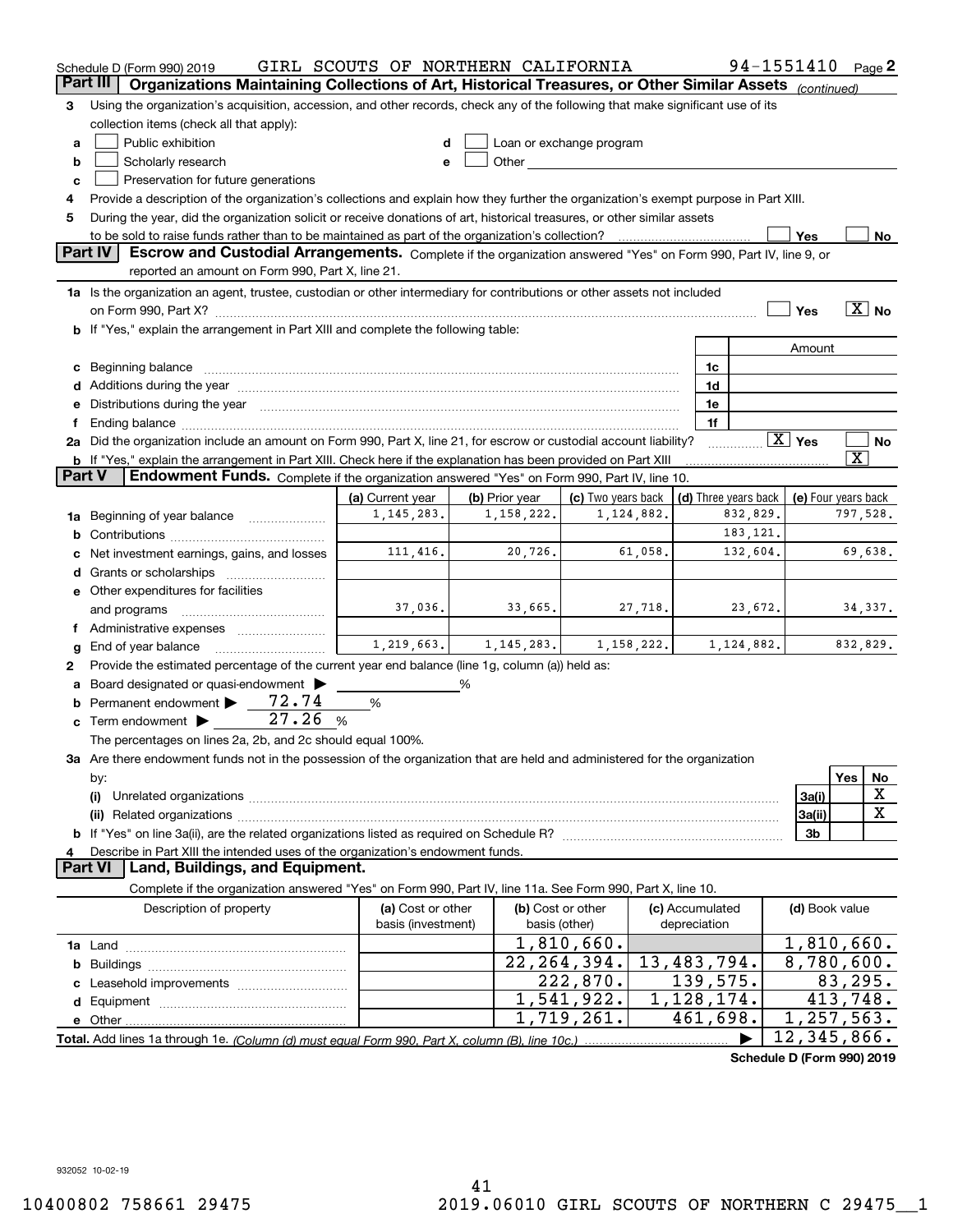Schedule D (Form 990) 2019 GIRL SCOUTS OF NORTHERN CALIFORNIA 94-1551410 Page 2

## Part III Organizations Maintaining Collections of Art, Historical Treasures, or Other Similar Assets *(continued)*

**3** Using the organization's acquisition, accession, and other records, check any of the following that make significant use of its collection items (check all that apply):

- **a** ☐ Public exhibition
- **b** ☐ Scholarly research
- **c** ☐ Preservation for future generations
- **d** ☐ Loan or exchange program
- **e** ☐ Other

**4** Provide a description of the organization's collections and explain how they further the organization's exempt purpose in Part XIII.

**5** During the year, did the organization solicit or receive donations of art, historical treasures, or other similar assets to be sold to raise funds rather than to be maintained as part of the organization's collection? ☐ Yes ☐ No

## Part IV Escrow and Custodial Arrangements.

Complete if the organization answered "Yes" on Form 990, Part IV, line 9, or reported an amount on Form 990, Part X, line 21.

**1a** Is the organization an agent, trustee, custodian or other intermediary for contributions or other assets not included on Form 990, Part X? ☐ Yes ☒ No

**b** If "Yes," explain the arrangement in Part XIII and complete the following table:

| | | Amount |
|---|---|---|
| **c** Beginning balance | 1c | |
| **d** Additions during the year | 1d | |
| **e** Distributions during the year | 1e | |
| **f** Ending balance | 1f | |

**2a** Did the organization include an amount on Form 990, Part X, line 21, for escrow or custodial account liability? ☒ Yes ☐ No

**b** If "Yes," explain the arrangement in Part XIII. Check here if the explanation has been provided on Part XIII ☒

## Part V Endowment Funds.

Complete if the organization answered "Yes" on Form 990, Part IV, line 10.

| | (a) Current year | (b) Prior year | (c) Two years back | (d) Three years back | (e) Four years back |
|---|---|---|---|---|---|
| **1a** Beginning of year balance | 1,145,283. | 1,158,222. | 1,124,882. | 832,829. | 797,528. |
| **b** Contributions | | | | 183,121. | |
| **c** Net investment earnings, gains, and losses | 111,416. | 20,726. | 61,058. | 132,604. | 69,638. |
| **d** Grants or scholarships | | | | | |
| **e** Other expenditures for facilities and programs | 37,036. | 33,665. | 27,718. | 23,672. | 34,337. |
| **f** Administrative expenses | | | | | |
| **g** End of year balance | 1,219,663. | 1,145,283. | 1,158,222. | 1,124,882. | 832,829. |

**2** Provide the estimated percentage of the current year end balance (line 1g, column (a)) held as:

- **a** Board designated or quasi-endowment ▶ _____ %
- **b** Permanent endowment ▶ 72.74 %
- **c** Term endowment ▶ 27.26 %

The percentages on lines 2a, 2b, and 2c should equal 100%.

**3a** Are there endowment funds not in the possession of the organization that are held and administered for the organization by:

| | | Yes | No |
|---|---|---|---|
| **(i)** Unrelated organizations | 3a(i) | | X |
| **(ii)** Related organizations | 3a(ii) | | X |
| **b** If "Yes" on line 3a(ii), are the related organizations listed as required on Schedule R? | 3b | | |

**4** Describe in Part XIII the intended uses of the organization's endowment funds.

## Part VI Land, Buildings, and Equipment.

Complete if the organization answered "Yes" on Form 990, Part IV, line 11a. See Form 990, Part X, line 10.

| Description of property | (a) Cost or other basis (investment) | (b) Cost or other basis (other) | (c) Accumulated depreciation | (d) Book value |
|---|---|---|---|---|
| **1a** Land | | 1,810,660. | | 1,810,660. |
| **b** Buildings | | 22,264,394. | 13,483,794. | 8,780,600. |
| **c** Leasehold improvements | | 222,870. | 139,575. | 83,295. |
| **d** Equipment | | 1,541,922. | 1,128,174. | 413,748. |
| **e** Other | | 1,719,261. | 461,698. | 1,257,563. |
| **Total.** Add lines 1a through 1e. *(Column (d) must equal Form 990, Part X, column (B), line 10c.)* | | | ▶ | 12,345,866. |

**Schedule D (Form 990) 2019**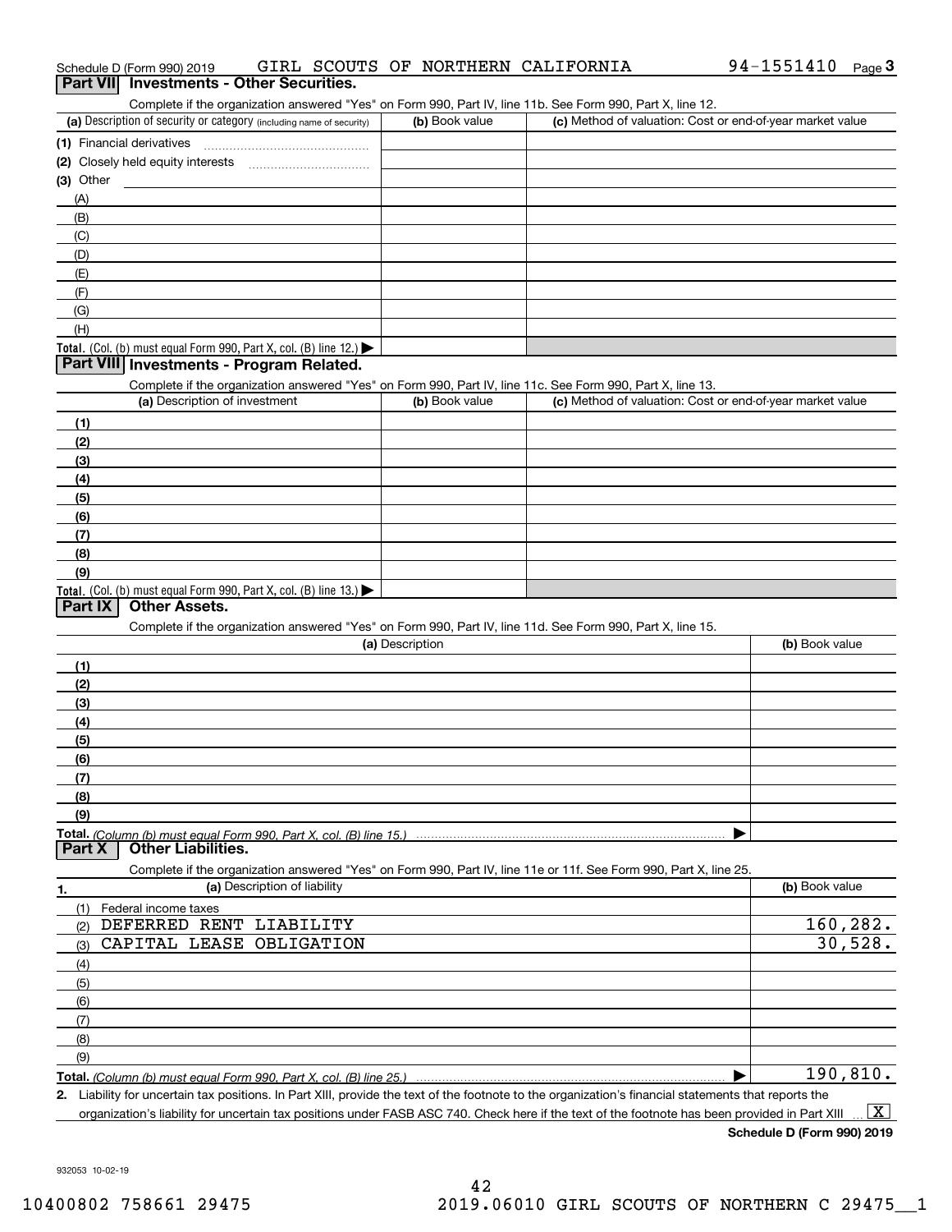Schedule D (Form 990) 2019 GIRL SCOUTS OF NORTHERN CALIFORNIA 94-1551410 Page 3

## Part VII Investments - Other Securities.

Complete if the organization answered "Yes" on Form 990, Part IV, line 11b. See Form 990, Part X, line 12.

| (a) Description of security or category (including name of security) | (b) Book value | (c) Method of valuation: Cost or end-of-year market value |
|---|---|---|
| (1) Financial derivatives | | |
| (2) Closely held equity interests | | |
| (3) Other | | |
| (A) | | |
| (B) | | |
| (C) | | |
| (D) | | |
| (E) | | |
| (F) | | |
| (G) | | |
| (H) | | |
| **Total.** (Col. (b) must equal Form 990, Part X, col. (B) line 12.) ▶ | | |

## Part VIII Investments - Program Related.

Complete if the organization answered "Yes" on Form 990, Part IV, line 11c. See Form 990, Part X, line 13.

| (a) Description of investment | (b) Book value | (c) Method of valuation: Cost or end-of-year market value |
|---|---|---|
| (1) | | |
| (2) | | |
| (3) | | |
| (4) | | |
| (5) | | |
| (6) | | |
| (7) | | |
| (8) | | |
| (9) | | |
| **Total.** (Col. (b) must equal Form 990, Part X, col. (B) line 13.) ▶ | | |

## Part IX Other Assets.

Complete if the organization answered "Yes" on Form 990, Part IV, line 11d. See Form 990, Part X, line 15.

| (a) Description | (b) Book value |
|---|---|
| (1) | |
| (2) | |
| (3) | |
| (4) | |
| (5) | |
| (6) | |
| (7) | |
| (8) | |
| (9) | |
| **Total.** *(Column (b) must equal Form 990, Part X, col. (B) line 15.)* ▶ | |

## Part X Other Liabilities.

Complete if the organization answered "Yes" on Form 990, Part IV, line 11e or 11f. See Form 990, Part X, line 25.

| 1. (a) Description of liability | (b) Book value |
|---|---|
| (1) Federal income taxes | |
| (2) DEFERRED RENT LIABILITY | 160,282. |
| (3) CAPITAL LEASE OBLIGATION | 30,528. |
| (4) | |
| (5) | |
| (6) | |
| (7) | |
| (8) | |
| (9) | |
| **Total.** *(Column (b) must equal Form 990, Part X, col. (B) line 25.)* ▶ | 190,810. |

2. Liability for uncertain tax positions. In Part XIII, provide the text of the footnote to the organization's financial statements that reports the organization's liability for uncertain tax positions under FASB ASC 740. Check here if the text of the footnote has been provided in Part XIII ... [X]

**Schedule D (Form 990) 2019**

932053 10-02-19

10400802 758661 29475 2019.06010 GIRL SCOUTS OF NORTHERN C 29475__1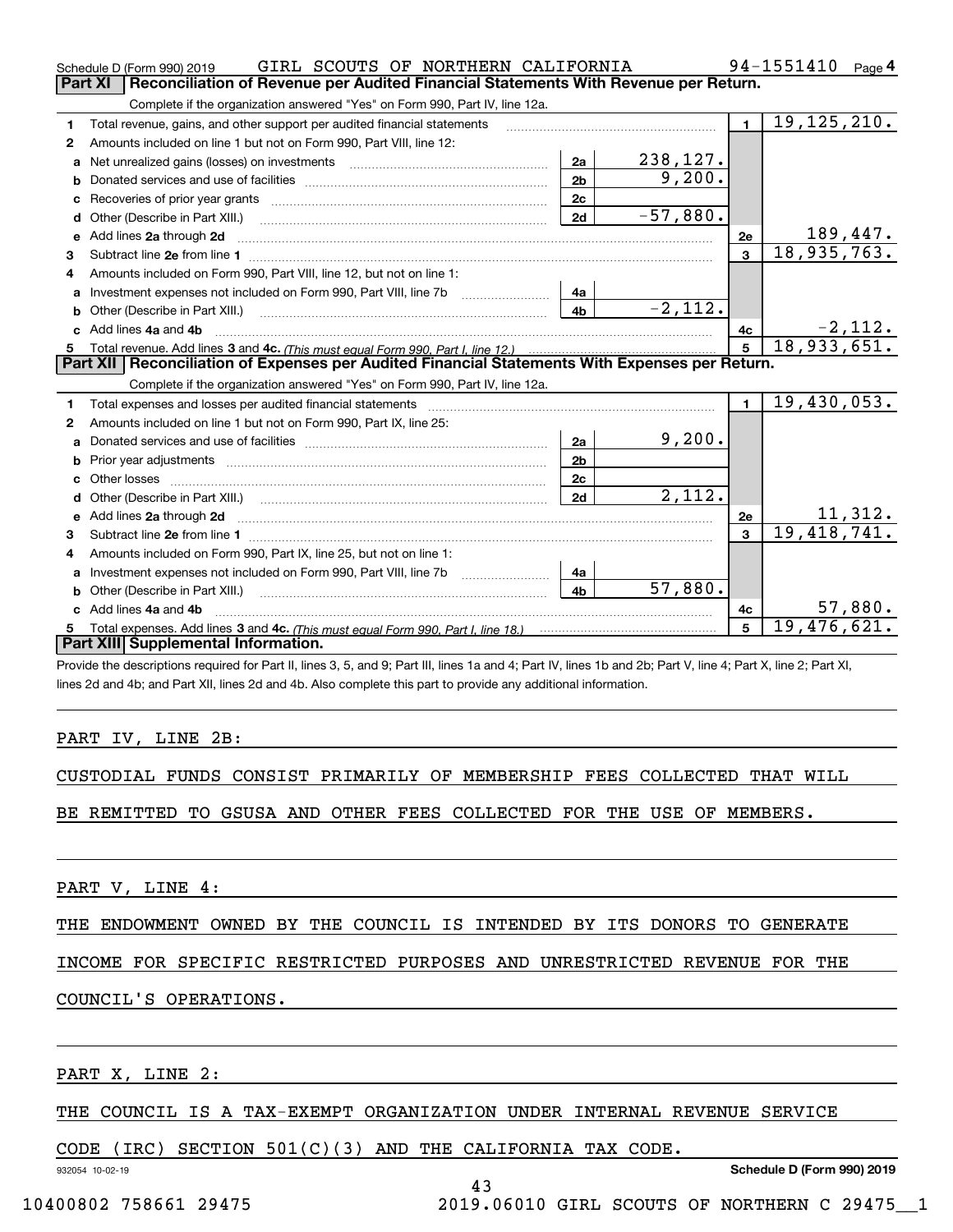Schedule D (Form 990) 2019 GIRL SCOUTS OF NORTHERN CALIFORNIA 94-1551410 Page 4

## Part XI Reconciliation of Revenue per Audited Financial Statements With Revenue per Return.

Complete if the organization answered "Yes" on Form 990, Part IV, line 12a.

| | | | | | |
|---|---|---|---|---|---|
| 1 | Total revenue, gains, and other support per audited financial statements | | | 1 | 19,125,210. |
| 2 | Amounts included on line 1 but not on Form 990, Part VIII, line 12: | | | | |
| a | Net unrealized gains (losses) on investments | 2a | 238,127. | | |
| b | Donated services and use of facilities | 2b | 9,200. | | |
| c | Recoveries of prior year grants | 2c | | | |
| d | Other (Describe in Part XIII.) | 2d | -57,880. | | |
| e | Add lines 2a through 2d | | | 2e | 189,447. |
| 3 | Subtract line 2e from line 1 | | | 3 | 18,935,763. |
| 4 | Amounts included on Form 990, Part VIII, line 12, but not on line 1: | | | | |
| a | Investment expenses not included on Form 990, Part VIII, line 7b | 4a | | | |
| b | Other (Describe in Part XIII.) | 4b | -2,112. | | |
| c | Add lines 4a and 4b | | | 4c | -2,112. |
| 5 | Total revenue. Add lines 3 and 4c. *(This must equal Form 990, Part I, line 12.)* | | | 5 | 18,933,651. |

## Part XII Reconciliation of Expenses per Audited Financial Statements With Expenses per Return.

Complete if the organization answered "Yes" on Form 990, Part IV, line 12a.

| | | | | | |
|---|---|---|---|---|---|
| 1 | Total expenses and losses per audited financial statements | | | 1 | 19,430,053. |
| 2 | Amounts included on line 1 but not on Form 990, Part IX, line 25: | | | | |
| a | Donated services and use of facilities | 2a | 9,200. | | |
| b | Prior year adjustments | 2b | | | |
| c | Other losses | 2c | | | |
| d | Other (Describe in Part XIII.) | 2d | 2,112. | | |
| e | Add lines 2a through 2d | | | 2e | 11,312. |
| 3 | Subtract line 2e from line 1 | | | 3 | 19,418,741. |
| 4 | Amounts included on Form 990, Part IX, line 25, but not on line 1: | | | | |
| a | Investment expenses not included on Form 990, Part VIII, line 7b | 4a | | | |
| b | Other (Describe in Part XIII.) | 4b | 57,880. | | |
| c | Add lines 4a and 4b | | | 4c | 57,880. |
| 5 | Total expenses. Add lines 3 and 4c. *(This must equal Form 990, Part I, line 18.)* | | | 5 | 19,476,621. |

## Part XIII Supplemental Information.

Provide the descriptions required for Part II, lines 3, 5, and 9; Part III, lines 1a and 4; Part IV, lines 1b and 2b; Part V, line 4; Part X, line 2; Part XI, lines 2d and 4b; and Part XII, lines 2d and 4b. Also complete this part to provide any additional information.

PART IV, LINE 2B:

CUSTODIAL FUNDS CONSIST PRIMARILY OF MEMBERSHIP FEES COLLECTED THAT WILL BE REMITTED TO GSUSA AND OTHER FEES COLLECTED FOR THE USE OF MEMBERS.

PART V, LINE 4:

THE ENDOWMENT OWNED BY THE COUNCIL IS INTENDED BY ITS DONORS TO GENERATE INCOME FOR SPECIFIC RESTRICTED PURPOSES AND UNRESTRICTED REVENUE FOR THE COUNCIL'S OPERATIONS.

PART X, LINE 2:

THE COUNCIL IS A TAX-EXEMPT ORGANIZATION UNDER INTERNAL REVENUE SERVICE CODE (IRC) SECTION 501(C)(3) AND THE CALIFORNIA TAX CODE.

932054 10-02-19 Schedule D (Form 990) 2019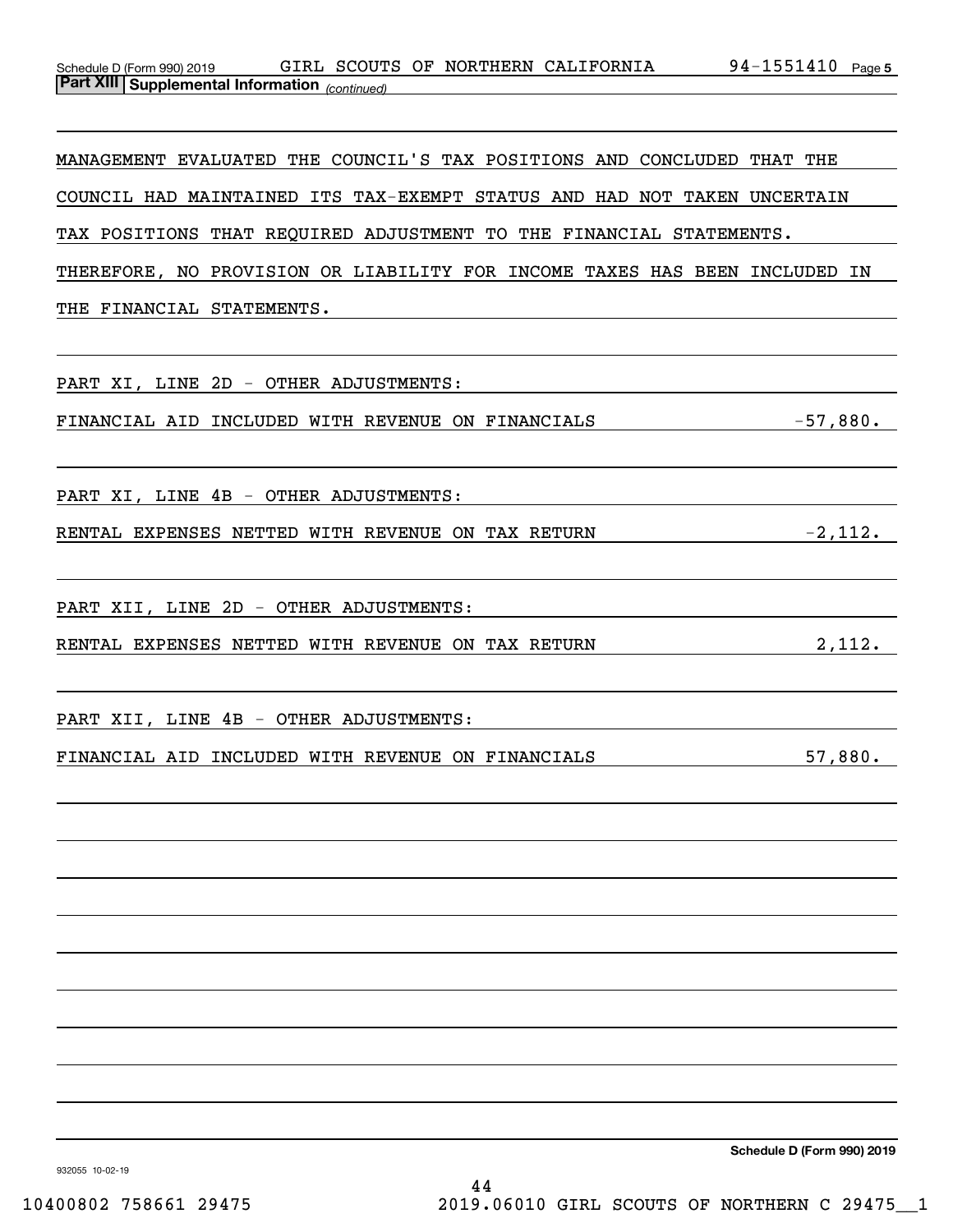**Part XIII Supplemental Information** *(continued)*

MANAGEMENT EVALUATED THE COUNCIL'S TAX POSITIONS AND CONCLUDED THAT THE COUNCIL HAD MAINTAINED ITS TAX-EXEMPT STATUS AND HAD NOT TAKEN UNCERTAIN TAX POSITIONS THAT REQUIRED ADJUSTMENT TO THE FINANCIAL STATEMENTS. THEREFORE, NO PROVISION OR LIABILITY FOR INCOME TAXES HAS BEEN INCLUDED IN THE FINANCIAL STATEMENTS.

PART XI, LINE 2D - OTHER ADJUSTMENTS:

| | |
|---|---|
| FINANCIAL AID INCLUDED WITH REVENUE ON FINANCIALS | -57,880. |

PART XI, LINE 4B - OTHER ADJUSTMENTS:

| | |
|---|---|
| RENTAL EXPENSES NETTED WITH REVENUE ON TAX RETURN | -2,112. |

PART XII, LINE 2D - OTHER ADJUSTMENTS:

| | |
|---|---|
| RENTAL EXPENSES NETTED WITH REVENUE ON TAX RETURN | 2,112. |

PART XII, LINE 4B - OTHER ADJUSTMENTS:

| | |
|---|---|
| FINANCIAL AID INCLUDED WITH REVENUE ON FINANCIALS | 57,880. |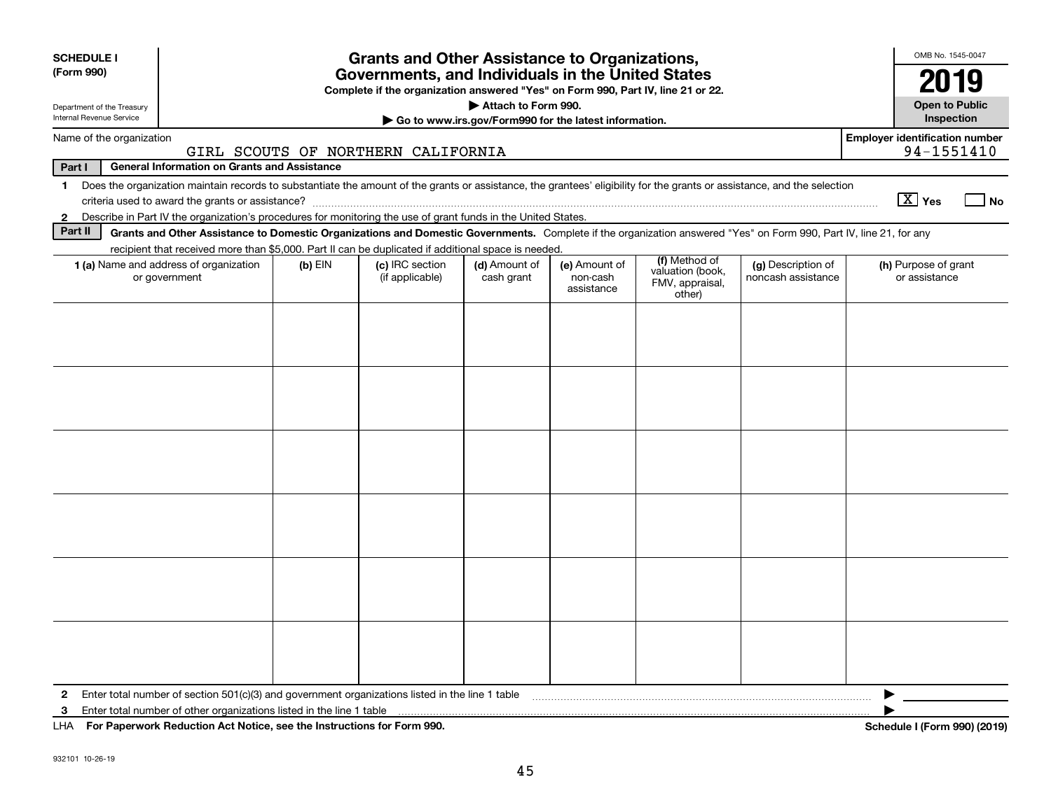**SCHEDULE I**
**(Form 990)**

Department of the Treasury
Internal Revenue Service

# Grants and Other Assistance to Organizations, Governments, and Individuals in the United States

**Complete if the organization answered "Yes" on Form 990, Part IV, line 21 or 22.**
**▶ Attach to Form 990.**
**▶ Go to www.irs.gov/Form990 for the latest information.**

OMB No. 1545-0047

**2019**

**Open to Public Inspection**

Name of the organization: GIRL SCOUTS OF NORTHERN CALIFORNIA

Employer identification number: 94-1551410

**Part I — General Information on Grants and Assistance**

1 Does the organization maintain records to substantiate the amount of the grants or assistance, the grantees' eligibility for the grants or assistance, and the selection criteria used to award the grants or assistance? [X] Yes [ ] No

2 Describe in Part IV the organization's procedures for monitoring the use of grant funds in the United States.

**Part II — Grants and Other Assistance to Domestic Organizations and Domestic Governments.** Complete if the organization answered "Yes" on Form 990, Part IV, line 21, for any recipient that received more than $5,000. Part II can be duplicated if additional space is needed.

| 1 (a) Name and address of organization or government | (b) EIN | (c) IRC section (if applicable) | (d) Amount of cash grant | (e) Amount of non-cash assistance | (f) Method of valuation (book, FMV, appraisal, other) | (g) Description of noncash assistance | (h) Purpose of grant or assistance |
|---|---|---|---|---|---|---|---|
| | | | | | | | |
| | | | | | | | |
| | | | | | | | |
| | | | | | | | |
| | | | | | | | |
| | | | | | | | |

2 Enter total number of section 501(c)(3) and government organizations listed in the line 1 table ▶

3 Enter total number of other organizations listed in the line 1 table ▶

LHA **For Paperwork Reduction Act Notice, see the Instructions for Form 990.** **Schedule I (Form 990) (2019)**

932101 10-26-19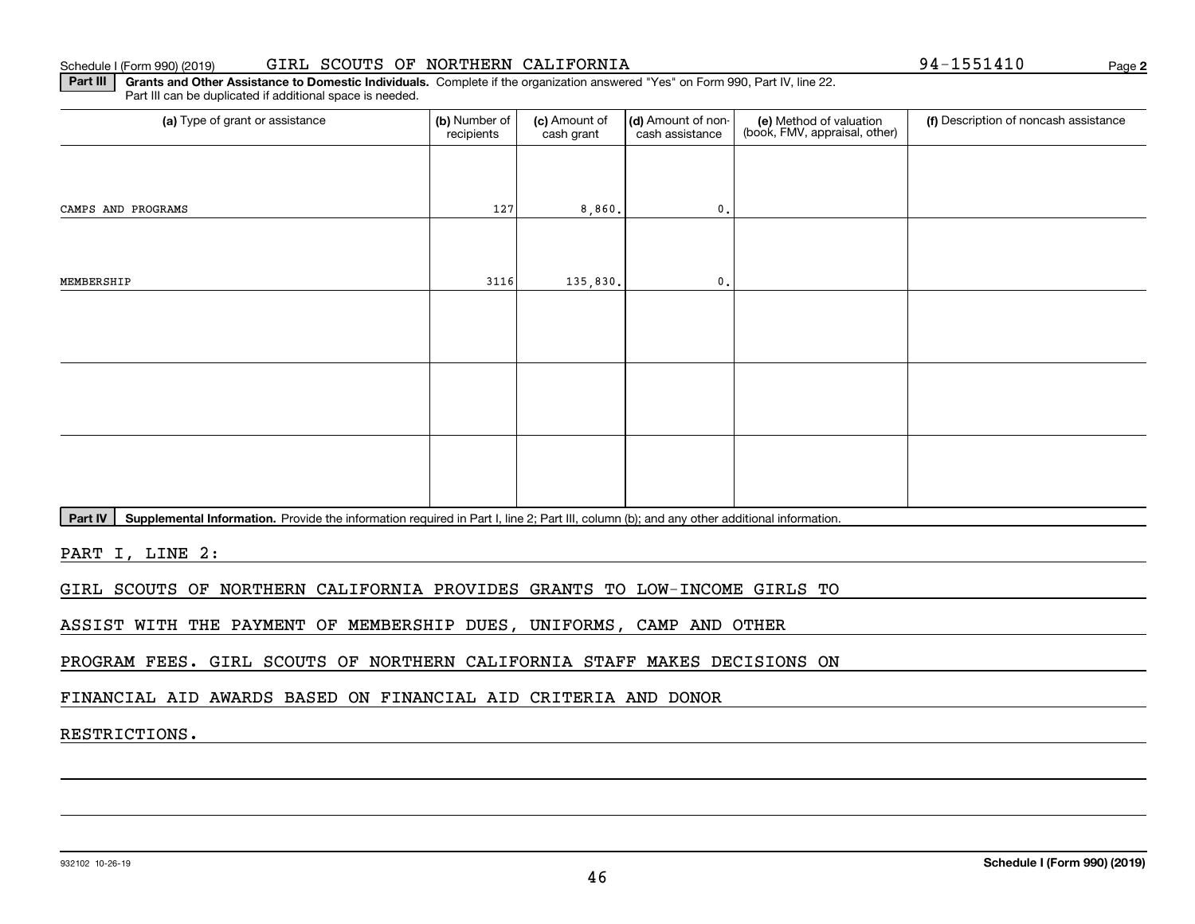Schedule I (Form 990) (2019) GIRL SCOUTS OF NORTHERN CALIFORNIA 94-1551410 Page 2

**Part III** **Grants and Other Assistance to Domestic Individuals.** Complete if the organization answered "Yes" on Form 990, Part IV, line 22. Part III can be duplicated if additional space is needed.

| (a) Type of grant or assistance | (b) Number of recipients | (c) Amount of cash grant | (d) Amount of non-cash assistance | (e) Method of valuation (book, FMV, appraisal, other) | (f) Description of noncash assistance |
|---|---|---|---|---|---|
| CAMPS AND PROGRAMS | 127 | 8,860. | 0. | | |
| MEMBERSHIP | 3116 | 135,830. | 0. | | |
| | | | | | |
| | | | | | |
| | | | | | |

**Part IV** **Supplemental Information.** Provide the information required in Part I, line 2; Part III, column (b); and any other additional information.

PART I, LINE 2:

GIRL SCOUTS OF NORTHERN CALIFORNIA PROVIDES GRANTS TO LOW-INCOME GIRLS TO ASSIST WITH THE PAYMENT OF MEMBERSHIP DUES, UNIFORMS, CAMP AND OTHER PROGRAM FEES. GIRL SCOUTS OF NORTHERN CALIFORNIA STAFF MAKES DECISIONS ON FINANCIAL AID AWARDS BASED ON FINANCIAL AID CRITERIA AND DONOR RESTRICTIONS.

932102 10-26-19

**Schedule I (Form 990) (2019)**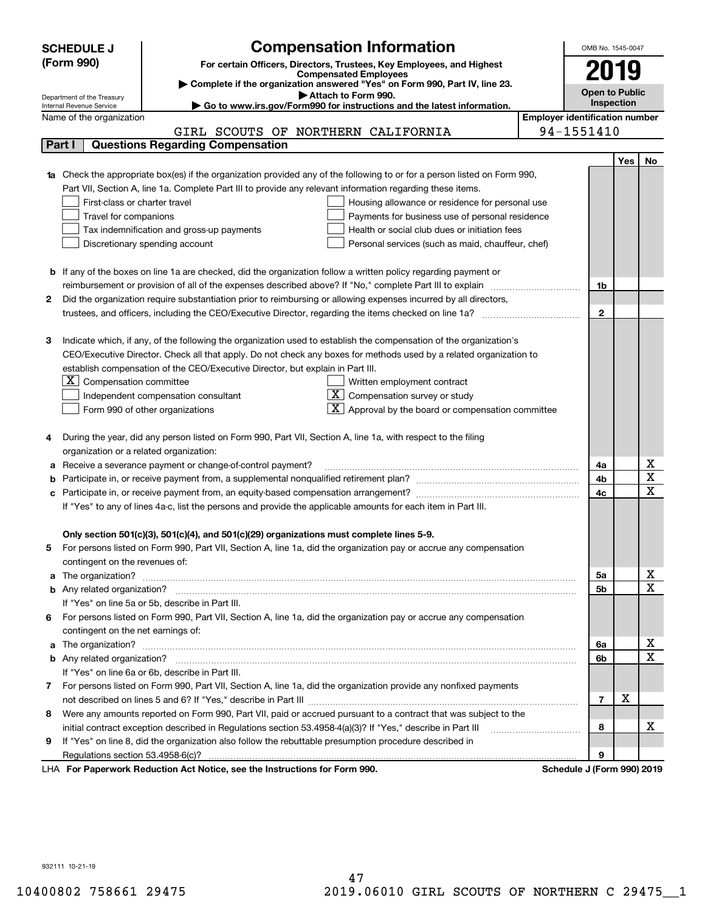**SCHEDULE J (Form 990)**

Department of the Treasury
Internal Revenue Service

# Compensation Information

**For certain Officers, Directors, Trustees, Key Employees, and Highest Compensated Employees**

▶ Complete if the organization answered "Yes" on Form 990, Part IV, line 23.
▶ Attach to Form 990.
▶ Go to www.irs.gov/Form990 for instructions and the latest information.

OMB No. 1545-0047

**2019**

**Open to Public Inspection**

Name of the organization: GIRL SCOUTS OF NORTHERN CALIFORNIA

Employer identification number: 94-1551410

## Part I — Questions Regarding Compensation

| | | | Yes | No |
|---|---|---|---|---|
| **1a** | Check the appropriate box(es) if the organization provided any of the following to or for a person listed on Form 990, Part VII, Section A, line 1a. Complete Part III to provide any relevant information regarding these items.<br>☐ First-class or charter travel ☐ Housing allowance or residence for personal use<br>☐ Travel for companions ☐ Payments for business use of personal residence<br>☐ Tax indemnification and gross-up payments ☐ Health or social club dues or initiation fees<br>☐ Discretionary spending account ☐ Personal services (such as maid, chauffeur, chef) | | | |
| **b** | If any of the boxes on line 1a are checked, did the organization follow a written policy regarding payment or reimbursement or provision of all of the expenses described above? If "No," complete Part III to explain | 1b | | |
| **2** | Did the organization require substantiation prior to reimbursing or allowing expenses incurred by all directors, trustees, and officers, including the CEO/Executive Director, regarding the items checked on line 1a? | 2 | | |
| **3** | Indicate which, if any, of the following the organization used to establish the compensation of the organization's CEO/Executive Director. Check all that apply. Do not check any boxes for methods used by a related organization to establish compensation of the CEO/Executive Director, but explain in Part III.<br>☒ Compensation committee ☐ Written employment contract<br>☐ Independent compensation consultant ☒ Compensation survey or study<br>☐ Form 990 of other organizations ☒ Approval by the board or compensation committee | | | |
| **4** | During the year, did any person listed on Form 990, Part VII, Section A, line 1a, with respect to the filing organization or a related organization: | | | |
| **a** | Receive a severance payment or change-of-control payment? | 4a | | X |
| **b** | Participate in, or receive payment from, a supplemental nonqualified retirement plan? | 4b | | X |
| **c** | Participate in, or receive payment from, an equity-based compensation arrangement? | 4c | | X |
| | If "Yes" to any of lines 4a-c, list the persons and provide the applicable amounts for each item in Part III. | | | |
| | **Only section 501(c)(3), 501(c)(4), and 501(c)(29) organizations must complete lines 5-9.** | | | |
| **5** | For persons listed on Form 990, Part VII, Section A, line 1a, did the organization pay or accrue any compensation contingent on the revenues of: | | | |
| **a** | The organization? | 5a | | X |
| **b** | Any related organization? | 5b | | X |
| | If "Yes" on line 5a or 5b, describe in Part III. | | | |
| **6** | For persons listed on Form 990, Part VII, Section A, line 1a, did the organization pay or accrue any compensation contingent on the net earnings of: | | | |
| **a** | The organization? | 6a | | X |
| **b** | Any related organization? | 6b | | X |
| | If "Yes" on line 6a or 6b, describe in Part III. | | | |
| **7** | For persons listed on Form 990, Part VII, Section A, line 1a, did the organization provide any nonfixed payments not described on lines 5 and 6? If "Yes," describe in Part III | 7 | X | |
| **8** | Were any amounts reported on Form 990, Part VII, paid or accrued pursuant to a contract that was subject to the initial contract exception described in Regulations section 53.4958-4(a)(3)? If "Yes," describe in Part III | 8 | | X |
| **9** | If "Yes" on line 8, did the organization also follow the rebuttable presumption procedure described in Regulations section 53.4958-6(c)? | 9 | | |

LHA **For Paperwork Reduction Act Notice, see the Instructions for Form 990.** **Schedule J (Form 990) 2019**

932111 10-21-19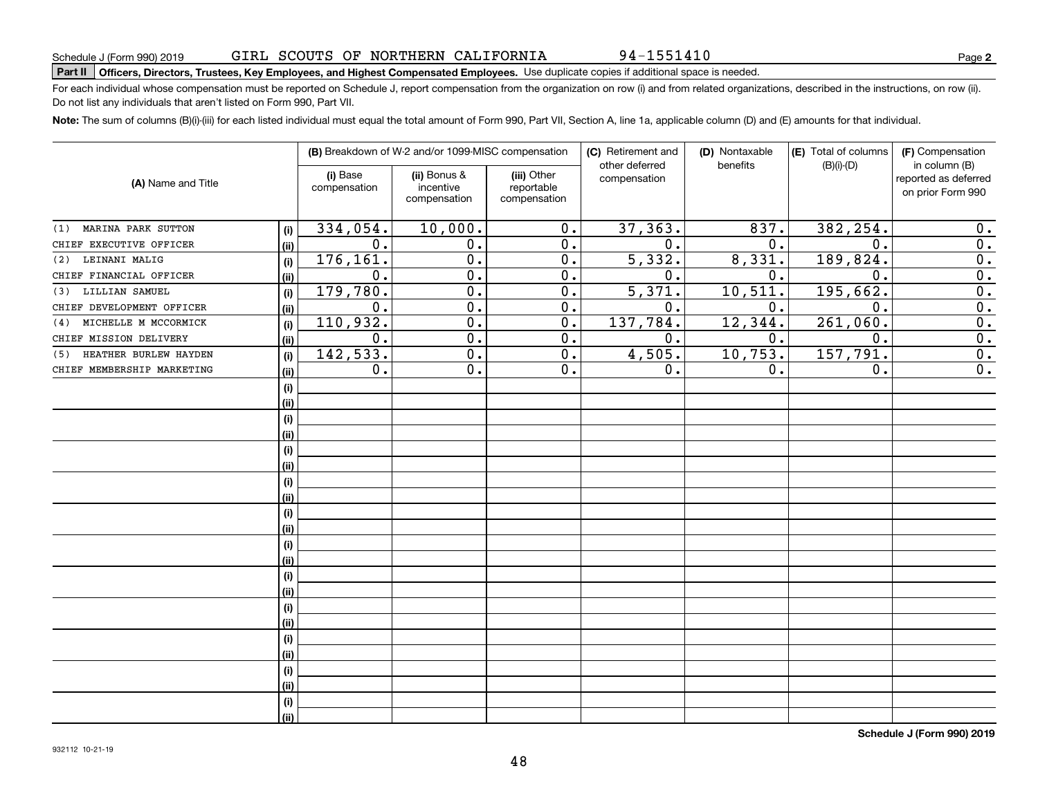Schedule J (Form 990) 2019 GIRL SCOUTS OF NORTHERN CALIFORNIA 94-1551410 Page **2**

**Part II Officers, Directors, Trustees, Key Employees, and Highest Compensated Employees.** Use duplicate copies if additional space is needed.

For each individual whose compensation must be reported on Schedule J, report compensation from the organization on row (i) and from related organizations, described in the instructions, on row (ii). Do not list any individuals that aren't listed on Form 990, Part VII.

**Note:** The sum of columns (B)(i)-(iii) for each listed individual must equal the total amount of Form 990, Part VII, Section A, line 1a, applicable column (D) and (E) amounts for that individual.

| (A) Name and Title | | (B) Breakdown of W-2 and/or 1099-MISC compensation | | | (C) Retirement and other deferred compensation | (D) Nontaxable benefits | (E) Total of columns (B)(i)-(D) | (F) Compensation in column (B) reported as deferred on prior Form 990 |
|---|---|---|---|---|---|---|---|---|
| | | (i) Base compensation | (ii) Bonus & incentive compensation | (iii) Other reportable compensation | | | | |
| (1) MARINA PARK SUTTON | (i) | 334,054. | 10,000. | 0. | 37,363. | 837. | 382,254. | 0. |
| CHIEF EXECUTIVE OFFICER | (ii) | 0. | 0. | 0. | 0. | 0. | 0. | 0. |
| (2) LEINANI MALIG | (i) | 176,161. | 0. | 0. | 5,332. | 8,331. | 189,824. | 0. |
| CHIEF FINANCIAL OFFICER | (ii) | 0. | 0. | 0. | 0. | 0. | 0. | 0. |
| (3) LILLIAN SAMUEL | (i) | 179,780. | 0. | 0. | 5,371. | 10,511. | 195,662. | 0. |
| CHIEF DEVELOPMENT OFFICER | (ii) | 0. | 0. | 0. | 0. | 0. | 0. | 0. |
| (4) MICHELLE M MCCORMICK | (i) | 110,932. | 0. | 0. | 137,784. | 12,344. | 261,060. | 0. |
| CHIEF MISSION DELIVERY | (ii) | 0. | 0. | 0. | 0. | 0. | 0. | 0. |
| (5) HEATHER BURLEW HAYDEN | (i) | 142,533. | 0. | 0. | 4,505. | 10,753. | 157,791. | 0. |
| CHIEF MEMBERSHIP MARKETING | (ii) | 0. | 0. | 0. | 0. | 0. | 0. | 0. |

**Schedule J (Form 990) 2019**

932112 10-21-19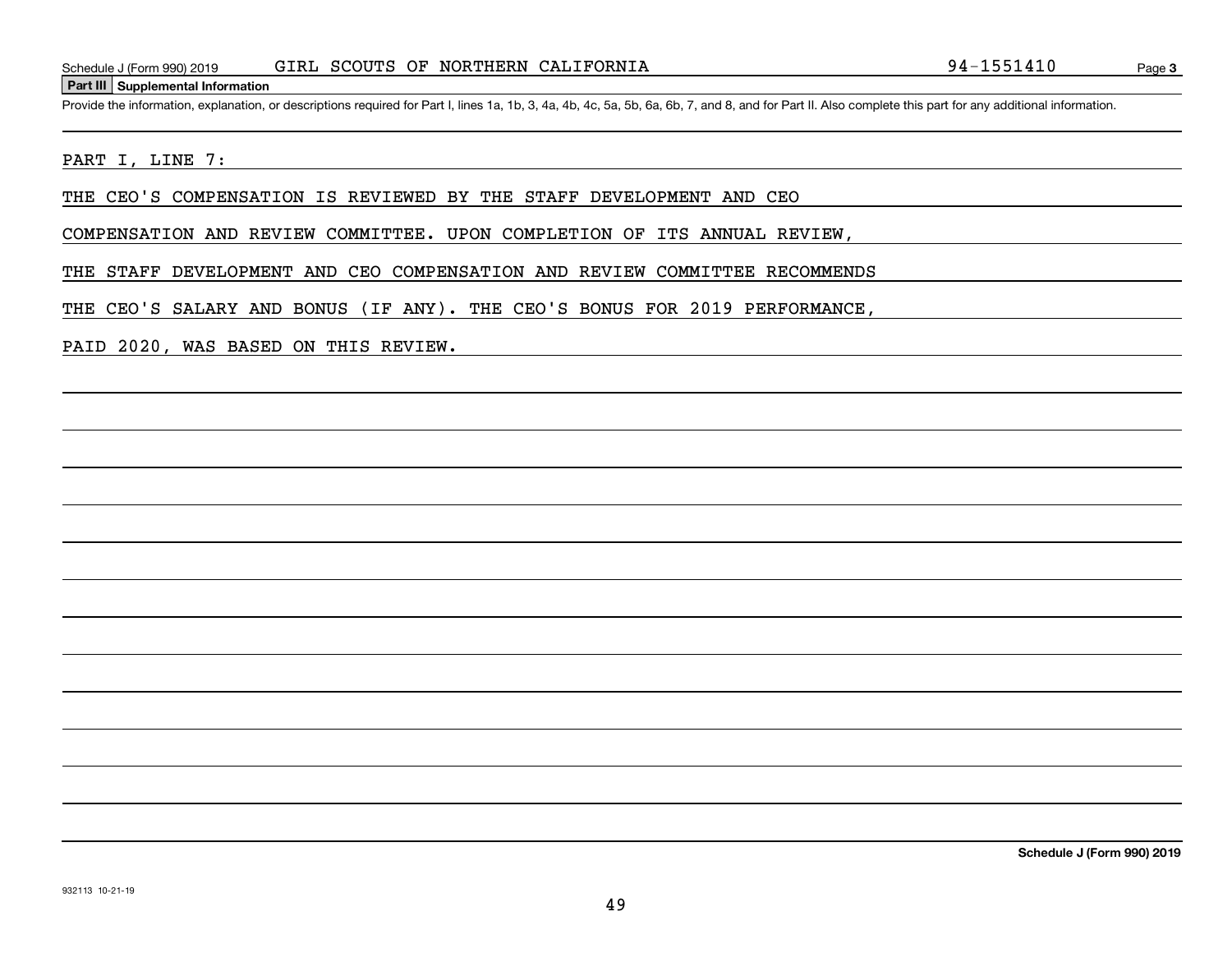Schedule J (Form 990) 2019 GIRL SCOUTS OF NORTHERN CALIFORNIA 94-1551410

## Part III Supplemental Information

Provide the information, explanation, or descriptions required for Part I, lines 1a, 1b, 3, 4a, 4b, 4c, 5a, 5b, 6a, 6b, 7, and 8, and for Part II. Also complete this part for any additional information.

PART I, LINE 7:

THE CEO'S COMPENSATION IS REVIEWED BY THE STAFF DEVELOPMENT AND CEO COMPENSATION AND REVIEW COMMITTEE. UPON COMPLETION OF ITS ANNUAL REVIEW, THE STAFF DEVELOPMENT AND CEO COMPENSATION AND REVIEW COMMITTEE RECOMMENDS THE CEO'S SALARY AND BONUS (IF ANY). THE CEO'S BONUS FOR 2019 PERFORMANCE, PAID 2020, WAS BASED ON THIS REVIEW.

Schedule J (Form 990) 2019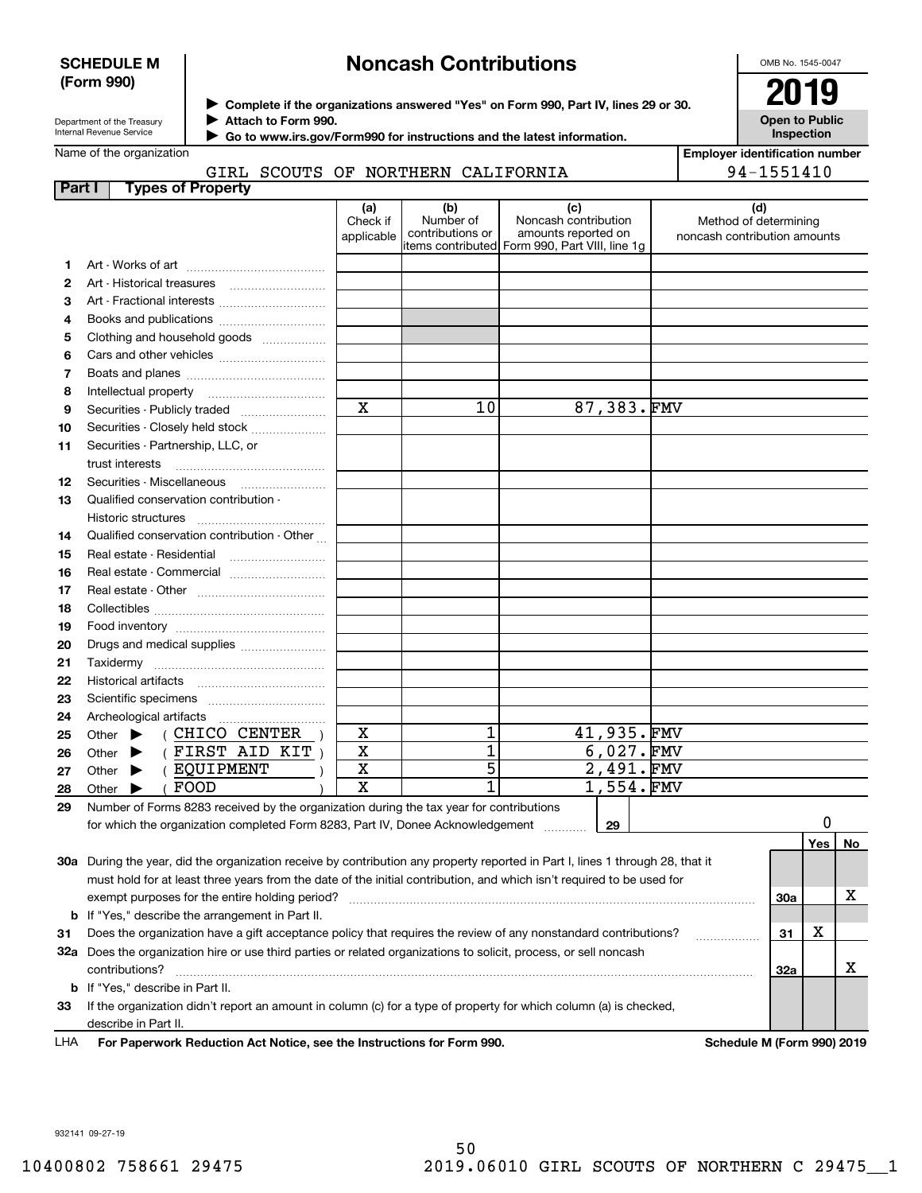**SCHEDULE M (Form 990)**

Department of the Treasury
Internal Revenue Service

# Noncash Contributions

▶ Complete if the organizations answered "Yes" on Form 990, Part IV, lines 29 or 30.
▶ Attach to Form 990.
▶ Go to www.irs.gov/Form990 for instructions and the latest information.

OMB No. 1545-0047

**2019**

**Open to Public Inspection**

Name of the organization: GIRL SCOUTS OF NORTHERN CALIFORNIA

Employer identification number: 94-1551410

## Part I Types of Property

| | | (a) Check if applicable | (b) Number of contributions or items contributed | (c) Noncash contribution amounts reported on Form 990, Part VIII, line 1g | (d) Method of determining noncash contribution amounts |
|---|---|---|---|---|---|
| 1 | Art - Works of art | | | | |
| 2 | Art - Historical treasures | | | | |
| 3 | Art - Fractional interests | | | | |
| 4 | Books and publications | | | | |
| 5 | Clothing and household goods | | | | |
| 6 | Cars and other vehicles | | | | |
| 7 | Boats and planes | | | | |
| 8 | Intellectual property | | | | |
| 9 | Securities - Publicly traded | X | 10 | 87,383. | FMV |
| 10 | Securities - Closely held stock | | | | |
| 11 | Securities - Partnership, LLC, or trust interests | | | | |
| 12 | Securities - Miscellaneous | | | | |
| 13 | Qualified conservation contribution - Historic structures | | | | |
| 14 | Qualified conservation contribution - Other | | | | |
| 15 | Real estate - Residential | | | | |
| 16 | Real estate - Commercial | | | | |
| 17 | Real estate - Other | | | | |
| 18 | Collectibles | | | | |
| 19 | Food inventory | | | | |
| 20 | Drugs and medical supplies | | | | |
| 21 | Taxidermy | | | | |
| 22 | Historical artifacts | | | | |
| 23 | Scientific specimens | | | | |
| 24 | Archeological artifacts | | | | |
| 25 | Other ▶ ( CHICO CENTER ) | X | 1 | 41,935. | FMV |
| 26 | Other ▶ ( FIRST AID KIT ) | X | 1 | 6,027. | FMV |
| 27 | Other ▶ ( EQUIPMENT ) | X | 5 | 2,491. | FMV |
| 28 | Other ▶ ( FOOD ) | X | 1 | 1,554. | FMV |

**29** Number of Forms 8283 received by the organization during the tax year for contributions for which the organization completed Form 8283, Part IV, Donee Acknowledgement ..... **29** | 0

| | | | Yes | No |
|---|---|---|---|---|
| **30a** | During the year, did the organization receive by contribution any property reported in Part I, lines 1 through 28, that it must hold for at least three years from the date of the initial contribution, and which isn't required to be used for exempt purposes for the entire holding period? | 30a | | X |
| **b** | If "Yes," describe the arrangement in Part II. | | | |
| **31** | Does the organization have a gift acceptance policy that requires the review of any nonstandard contributions? | 31 | X | |
| **32a** | Does the organization hire or use third parties or related organizations to solicit, process, or sell noncash contributions? | 32a | | X |
| **b** | If "Yes," describe in Part II. | | | |
| **33** | If the organization didn't report an amount in column (c) for a type of property for which column (a) is checked, describe in Part II. | | | |

LHA **For Paperwork Reduction Act Notice, see the Instructions for Form 990.** **Schedule M (Form 990) 2019**

932141 09-27-19

10400802 758661 29475 2019.06010 GIRL SCOUTS OF NORTHERN C 29475__1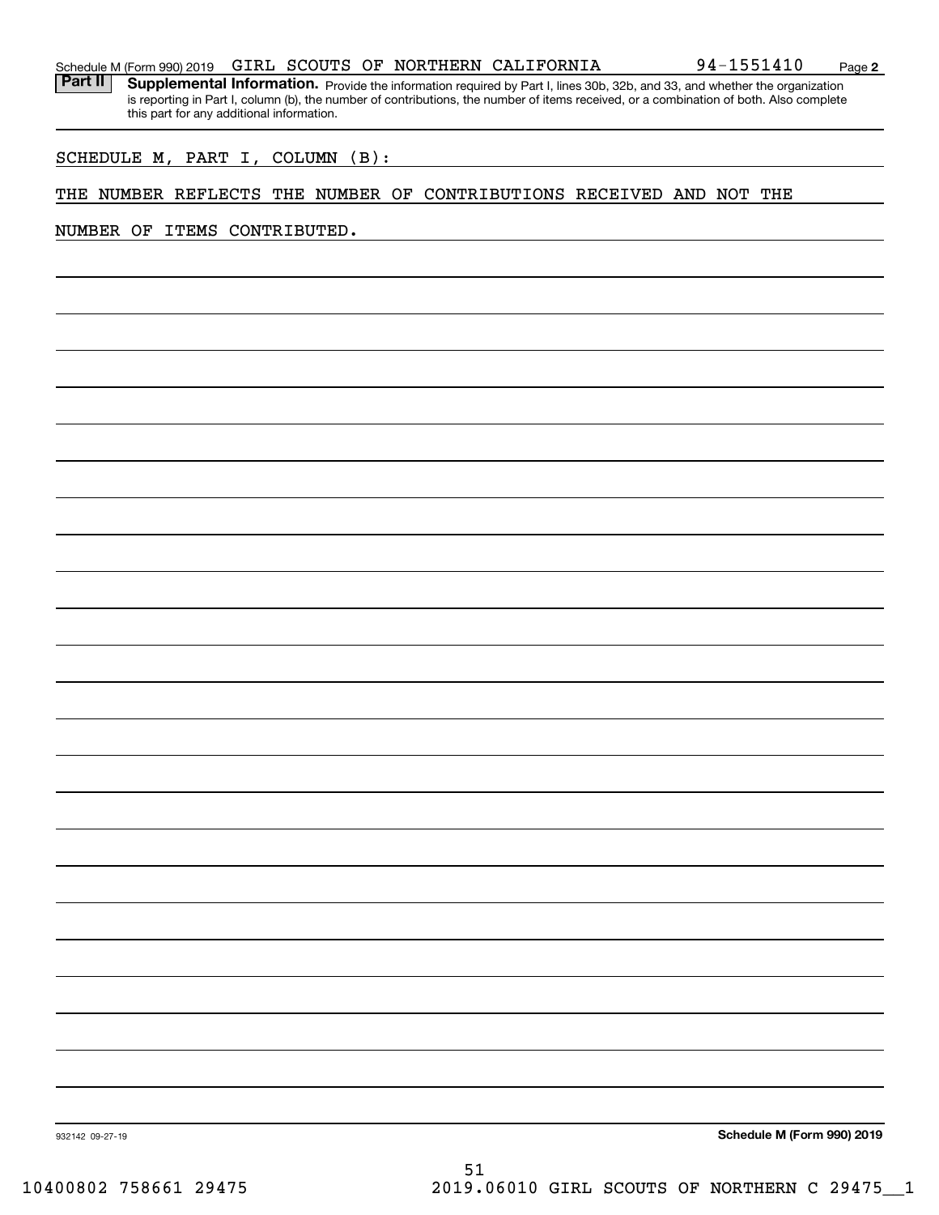Schedule M (Form 990) 2019 GIRL SCOUTS OF NORTHERN CALIFORNIA 94-1551410 Page 2

**Part II** **Supplemental Information.** Provide the information required by Part I, lines 30b, 32b, and 33, and whether the organization is reporting in Part I, column (b), the number of contributions, the number of items received, or a combination of both. Also complete this part for any additional information.

SCHEDULE M, PART I, COLUMN (B):

THE NUMBER REFLECTS THE NUMBER OF CONTRIBUTIONS RECEIVED AND NOT THE NUMBER OF ITEMS CONTRIBUTED.

932142 09-27-19 **Schedule M (Form 990) 2019**

10400802 758661 29475 2019.06010 GIRL SCOUTS OF NORTHERN C 29475__1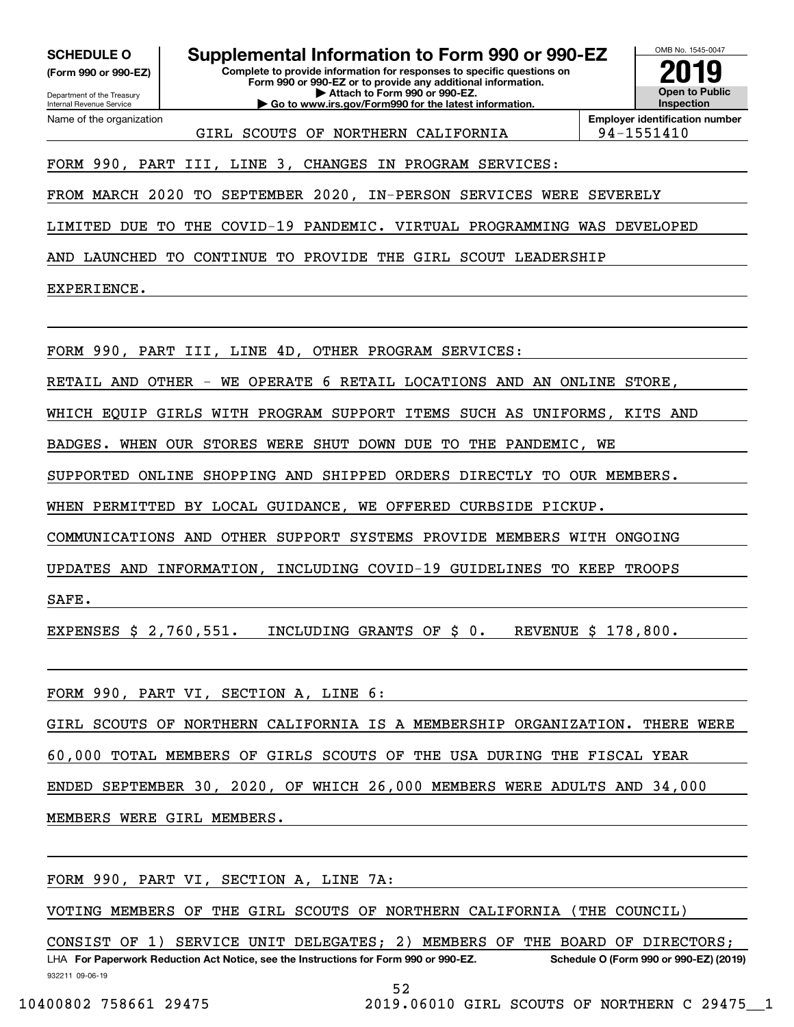**SCHEDULE O**
**(Form 990 or 990-EZ)**

Department of the Treasury
Internal Revenue Service

# Supplemental Information to Form 990 or 990-EZ

**Complete to provide information for responses to specific questions on Form 990 or 990-EZ or to provide any additional information.**
**▶ Attach to Form 990 or 990-EZ.**
**▶ Go to www.irs.gov/Form990 for the latest information.**

OMB No. 1545-0047

**2019**

**Open to Public Inspection**

Name of the organization: GIRL SCOUTS OF NORTHERN CALIFORNIA

**Employer identification number:** 94-1551410

FORM 990, PART III, LINE 3, CHANGES IN PROGRAM SERVICES:

FROM MARCH 2020 TO SEPTEMBER 2020, IN-PERSON SERVICES WERE SEVERELY LIMITED DUE TO THE COVID-19 PANDEMIC. VIRTUAL PROGRAMMING WAS DEVELOPED AND LAUNCHED TO CONTINUE TO PROVIDE THE GIRL SCOUT LEADERSHIP EXPERIENCE.

FORM 990, PART III, LINE 4D, OTHER PROGRAM SERVICES:

RETAIL AND OTHER - WE OPERATE 6 RETAIL LOCATIONS AND AN ONLINE STORE, WHICH EQUIP GIRLS WITH PROGRAM SUPPORT ITEMS SUCH AS UNIFORMS, KITS AND BADGES. WHEN OUR STORES WERE SHUT DOWN DUE TO THE PANDEMIC, WE SUPPORTED ONLINE SHOPPING AND SHIPPED ORDERS DIRECTLY TO OUR MEMBERS. WHEN PERMITTED BY LOCAL GUIDANCE, WE OFFERED CURBSIDE PICKUP. COMMUNICATIONS AND OTHER SUPPORT SYSTEMS PROVIDE MEMBERS WITH ONGOING UPDATES AND INFORMATION, INCLUDING COVID-19 GUIDELINES TO KEEP TROOPS SAFE.

EXPENSES $ 2,760,551.   INCLUDING GRANTS OF $ 0.   REVENUE $ 178,800.

FORM 990, PART VI, SECTION A, LINE 6:

GIRL SCOUTS OF NORTHERN CALIFORNIA IS A MEMBERSHIP ORGANIZATION. THERE WERE 60,000 TOTAL MEMBERS OF GIRLS SCOUTS OF THE USA DURING THE FISCAL YEAR ENDED SEPTEMBER 30, 2020, OF WHICH 26,000 MEMBERS WERE ADULTS AND 34,000 MEMBERS WERE GIRL MEMBERS.

FORM 990, PART VI, SECTION A, LINE 7A:

VOTING MEMBERS OF THE GIRL SCOUTS OF NORTHERN CALIFORNIA (THE COUNCIL) CONSIST OF 1) SERVICE UNIT DELEGATES; 2) MEMBERS OF THE BOARD OF DIRECTORS;

LHA **For Paperwork Reduction Act Notice, see the Instructions for Form 990 or 990-EZ.** **Schedule O (Form 990 or 990-EZ) (2019)**
932211 09-06-19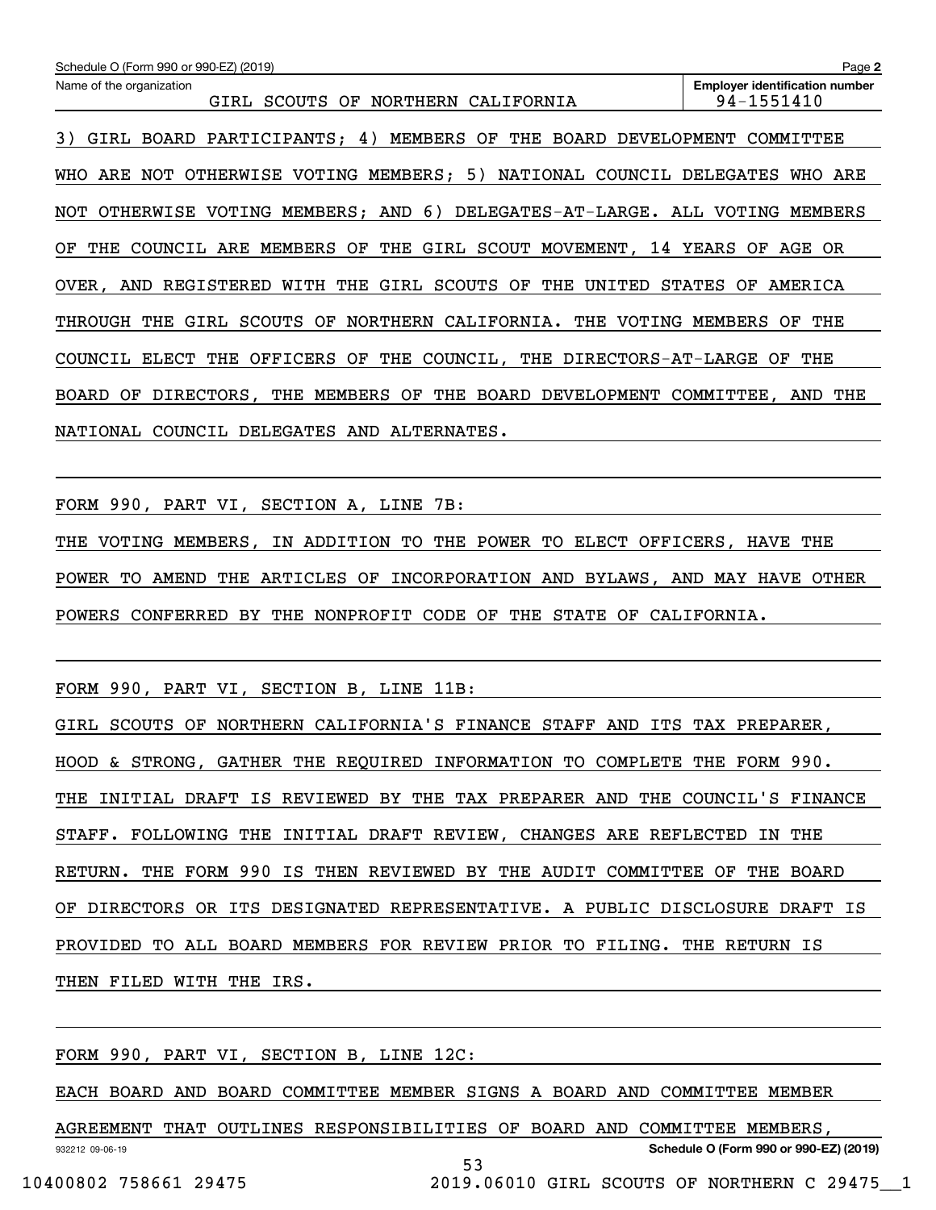Schedule O (Form 990 or 990-EZ) (2019)

Name of the organization: GIRL SCOUTS OF NORTHERN CALIFORNIA

Employer identification number: 94-1551410

3) GIRL BOARD PARTICIPANTS; 4) MEMBERS OF THE BOARD DEVELOPMENT COMMITTEE WHO ARE NOT OTHERWISE VOTING MEMBERS; 5) NATIONAL COUNCIL DELEGATES WHO ARE NOT OTHERWISE VOTING MEMBERS; AND 6) DELEGATES-AT-LARGE. ALL VOTING MEMBERS OF THE COUNCIL ARE MEMBERS OF THE GIRL SCOUT MOVEMENT, 14 YEARS OF AGE OR OVER, AND REGISTERED WITH THE GIRL SCOUTS OF THE UNITED STATES OF AMERICA THROUGH THE GIRL SCOUTS OF NORTHERN CALIFORNIA. THE VOTING MEMBERS OF THE COUNCIL ELECT THE OFFICERS OF THE COUNCIL, THE DIRECTORS-AT-LARGE OF THE BOARD OF DIRECTORS, THE MEMBERS OF THE BOARD DEVELOPMENT COMMITTEE, AND THE NATIONAL COUNCIL DELEGATES AND ALTERNATES.

FORM 990, PART VI, SECTION A, LINE 7B:

THE VOTING MEMBERS, IN ADDITION TO THE POWER TO ELECT OFFICERS, HAVE THE POWER TO AMEND THE ARTICLES OF INCORPORATION AND BYLAWS, AND MAY HAVE OTHER POWERS CONFERRED BY THE NONPROFIT CODE OF THE STATE OF CALIFORNIA.

FORM 990, PART VI, SECTION B, LINE 11B:

GIRL SCOUTS OF NORTHERN CALIFORNIA'S FINANCE STAFF AND ITS TAX PREPARER, HOOD & STRONG, GATHER THE REQUIRED INFORMATION TO COMPLETE THE FORM 990. THE INITIAL DRAFT IS REVIEWED BY THE TAX PREPARER AND THE COUNCIL'S FINANCE STAFF. FOLLOWING THE INITIAL DRAFT REVIEW, CHANGES ARE REFLECTED IN THE RETURN. THE FORM 990 IS THEN REVIEWED BY THE AUDIT COMMITTEE OF THE BOARD OF DIRECTORS OR ITS DESIGNATED REPRESENTATIVE. A PUBLIC DISCLOSURE DRAFT IS PROVIDED TO ALL BOARD MEMBERS FOR REVIEW PRIOR TO FILING. THE RETURN IS THEN FILED WITH THE IRS.

FORM 990, PART VI, SECTION B, LINE 12C:

EACH BOARD AND BOARD COMMITTEE MEMBER SIGNS A BOARD AND COMMITTEE MEMBER AGREEMENT THAT OUTLINES RESPONSIBILITIES OF BOARD AND COMMITTEE MEMBERS,

932212 09-06-19

Schedule O (Form 990 or 990-EZ) (2019)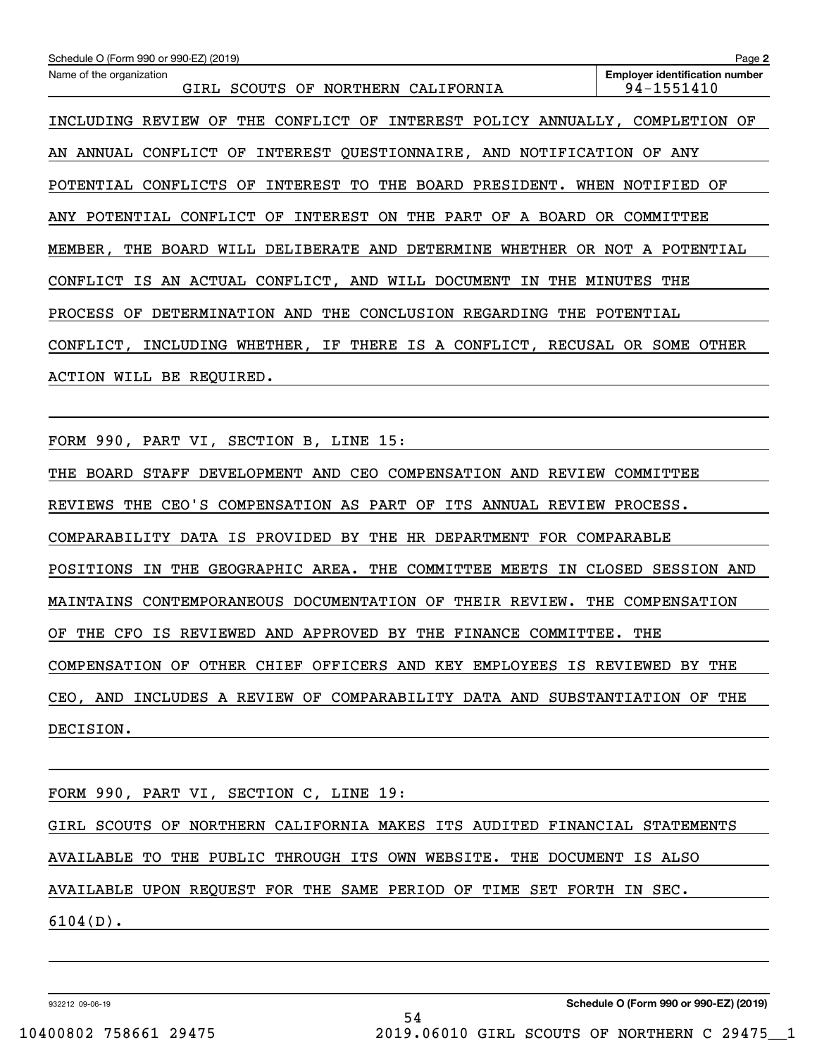Schedule O (Form 990 or 990-EZ) (2019)

Name of the organization: GIRL SCOUTS OF NORTHERN CALIFORNIA

Employer identification number: 94-1551410

INCLUDING REVIEW OF THE CONFLICT OF INTEREST POLICY ANNUALLY, COMPLETION OF AN ANNUAL CONFLICT OF INTEREST QUESTIONNAIRE, AND NOTIFICATION OF ANY POTENTIAL CONFLICTS OF INTEREST TO THE BOARD PRESIDENT. WHEN NOTIFIED OF ANY POTENTIAL CONFLICT OF INTEREST ON THE PART OF A BOARD OR COMMITTEE MEMBER, THE BOARD WILL DELIBERATE AND DETERMINE WHETHER OR NOT A POTENTIAL CONFLICT IS AN ACTUAL CONFLICT, AND WILL DOCUMENT IN THE MINUTES THE PROCESS OF DETERMINATION AND THE CONCLUSION REGARDING THE POTENTIAL CONFLICT, INCLUDING WHETHER, IF THERE IS A CONFLICT, RECUSAL OR SOME OTHER ACTION WILL BE REQUIRED.

FORM 990, PART VI, SECTION B, LINE 15:

THE BOARD STAFF DEVELOPMENT AND CEO COMPENSATION AND REVIEW COMMITTEE REVIEWS THE CEO'S COMPENSATION AS PART OF ITS ANNUAL REVIEW PROCESS. COMPARABILITY DATA IS PROVIDED BY THE HR DEPARTMENT FOR COMPARABLE POSITIONS IN THE GEOGRAPHIC AREA. THE COMMITTEE MEETS IN CLOSED SESSION AND MAINTAINS CONTEMPORANEOUS DOCUMENTATION OF THEIR REVIEW. THE COMPENSATION OF THE CFO IS REVIEWED AND APPROVED BY THE FINANCE COMMITTEE. THE COMPENSATION OF OTHER CHIEF OFFICERS AND KEY EMPLOYEES IS REVIEWED BY THE CEO, AND INCLUDES A REVIEW OF COMPARABILITY DATA AND SUBSTANTIATION OF THE DECISION.

FORM 990, PART VI, SECTION C, LINE 19:

GIRL SCOUTS OF NORTHERN CALIFORNIA MAKES ITS AUDITED FINANCIAL STATEMENTS AVAILABLE TO THE PUBLIC THROUGH ITS OWN WEBSITE. THE DOCUMENT IS ALSO AVAILABLE UPON REQUEST FOR THE SAME PERIOD OF TIME SET FORTH IN SEC. 6104(D).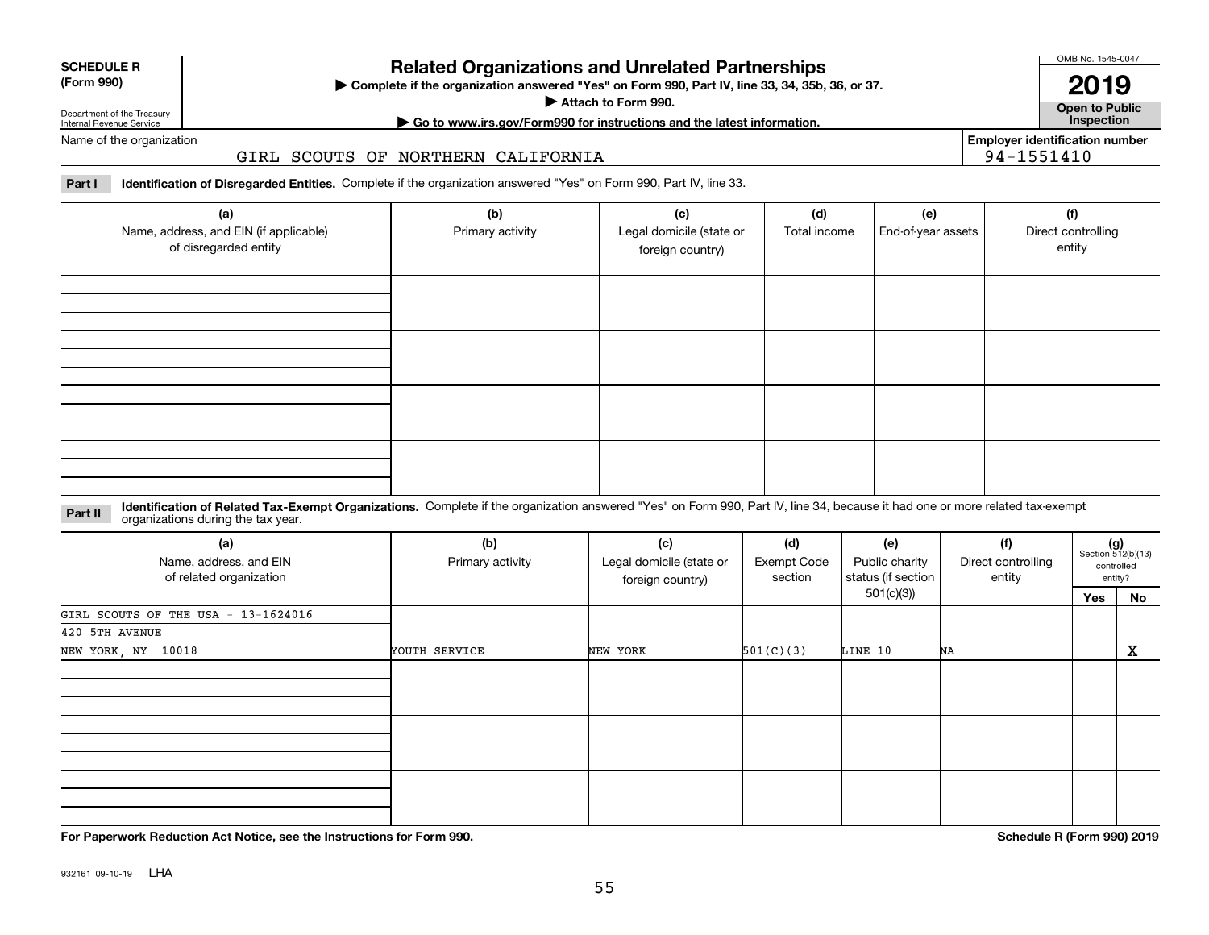**SCHEDULE R (Form 990)**

Department of the Treasury
Internal Revenue Service

# Related Organizations and Unrelated Partnerships

▶ Complete if the organization answered "Yes" on Form 990, Part IV, line 33, 34, 35b, 36, or 37.
▶ Attach to Form 990.
▶ Go to www.irs.gov/Form990 for instructions and the latest information.

OMB No. 1545-0047
**2019**
**Open to Public Inspection**

Name of the organization: GIRL SCOUTS OF NORTHERN CALIFORNIA

Employer identification number: 94-1551410

**Part I** **Identification of Disregarded Entities.** Complete if the organization answered "Yes" on Form 990, Part IV, line 33.

| (a) Name, address, and EIN (if applicable) of disregarded entity | (b) Primary activity | (c) Legal domicile (state or foreign country) | (d) Total income | (e) End-of-year assets | (f) Direct controlling entity |
|---|---|---|---|---|---|
| | | | | | |
| | | | | | |
| | | | | | |
| | | | | | |

**Part II** **Identification of Related Tax-Exempt Organizations.** Complete if the organization answered "Yes" on Form 990, Part IV, line 34, because it had one or more related tax-exempt organizations during the tax year.

| (a) Name, address, and EIN of related organization | (b) Primary activity | (c) Legal domicile (state or foreign country) | (d) Exempt Code section | (e) Public charity status (if section 501(c)(3)) | (f) Direct controlling entity | (g) Section 512(b)(13) controlled entity? Yes | No |
|---|---|---|---|---|---|---|---|
| GIRL SCOUTS OF THE USA - 13-1624016<br>420 5TH AVENUE<br>NEW YORK, NY 10018 | YOUTH SERVICE | NEW YORK | 501(C)(3) | LINE 10 | NA | | X |
| | | | | | | | |
| | | | | | | | |
| | | | | | | | |

**For Paperwork Reduction Act Notice, see the Instructions for Form 990.**

**Schedule R (Form 990) 2019**

932161 09-10-19 LHA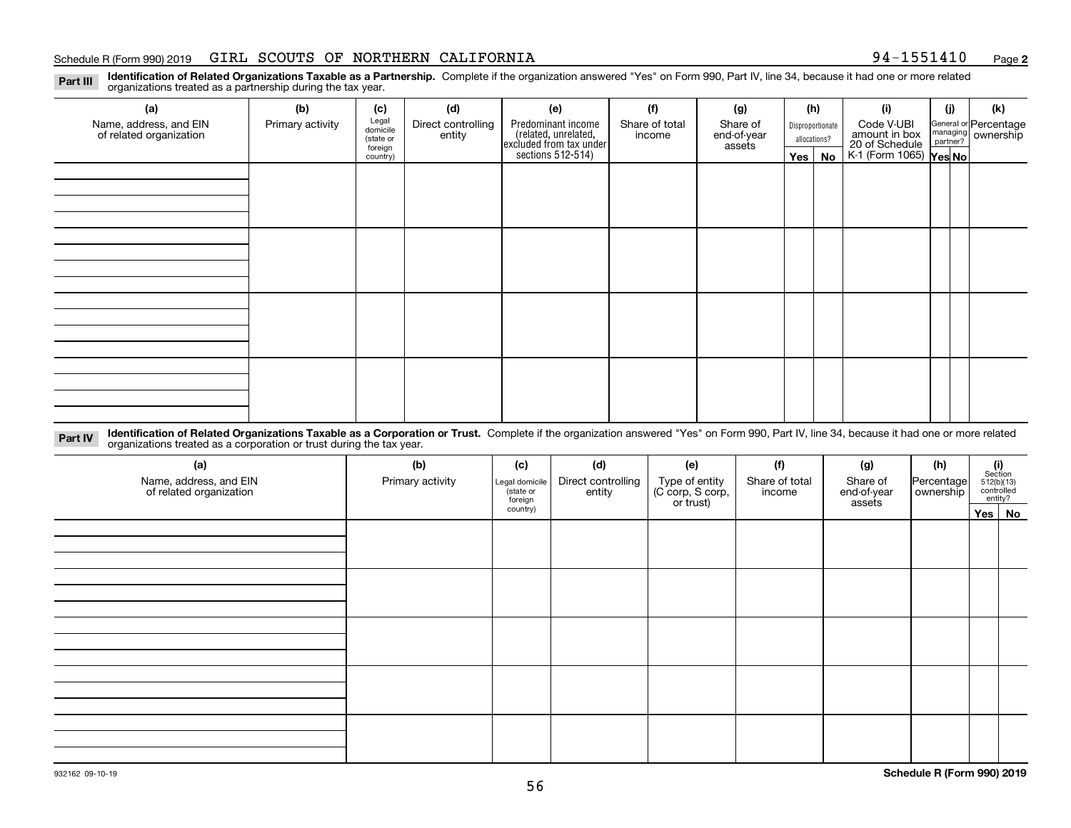Schedule R (Form 990) 2019 GIRL SCOUTS OF NORTHERN CALIFORNIA 94-1551410 Page **2**

**Part III** **Identification of Related Organizations Taxable as a Partnership.** Complete if the organization answered "Yes" on Form 990, Part IV, line 34, because it had one or more related organizations treated as a partnership during the tax year.

| (a) Name, address, and EIN of related organization | (b) Primary activity | (c) Legal domicile (state or foreign country) | (d) Direct controlling entity | (e) Predominant income (related, unrelated, excluded from tax under sections 512-514) | (f) Share of total income | (g) Share of end-of-year assets | (h) Disproportionate allocations? Yes | No | (i) Code V-UBI amount in box 20 of Schedule K-1 (Form 1065) | (j) General or managing partner? Yes | No | (k) Percentage ownership |
|---|---|---|---|---|---|---|---|---|---|---|---|---|
| | | | | | | | | | | | | |
| | | | | | | | | | | | | |
| | | | | | | | | | | | | |
| | | | | | | | | | | | | |

**Part IV** **Identification of Related Organizations Taxable as a Corporation or Trust.** Complete if the organization answered "Yes" on Form 990, Part IV, line 34, because it had one or more related organizations treated as a corporation or trust during the tax year.

| (a) Name, address, and EIN of related organization | (b) Primary activity | (c) Legal domicile (state or foreign country) | (d) Direct controlling entity | (e) Type of entity (C corp, S corp, or trust) | (f) Share of total income | (g) Share of end-of-year assets | (h) Percentage ownership | (i) Section 512(b)(13) controlled entity? Yes | No |
|---|---|---|---|---|---|---|---|---|---|
| | | | | | | | | | |
| | | | | | | | | | |
| | | | | | | | | | |
| | | | | | | | | | |
| | | | | | | | | | |

932162 09-10-19 **Schedule R (Form 990) 2019**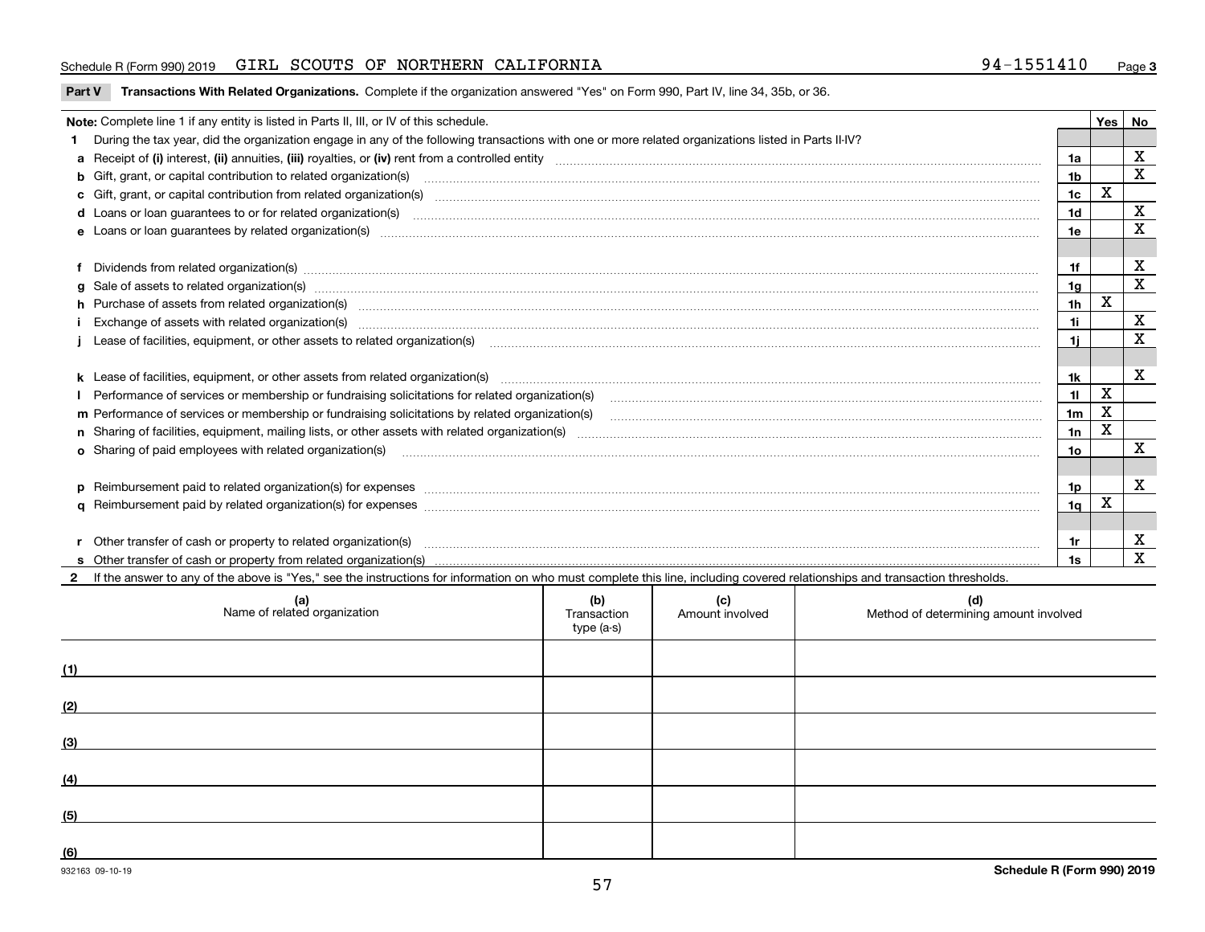Schedule R (Form 990) 2019 GIRL SCOUTS OF NORTHERN CALIFORNIA 94-1551410 Page **3**

**Part V Transactions With Related Organizations.** Complete if the organization answered "Yes" on Form 990, Part IV, line 34, 35b, or 36.

| **Note:** Complete line 1 if any entity is listed in Parts II, III, or IV of this schedule. | | Yes | No |
|---|---|---|---|
| **1** During the tax year, did the organization engage in any of the following transactions with one or more related organizations listed in Parts II-IV? | | | |
| **a** Receipt of **(i)** interest, **(ii)** annuities, **(iii)** royalties, or **(iv)** rent from a controlled entity | **1a** | | X |
| **b** Gift, grant, or capital contribution to related organization(s) | **1b** | | X |
| **c** Gift, grant, or capital contribution from related organization(s) | **1c** | X | |
| **d** Loans or loan guarantees to or for related organization(s) | **1d** | | X |
| **e** Loans or loan guarantees by related organization(s) | **1e** | | X |
| **f** Dividends from related organization(s) | **1f** | | X |
| **g** Sale of assets to related organization(s) | **1g** | | X |
| **h** Purchase of assets from related organization(s) | **1h** | X | |
| **i** Exchange of assets with related organization(s) | **1i** | | X |
| **j** Lease of facilities, equipment, or other assets to related organization(s) | **1j** | | X |
| **k** Lease of facilities, equipment, or other assets from related organization(s) | **1k** | | X |
| **l** Performance of services or membership or fundraising solicitations for related organization(s) | **1l** | X | |
| **m** Performance of services or membership or fundraising solicitations by related organization(s) | **1m** | X | |
| **n** Sharing of facilities, equipment, mailing lists, or other assets with related organization(s) | **1n** | X | |
| **o** Sharing of paid employees with related organization(s) | **1o** | | X |
| **p** Reimbursement paid to related organization(s) for expenses | **1p** | | X |
| **q** Reimbursement paid by related organization(s) for expenses | **1q** | X | |
| **r** Other transfer of cash or property to related organization(s) | **1r** | | X |
| **s** Other transfer of cash or property from related organization(s) | **1s** | | X |

**2** If the answer to any of the above is "Yes," see the instructions for information on who must complete this line, including covered relationships and transaction thresholds.

| (a) Name of related organization | (b) Transaction type (a-s) | (c) Amount involved | (d) Method of determining amount involved |
|---|---|---|---|
| (1) | | | |
| (2) | | | |
| (3) | | | |
| (4) | | | |
| (5) | | | |
| (6) | | | |

932163 09-10-19 **Schedule R (Form 990) 2019**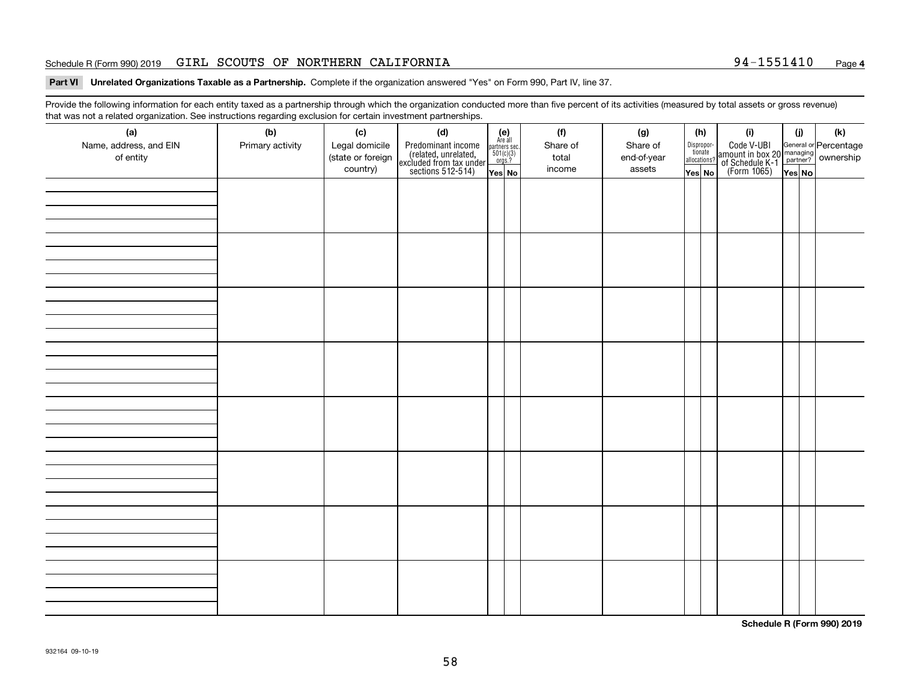Schedule R (Form 990) 2019 GIRL SCOUTS OF NORTHERN CALIFORNIA 94-1551410 Page 4

**Part VI Unrelated Organizations Taxable as a Partnership.** Complete if the organization answered "Yes" on Form 990, Part IV, line 37.

Provide the following information for each entity taxed as a partnership through which the organization conducted more than five percent of its activities (measured by total assets or gross revenue) that was not a related organization. See instructions regarding exclusion for certain investment partnerships.

| (a) Name, address, and EIN of entity | (b) Primary activity | (c) Legal domicile (state or foreign country) | (d) Predominant income (related, unrelated, excluded from tax under sections 512-514) | (e) Are all partners sec. 501(c)(3) orgs.? | | (f) Share of total income | (g) Share of end-of-year assets | (h) Disproportionate allocations? | | (i) Code V-UBI amount in box 20 of Schedule K-1 (Form 1065) | (j) General or managing partner? | | (k) Percentage ownership |
|---|---|---|---|---|---|---|---|---|---|---|---|---|---|
| | | | | Yes | No | | | Yes | No | | Yes | No | |
| | | | | | | | | | | | | | |
| | | | | | | | | | | | | | |
| | | | | | | | | | | | | | |
| | | | | | | | | | | | | | |
| | | | | | | | | | | | | | |
| | | | | | | | | | | | | | |
| | | | | | | | | | | | | | |
| | | | | | | | | | | | | | |

**Schedule R (Form 990) 2019**

932164 09-10-19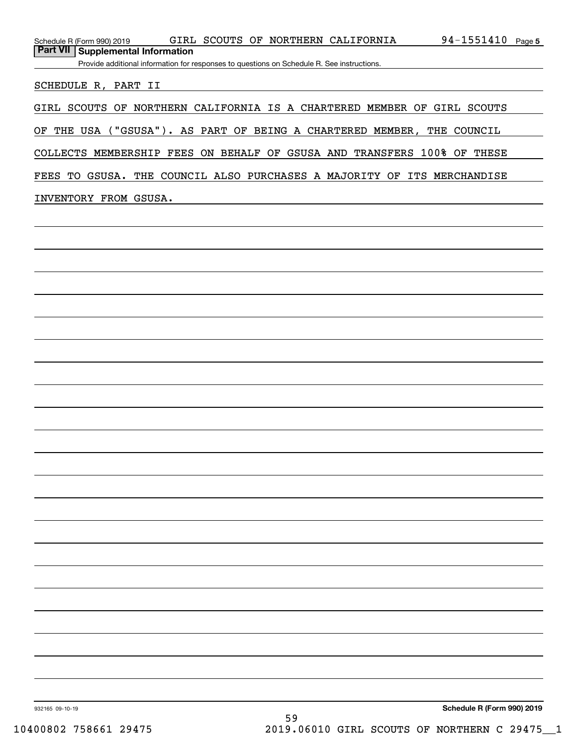## Part VII Supplemental Information

Provide additional information for responses to questions on Schedule R. See instructions.

SCHEDULE R, PART II

GIRL SCOUTS OF NORTHERN CALIFORNIA IS A CHARTERED MEMBER OF GIRL SCOUTS OF THE USA ("GSUSA"). AS PART OF BEING A CHARTERED MEMBER, THE COUNCIL COLLECTS MEMBERSHIP FEES ON BEHALF OF GSUSA AND TRANSFERS 100% OF THESE FEES TO GSUSA. THE COUNCIL ALSO PURCHASES A MAJORITY OF ITS MERCHANDISE INVENTORY FROM GSUSA.